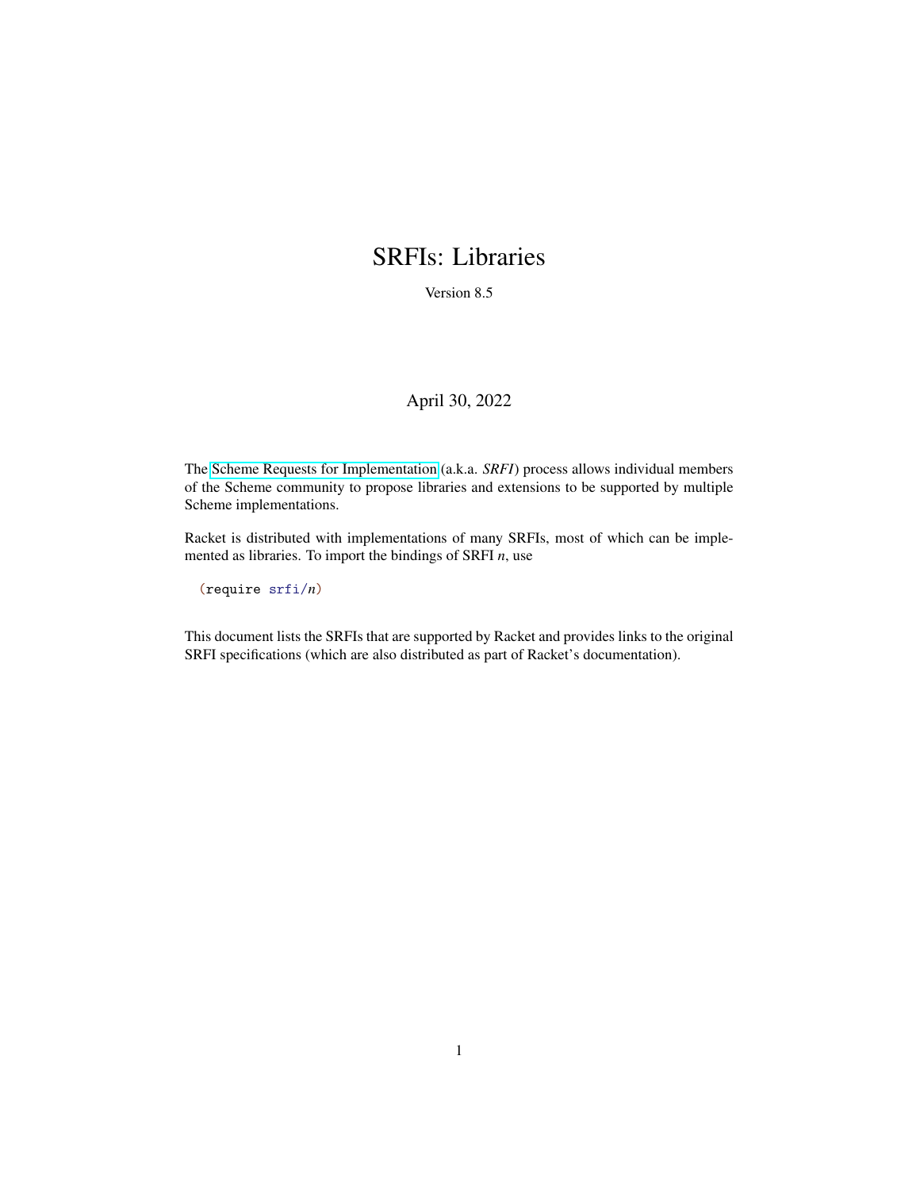# SRFIs: Libraries

Version 8.5

April 30, 2022

The Scheme Requests for Implementation (a.k.a. *SRFI*) process allows individual members of the Scheme community to propose libraries and extensions to be supported by multiple Scheme implementations.

Racket is distributed with implementations of many SRFIs, most of which can be implemented as libraries. To import the bindings of SRFI *n*, use

```
(require srfi/n)
```

This document lists the SRFIs that are supported by Racket and provides links to the original SRFI specifications (which are also distributed as part of Racket's documentation).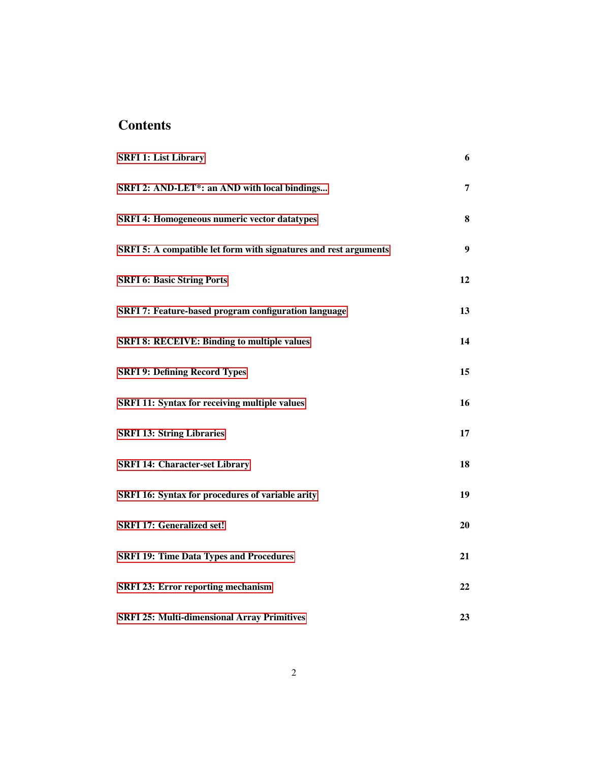## Contents

| | |
|---|---|
| **SRFI 1: List Library** | **6** |
| **SRFI 2: AND-LET*: an AND with local bindings...** | **7** |
| **SRFI 4: Homogeneous numeric vector datatypes** | **8** |
| **SRFI 5: A compatible let form with signatures and rest arguments** | **9** |
| **SRFI 6: Basic String Ports** | **12** |
| **SRFI 7: Feature-based program configuration language** | **13** |
| **SRFI 8: RECEIVE: Binding to multiple values** | **14** |
| **SRFI 9: Defining Record Types** | **15** |
| **SRFI 11: Syntax for receiving multiple values** | **16** |
| **SRFI 13: String Libraries** | **17** |
| **SRFI 14: Character-set Library** | **18** |
| **SRFI 16: Syntax for procedures of variable arity** | **19** |
| **SRFI 17: Generalized set!** | **20** |
| **SRFI 19: Time Data Types and Procedures** | **21** |
| **SRFI 23: Error reporting mechanism** | **22** |
| **SRFI 25: Multi-dimensional Array Primitives** | **23** |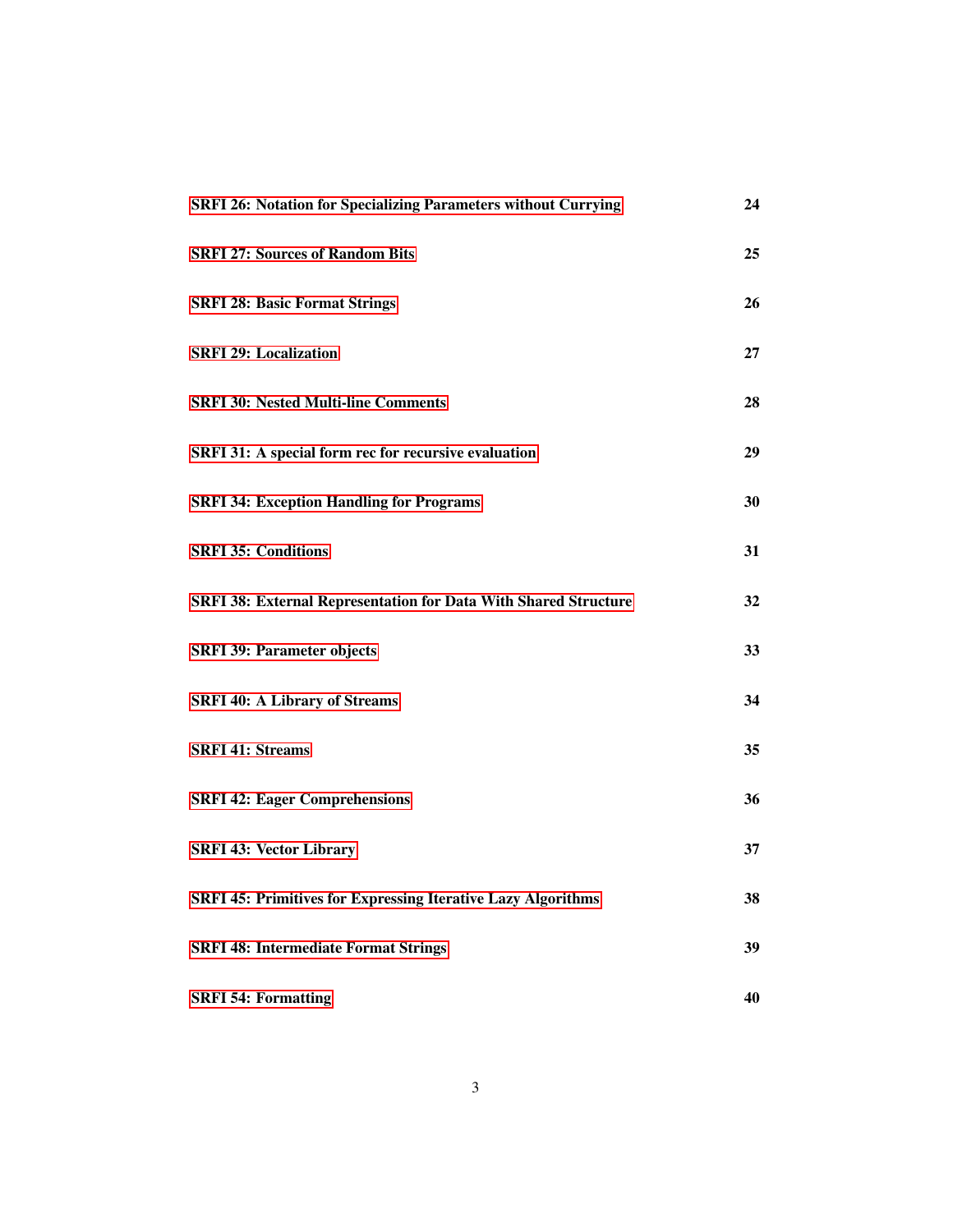**SRFI 26: Notation for Specializing Parameters without Currying** 24

**SRFI 27: Sources of Random Bits** 25

**SRFI 28: Basic Format Strings** 26

**SRFI 29: Localization** 27

**SRFI 30: Nested Multi-line Comments** 28

**SRFI 31: A special form rec for recursive evaluation** 29

**SRFI 34: Exception Handling for Programs** 30

**SRFI 35: Conditions** 31

**SRFI 38: External Representation for Data With Shared Structure** 32

**SRFI 39: Parameter objects** 33

**SRFI 40: A Library of Streams** 34

**SRFI 41: Streams** 35

**SRFI 42: Eager Comprehensions** 36

**SRFI 43: Vector Library** 37

**SRFI 45: Primitives for Expressing Iterative Lazy Algorithms** 38

**SRFI 48: Intermediate Format Strings** 39

**SRFI 54: Formatting** 40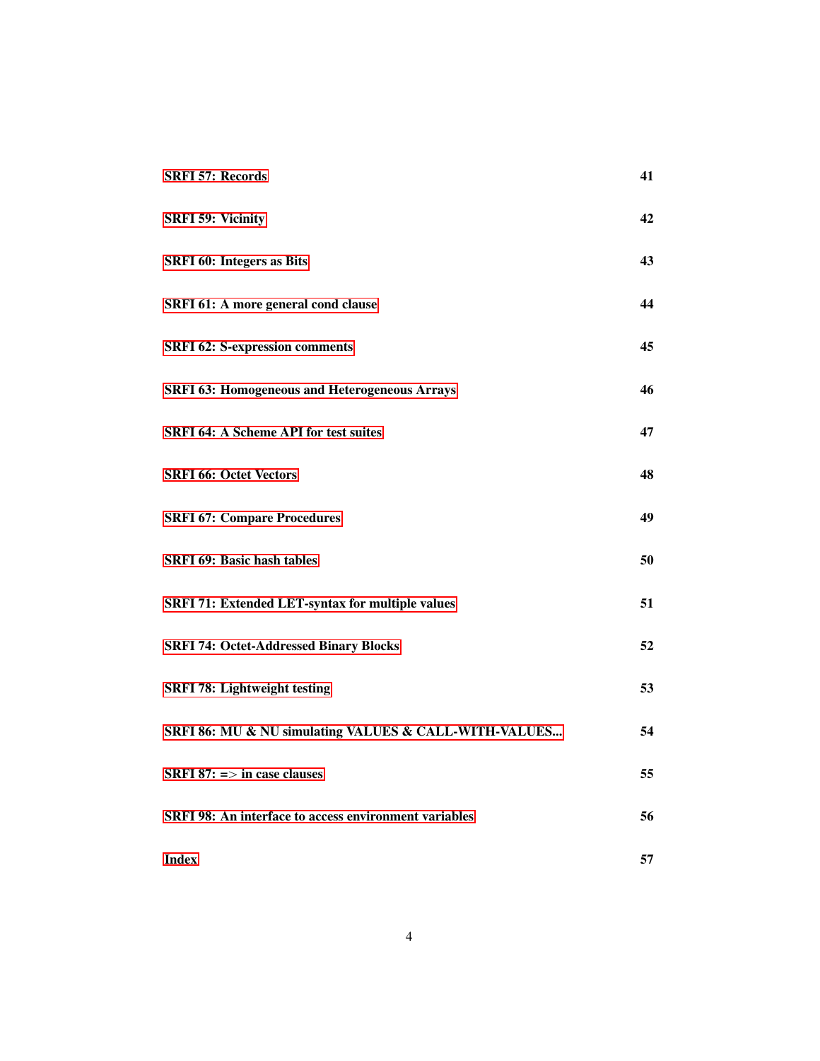| | |
|---|---|
| **SRFI 57: Records** | **41** |
| **SRFI 59: Vicinity** | **42** |
| **SRFI 60: Integers as Bits** | **43** |
| **SRFI 61: A more general cond clause** | **44** |
| **SRFI 62: S-expression comments** | **45** |
| **SRFI 63: Homogeneous and Heterogeneous Arrays** | **46** |
| **SRFI 64: A Scheme API for test suites** | **47** |
| **SRFI 66: Octet Vectors** | **48** |
| **SRFI 67: Compare Procedures** | **49** |
| **SRFI 69: Basic hash tables** | **50** |
| **SRFI 71: Extended LET-syntax for multiple values** | **51** |
| **SRFI 74: Octet-Addressed Binary Blocks** | **52** |
| **SRFI 78: Lightweight testing** | **53** |
| **SRFI 86: MU & NU simulating VALUES & CALL-WITH-VALUES...** | **54** |
| **SRFI 87: => in case clauses** | **55** |
| **SRFI 98: An interface to access environment variables** | **56** |
| **Index** | **57** |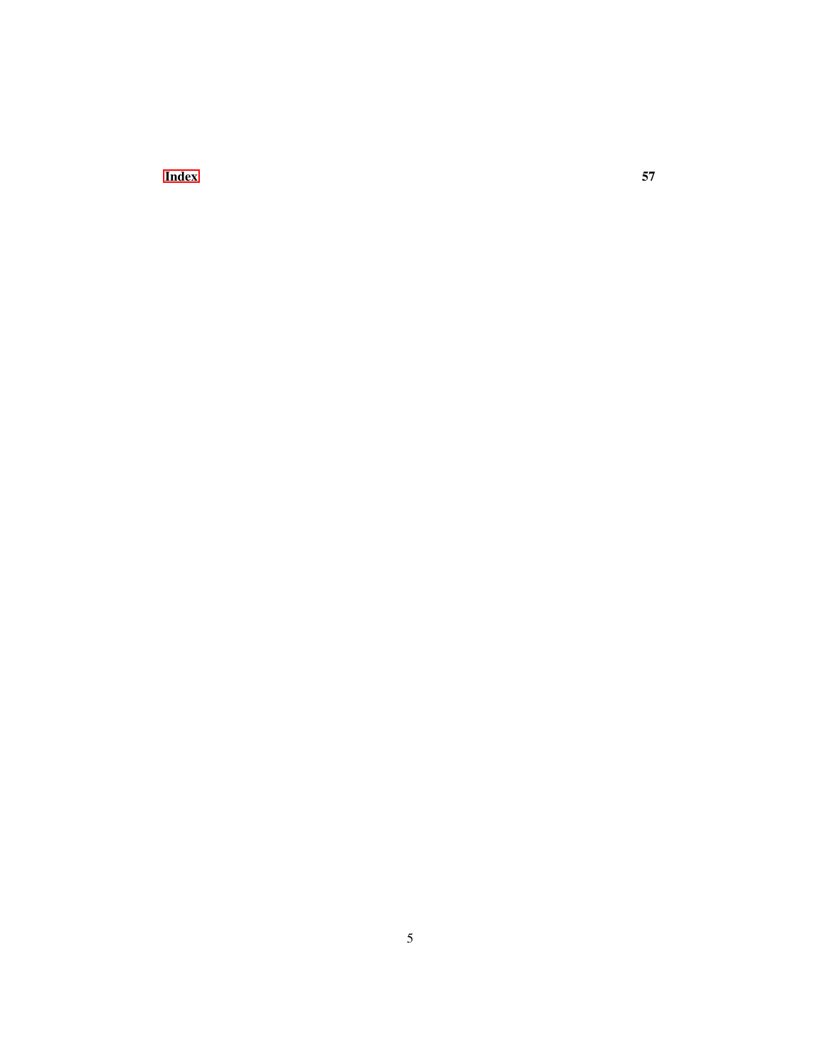**Index** **57**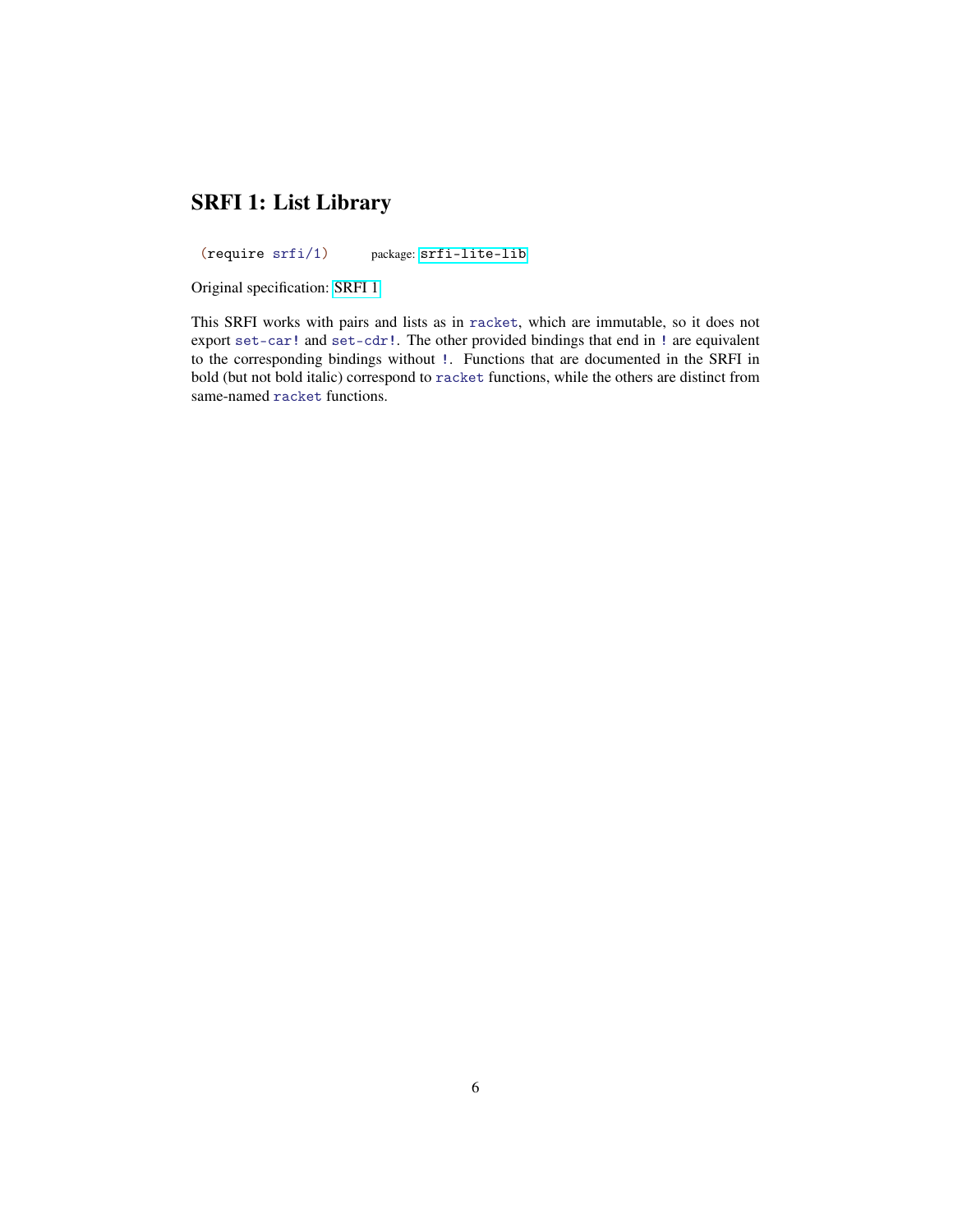# SRFI 1: List Library

```
(require srfi/1)
```
package: srfi-lite-lib

Original specification: SRFI 1

This SRFI works with pairs and lists as in `racket`, which are immutable, so it does not export `set-car!` and `set-cdr!`. The other provided bindings that end in `!` are equivalent to the corresponding bindings without `!`. Functions that are documented in the SRFI in bold (but not bold italic) correspond to `racket` functions, while the others are distinct from same-named `racket` functions.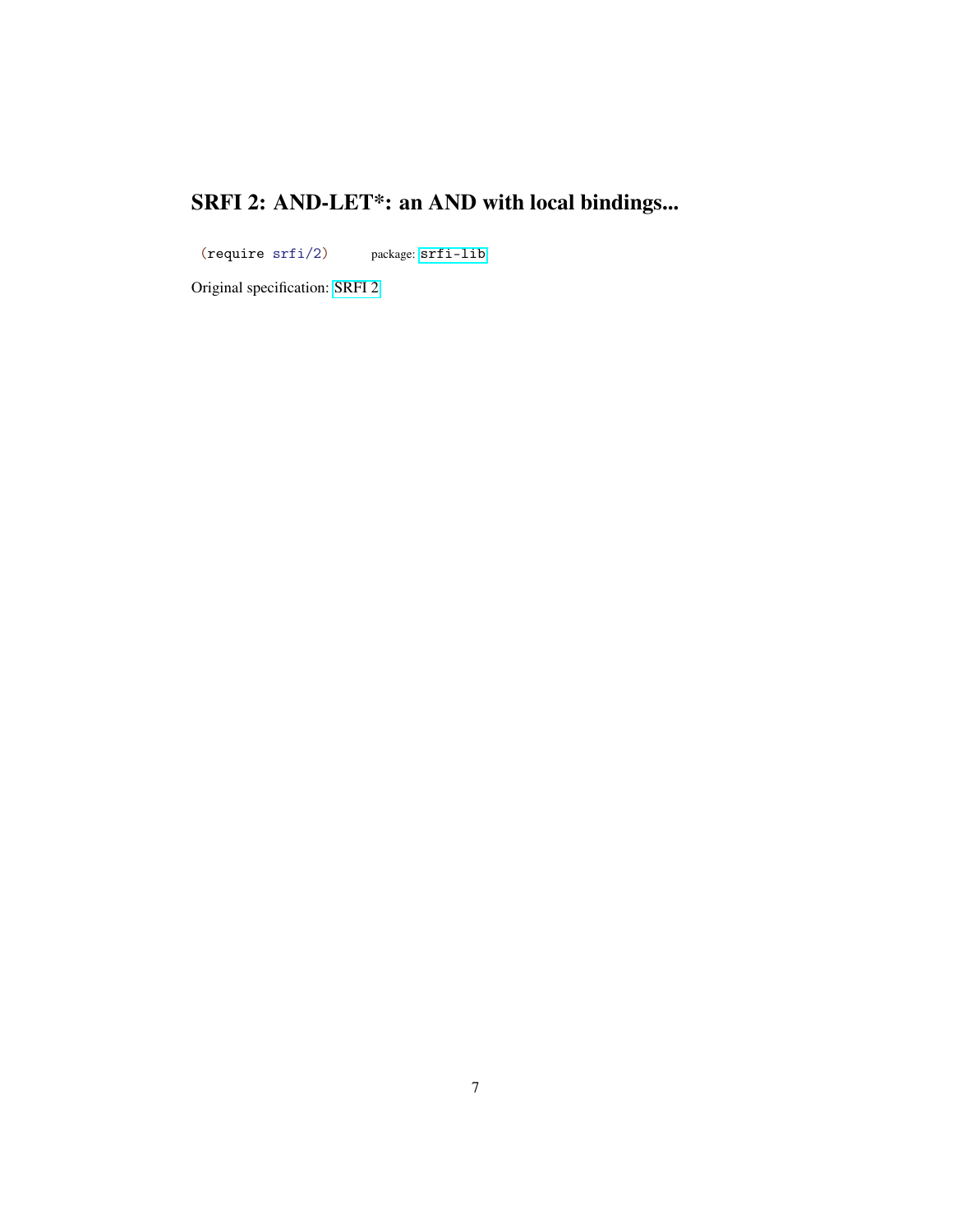# SRFI 2: AND-LET*: an AND with local bindings...

```
(require srfi/2)
```
package: srfi-lib

Original specification: SRFI 2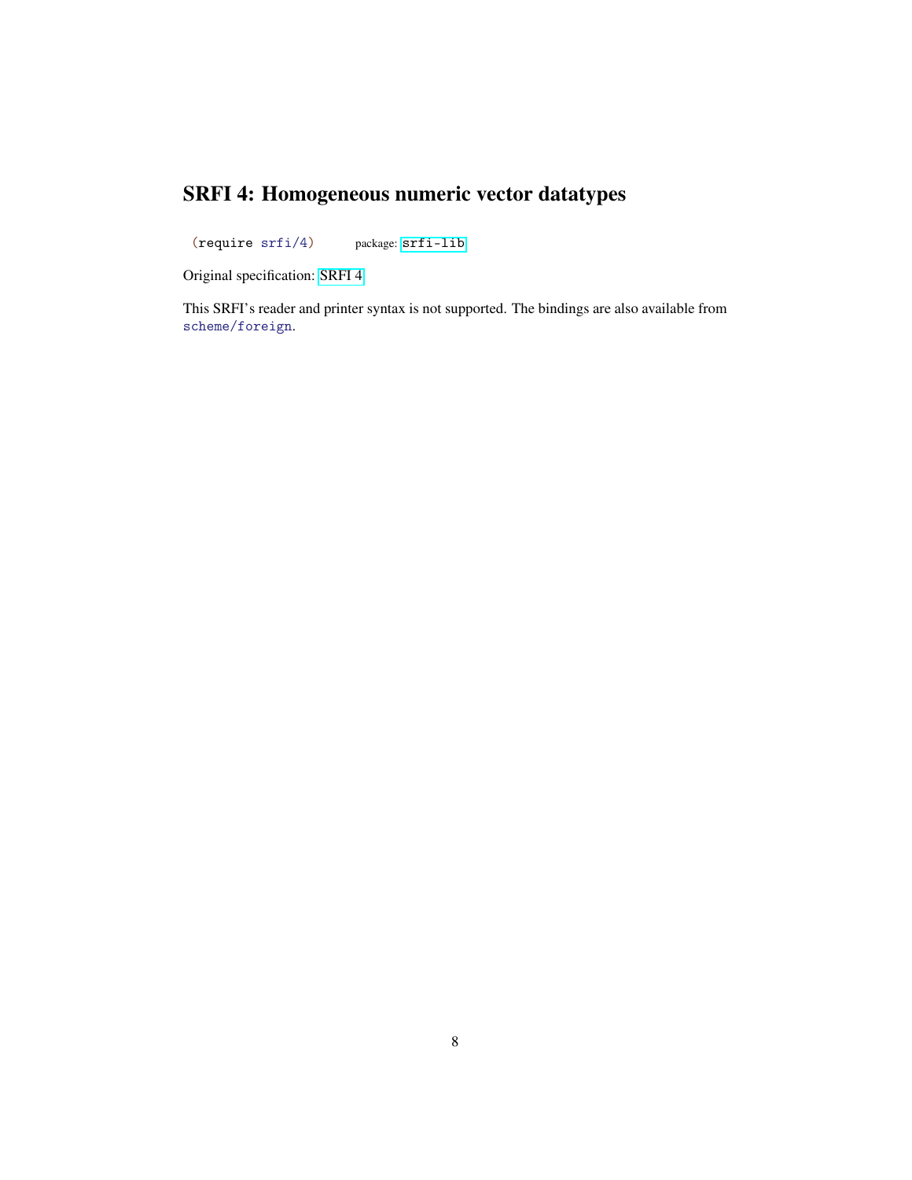# SRFI 4: Homogeneous numeric vector datatypes

```
(require srfi/4)
```
package: `srfi-lib`

Original specification: SRFI 4

This SRFI's reader and printer syntax is not supported. The bindings are also available from `scheme/foreign`.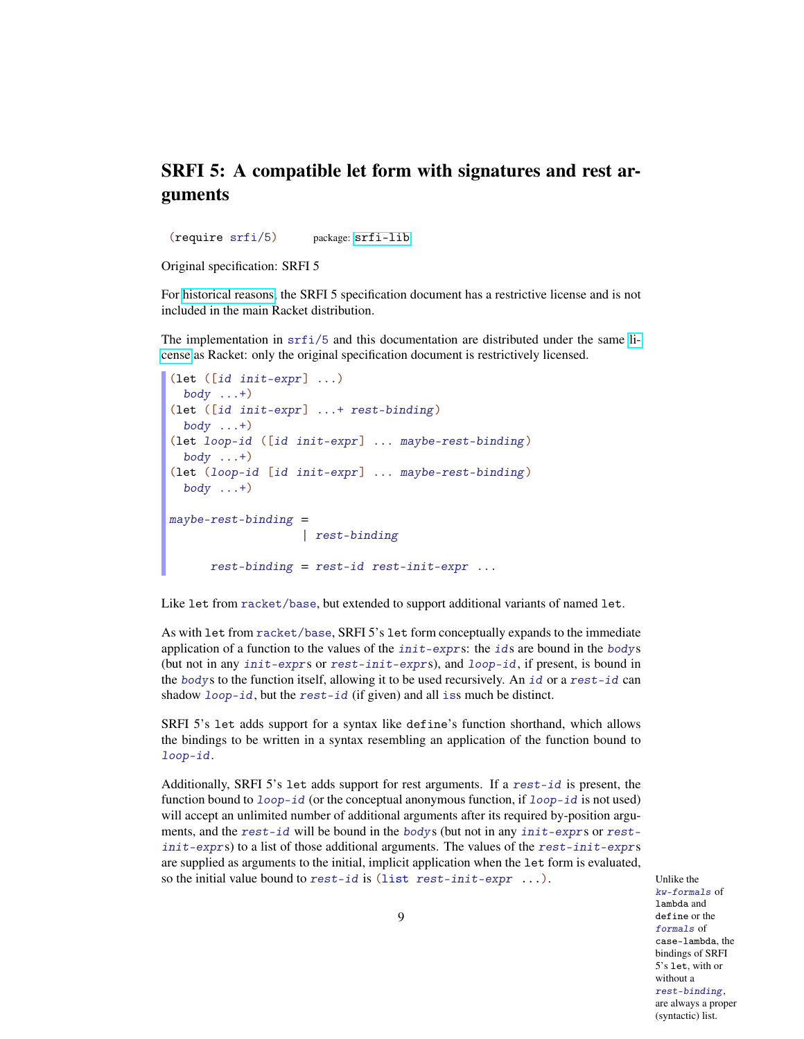# SRFI 5: A compatible let form with signatures and rest arguments

```
(require srfi/5)        package: srfi-lib
```

Original specification: SRFI 5

For historical reasons, the SRFI 5 specification document has a restrictive license and is not included in the main Racket distribution.

The implementation in `srfi/5` and this documentation are distributed under the same license as Racket: only the original specification document is restrictively licensed.

```
(let ([id init-expr] ...)
  body ...+)
(let ([id init-expr] ...+ rest-binding)
  body ...+)
(let loop-id ([id init-expr] ... maybe-rest-binding)
  body ...+)
(let (loop-id [id init-expr] ... maybe-rest-binding)
  body ...+)

maybe-rest-binding =
                   | rest-binding

      rest-binding = rest-id rest-init-expr ...
```

Like `let` from `racket/base`, but extended to support additional variants of named `let`.

As with `let` from `racket/base`, SRFI 5's `let` form conceptually expands to the immediate application of a function to the values of the *init-expr*s: the *id*s are bound in the *body*s (but not in any *init-expr*s or *rest-init-expr*s), and *loop-id*, if present, is bound in the *body*s to the function itself, allowing it to be used recursively. An *id* or a *rest-id* can shadow *loop-id*, but the *rest-id* (if given) and all *is*s much be distinct.

SRFI 5's `let` adds support for a syntax like `define`'s function shorthand, which allows the bindings to be written in a syntax resembling an application of the function bound to *loop-id*.

Additionally, SRFI 5's `let` adds support for rest arguments. If a *rest-id* is present, the function bound to *loop-id* (or the conceptual anonymous function, if *loop-id* is not used) will accept an unlimited number of additional arguments after its required by-position arguments, and the *rest-id* will be bound in the *body*s (but not in any *init-expr*s or *rest-init-expr*s) to a list of those additional arguments. The values of the *rest-init-expr*s are supplied as arguments to the initial, implicit application when the `let` form is evaluated, so the initial value bound to *rest-id* is `(list rest-init-expr ...)`.

Unlike the *kw-formals* of `lambda` and `define` or the *formals* of `case-lambda`, the bindings of SRFI 5's `let`, with or without a *rest-binding*, are always a proper (syntactic) list.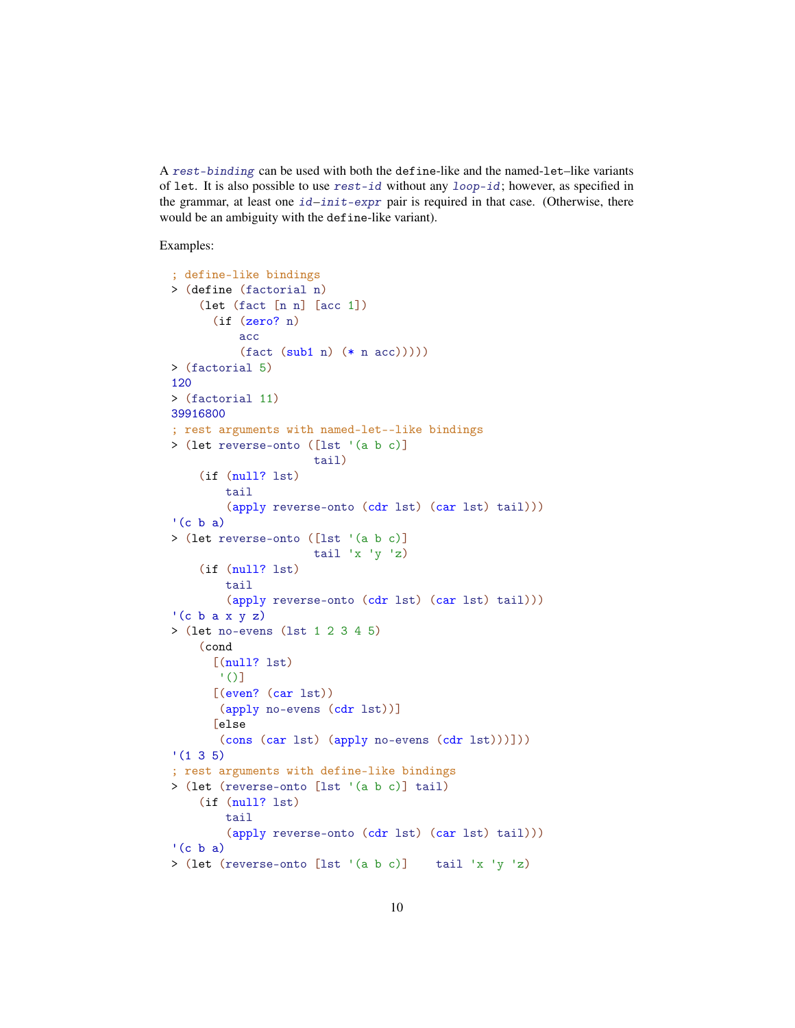A *rest-binding* can be used with both the define-like and the named-let–like variants of let. It is also possible to use *rest-id* without any *loop-id*; however, as specified in the grammar, at least one *id–init-expr* pair is required in that case. (Otherwise, there would be an ambiguity with the define-like variant).

Examples:

```
; define-like bindings
> (define (factorial n)
    (let (fact [n n] [acc 1])
      (if (zero? n)
          acc
          (fact (sub1 n) (* n acc)))))
> (factorial 5)
120
> (factorial 11)
39916800
; rest arguments with named-let--like bindings
> (let reverse-onto ([lst '(a b c)]
                     tail)
    (if (null? lst)
        tail
        (apply reverse-onto (cdr lst) (car lst) tail)))
'(c b a)
> (let reverse-onto ([lst '(a b c)]
                     tail 'x 'y 'z)
    (if (null? lst)
        tail
        (apply reverse-onto (cdr lst) (car lst) tail)))
'(c b a x y z)
> (let no-evens (lst 1 2 3 4 5)
    (cond
      [(null? lst)
       '()]
      [(even? (car lst))
       (apply no-evens (cdr lst))]
      [else
       (cons (car lst) (apply no-evens (cdr lst)))]))
'(1 3 5)
; rest arguments with define-like bindings
> (let (reverse-onto [lst '(a b c)] tail)
    (if (null? lst)
        tail
        (apply reverse-onto (cdr lst) (car lst) tail)))
'(c b a)
> (let (reverse-onto [lst '(a b c)]    tail 'x 'y 'z)
```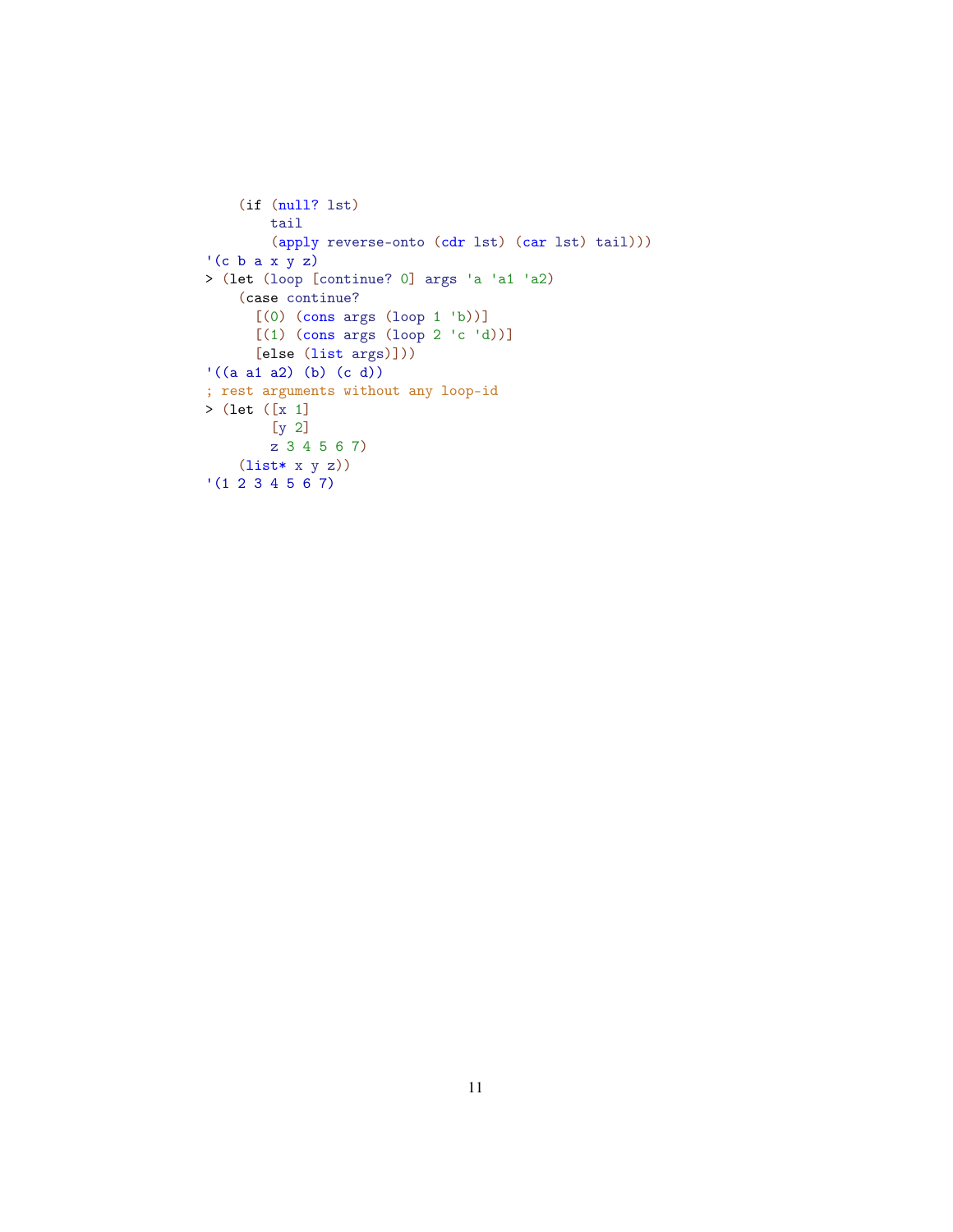```
    (if (null? lst)
        tail
        (apply reverse-onto (cdr lst) (car lst) tail)))
'(c b a x y z)
> (let (loop [continue? 0] args 'a 'a1 'a2)
    (case continue?
      [(0) (cons args (loop 1 'b))]
      [(1) (cons args (loop 2 'c 'd))]
      [else (list args)]))
'((a a1 a2) (b) (c d))
; rest arguments without any loop-id
> (let ([x 1]
        [y 2]
        z 3 4 5 6 7)
    (list* x y z))
'(1 2 3 4 5 6 7)
```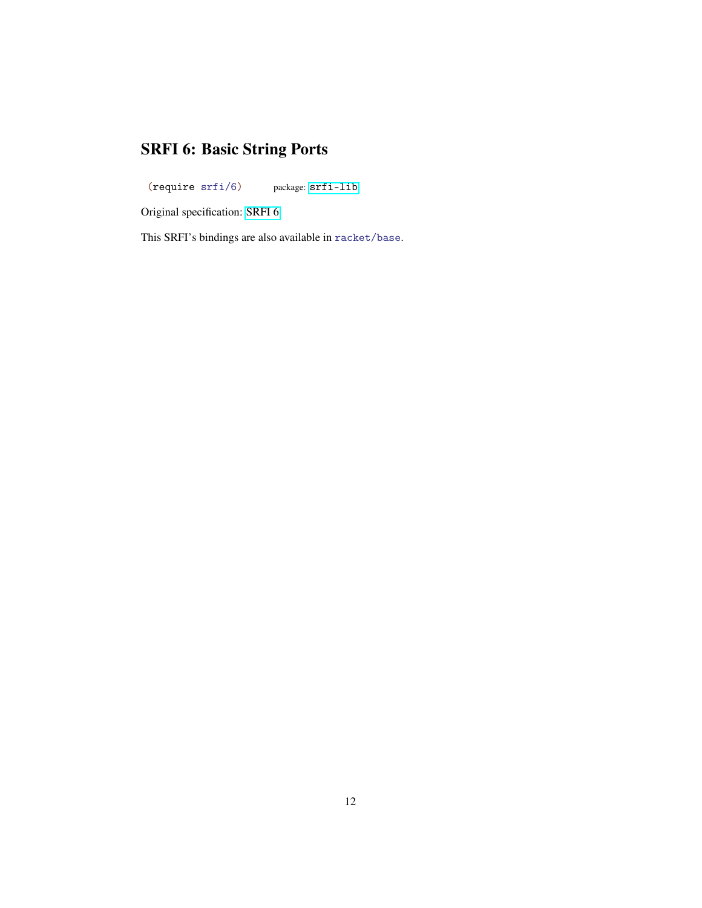# SRFI 6: Basic String Ports

```
(require srfi/6)
```
package: srfi-lib

Original specification: SRFI 6

This SRFI's bindings are also available in `racket/base`.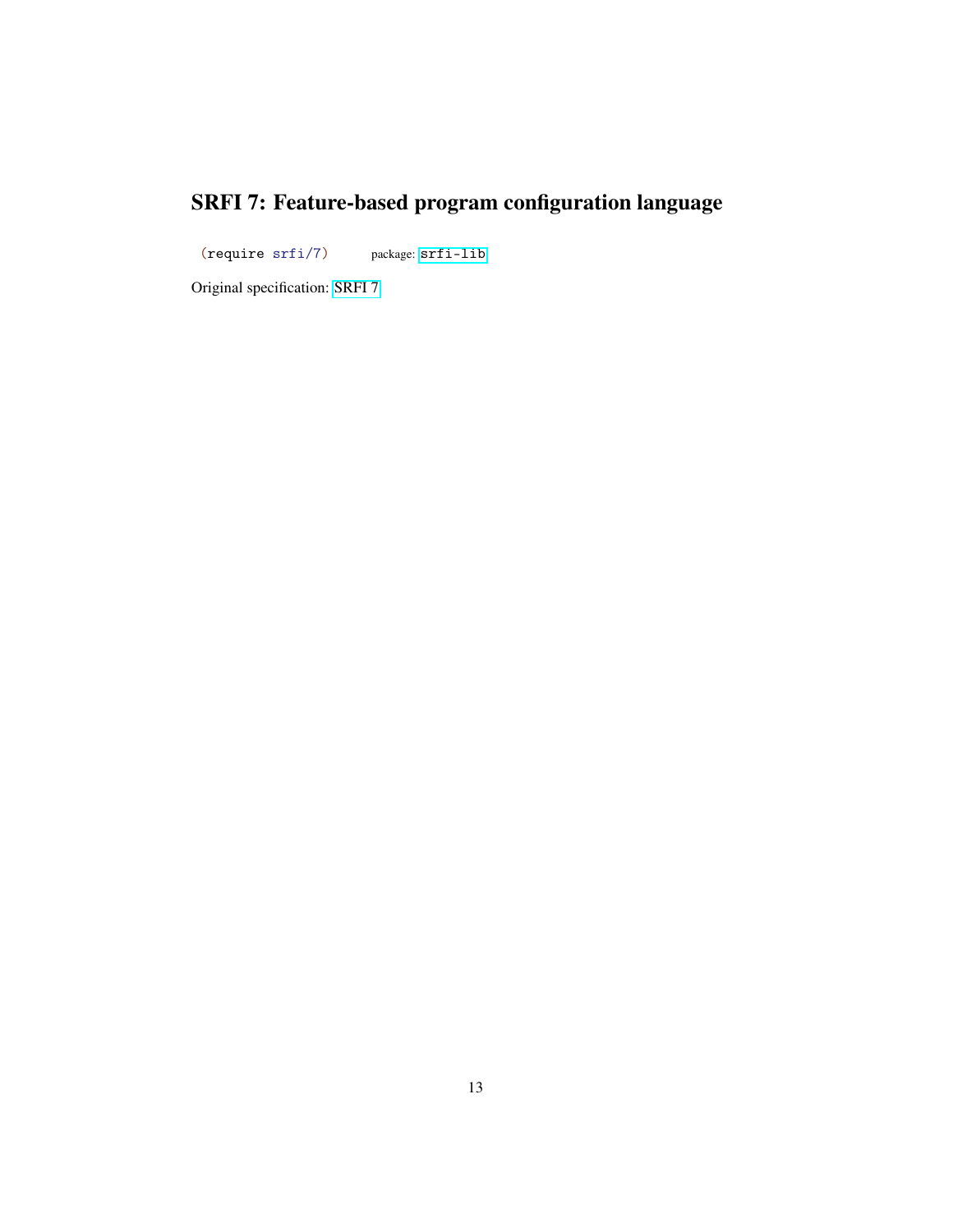# SRFI 7: Feature-based program configuration language

```
(require srfi/7)
```

package: `srfi-lib`

Original specification: SRFI 7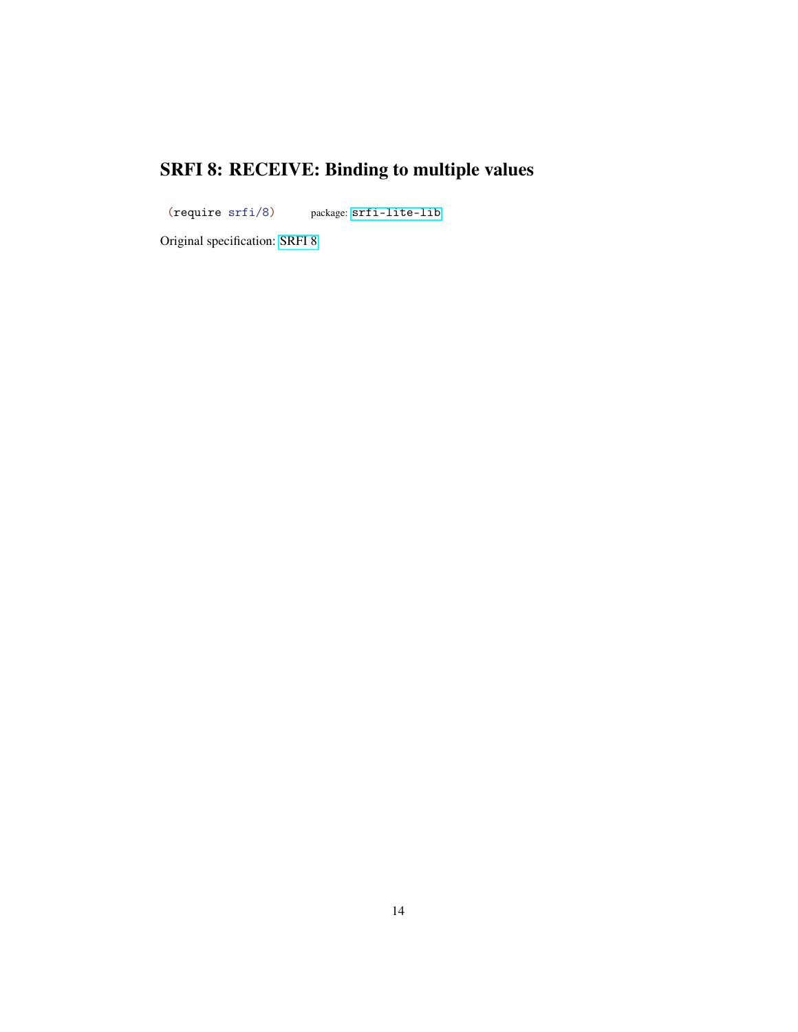# SRFI 8: RECEIVE: Binding to multiple values

```
(require srfi/8)
```

package: `srfi-lite-lib`

Original specification: SRFI 8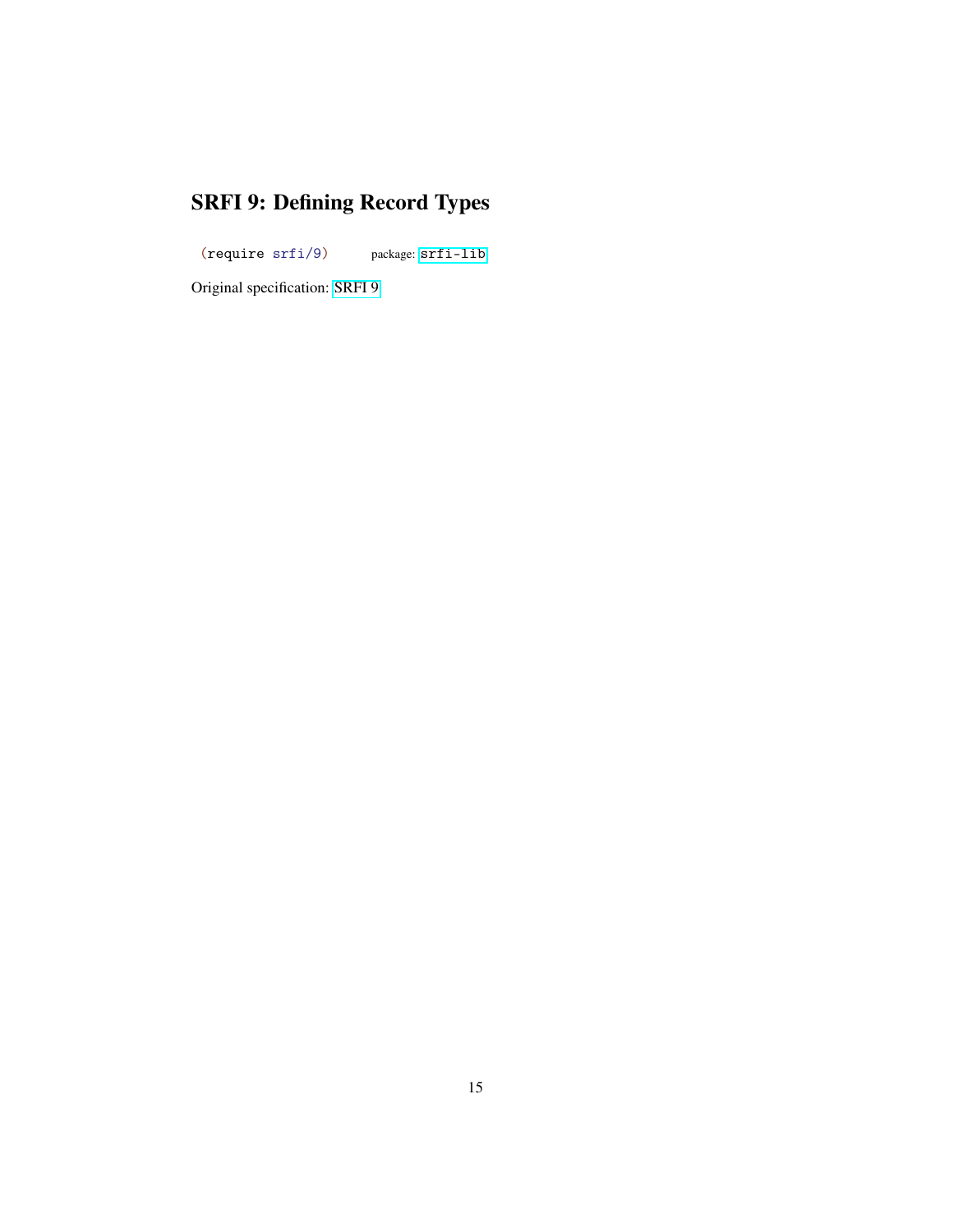# SRFI 9: Defining Record Types

```
(require srfi/9)
```

package: `srfi-lib`

Original specification: SRFI 9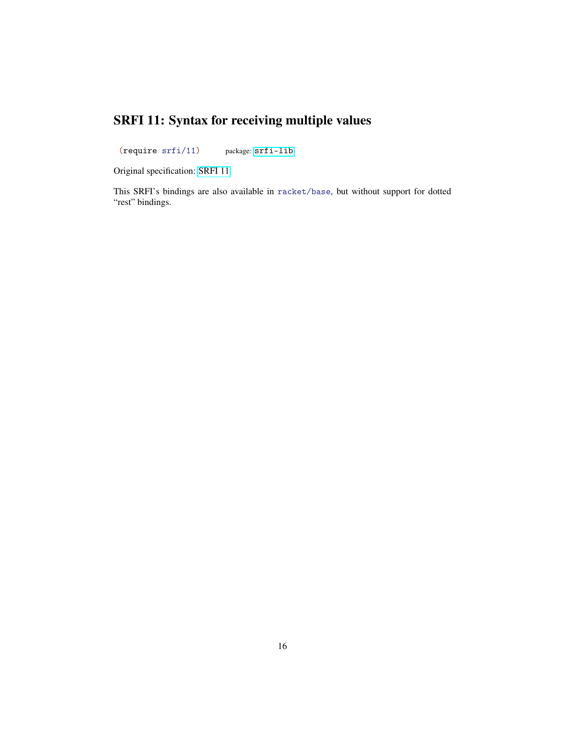# SRFI 11: Syntax for receiving multiple values

```
(require srfi/11)
```
package: srfi-lib

Original specification: SRFI 11

This SRFI's bindings are also available in `racket/base`, but without support for dotted "rest" bindings.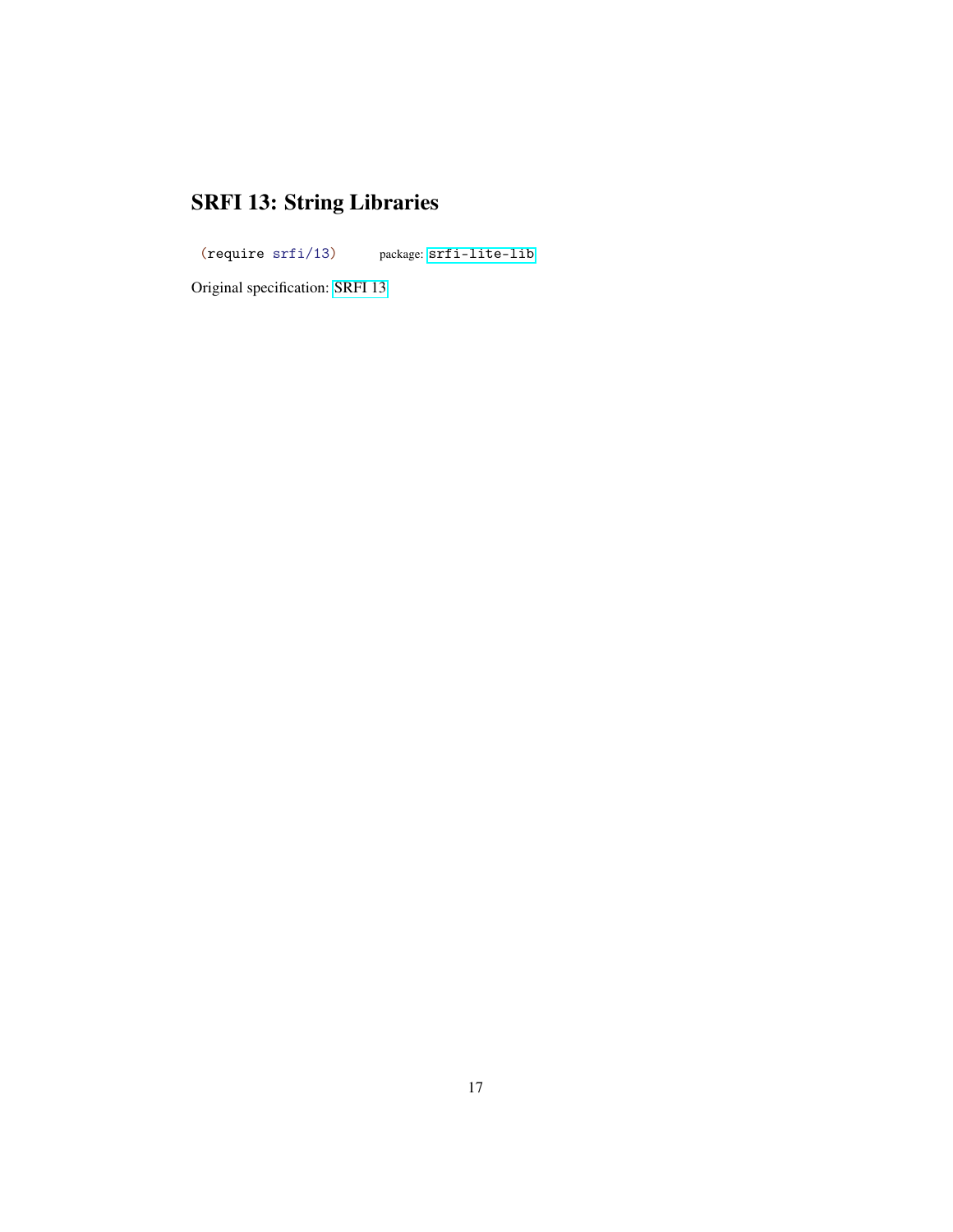# SRFI 13: String Libraries

```
(require srfi/13)
```

package: srfi-lite-lib

Original specification: SRFI 13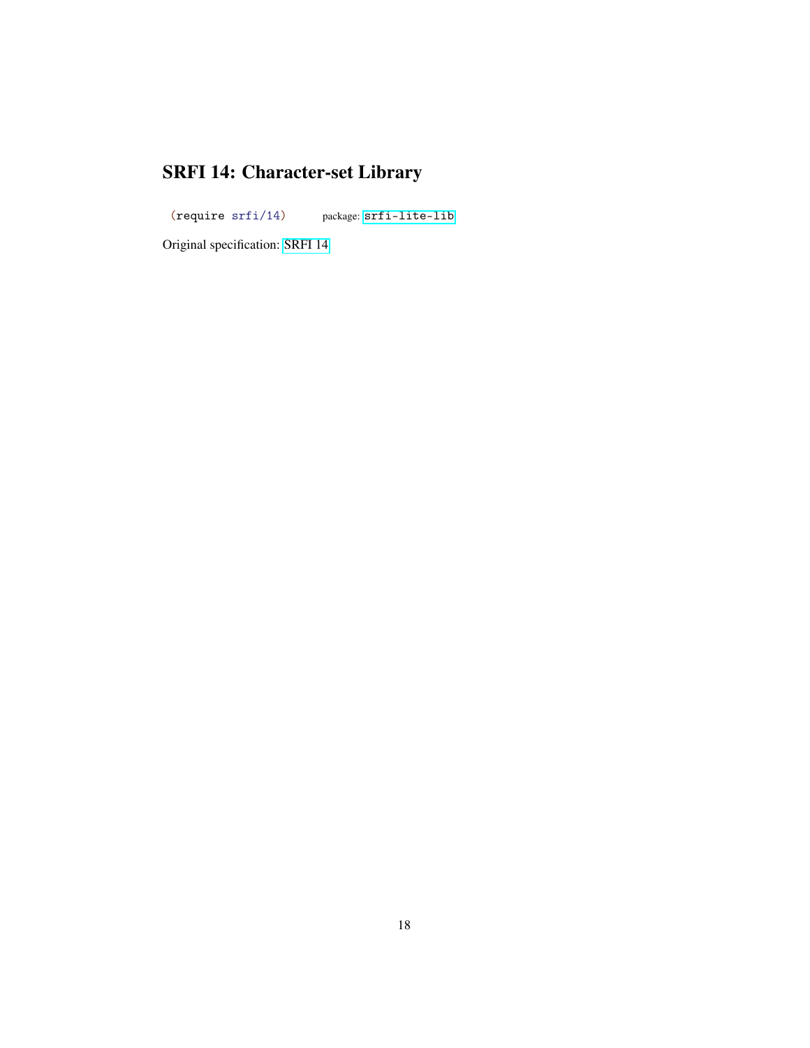# SRFI 14: Character-set Library

```
(require srfi/14)
```

package: srfi-lite-lib

Original specification: SRFI 14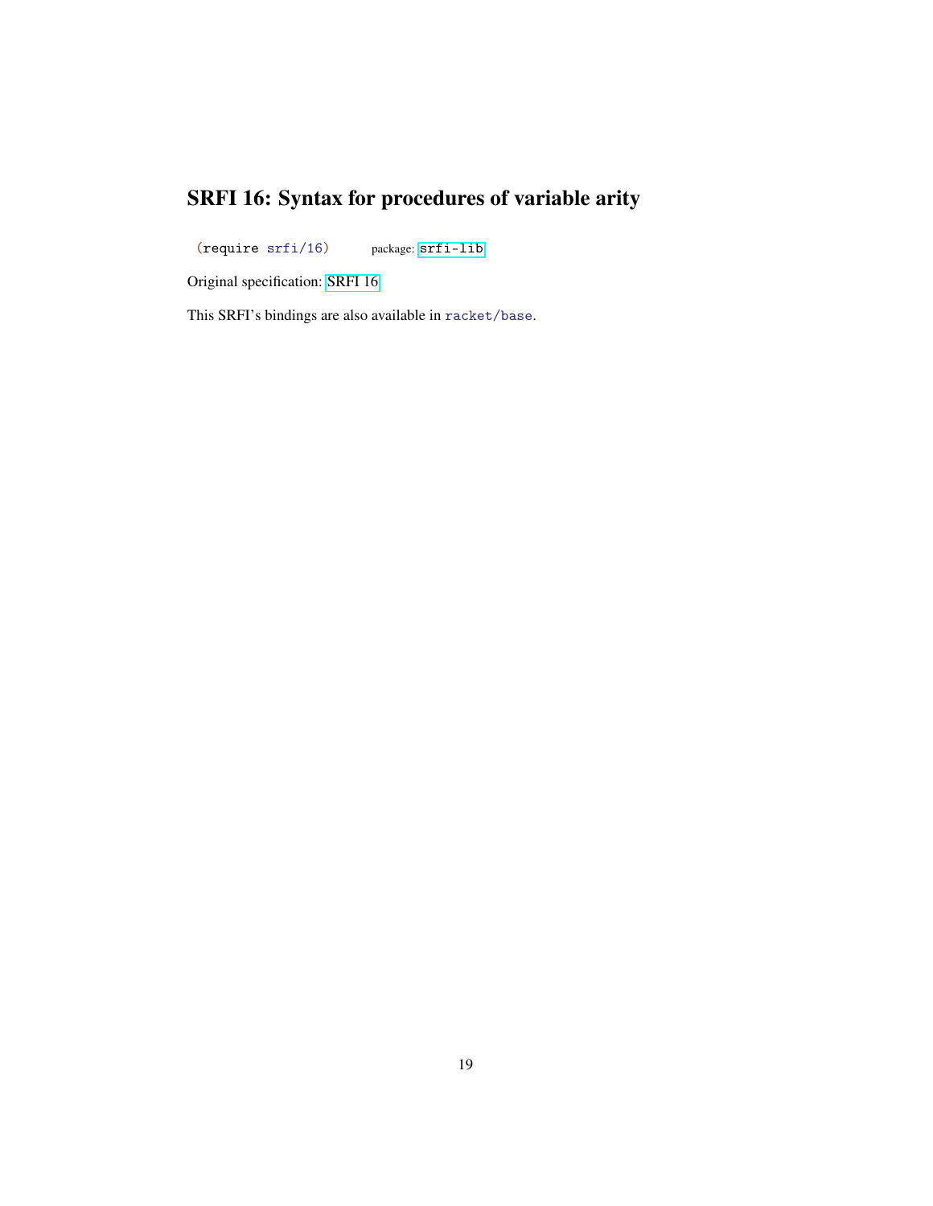# SRFI 16: Syntax for procedures of variable arity

```
(require srfi/16)
```
package: srfi-lib

Original specification: SRFI 16

This SRFI's bindings are also available in `racket/base`.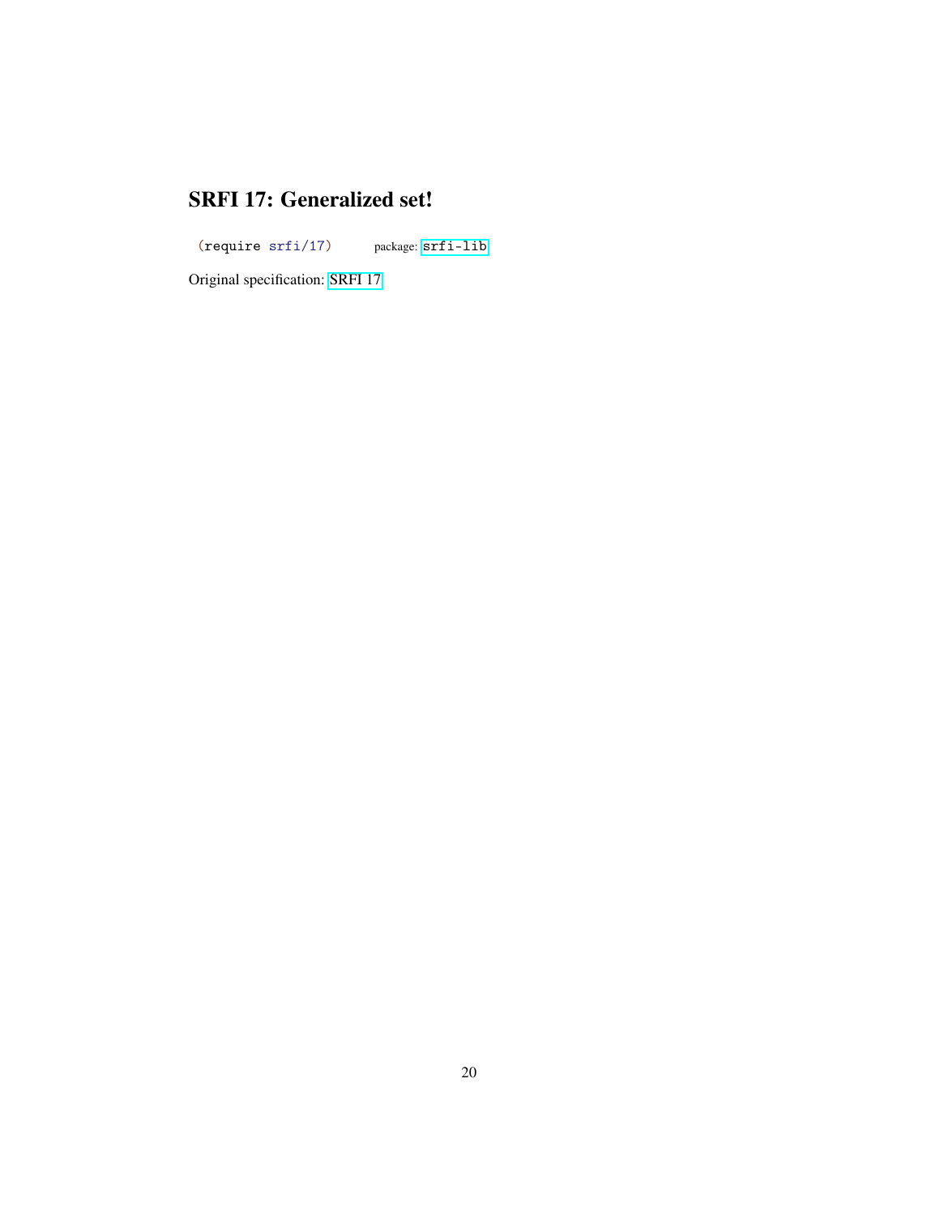# SRFI 17: Generalized set!

```
(require srfi/17)
```
package: srfi-lib

Original specification: SRFI 17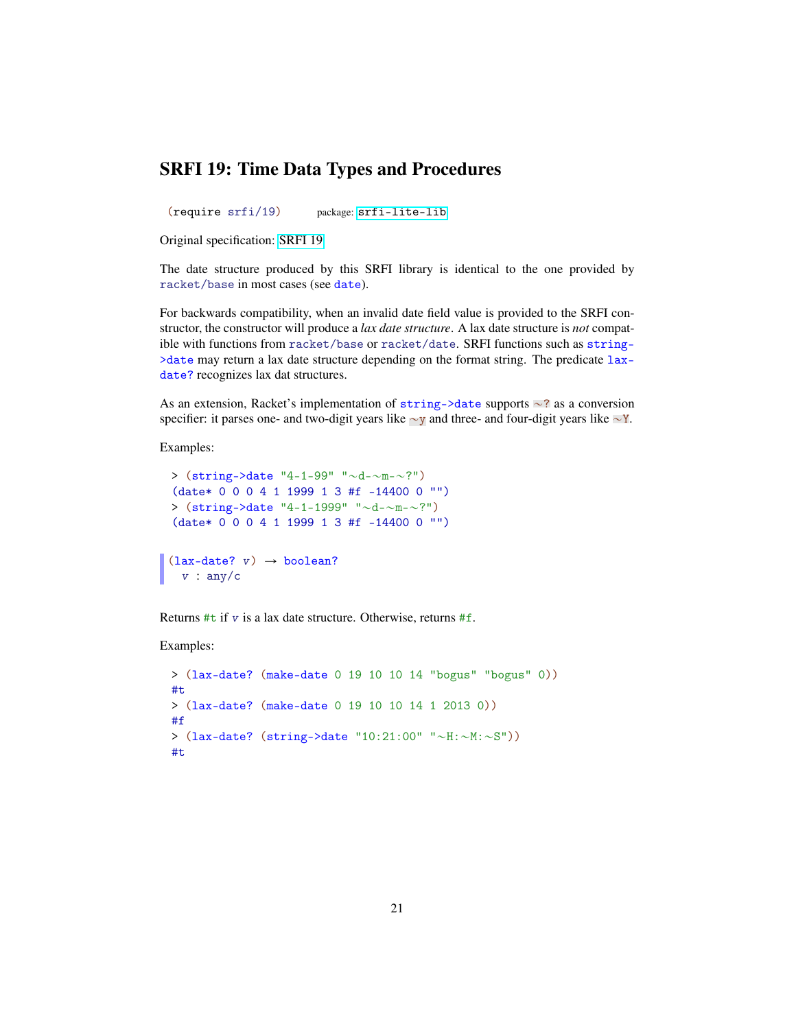## SRFI 19: Time Data Types and Procedures

```
(require srfi/19)        package: srfi-lite-lib
```

Original specification: SRFI 19

The date structure produced by this SRFI library is identical to the one provided by `racket/base` in most cases (see `date`).

For backwards compatibility, when an invalid date field value is provided to the SRFI constructor, the constructor will produce a *lax date structure*. A lax date structure is *not* compatible with functions from `racket/base` or `racket/date`. SRFI functions such as `string->date` may return a lax date structure depending on the format string. The predicate `lax-date?` recognizes lax dat structures.

As an extension, Racket's implementation of `string->date` supports `~?` as a conversion specifier: it parses one- and two-digit years like `~y` and three- and four-digit years like `~Y`.

Examples:

```
> (string->date "4-1-99" "~d-~m-~?")
(date* 0 0 0 4 1 1999 1 3 #f -14400 0 "")
> (string->date "4-1-1999" "~d-~m-~?")
(date* 0 0 0 4 1 1999 1 3 #f -14400 0 "")
```

```
(lax-date? v) → boolean?
  v : any/c
```

Returns `#t` if *v* is a lax date structure. Otherwise, returns `#f`.

Examples:

```
> (lax-date? (make-date 0 19 10 10 14 "bogus" "bogus" 0))
#t
> (lax-date? (make-date 0 19 10 10 14 1 2013 0))
#f
> (lax-date? (string->date "10:21:00" "~H:~M:~S"))
#t
```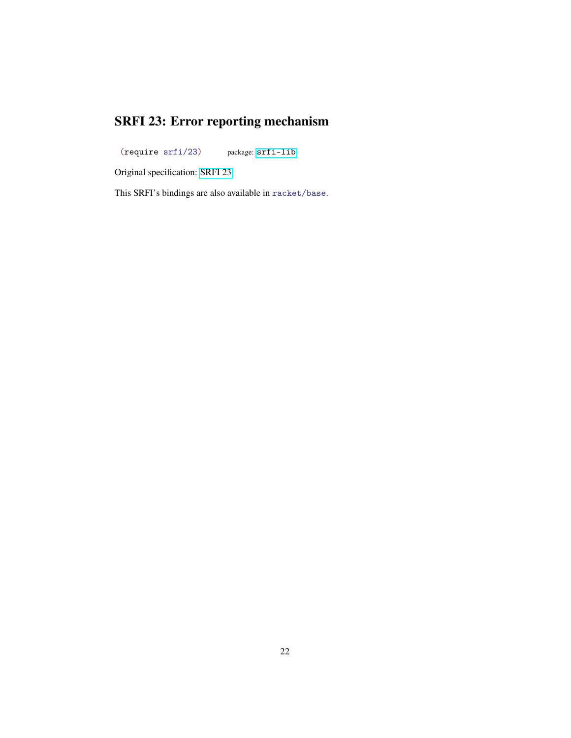# SRFI 23: Error reporting mechanism

```
(require srfi/23)
```
package: `srfi-lib`

Original specification: SRFI 23

This SRFI's bindings are also available in `racket/base`.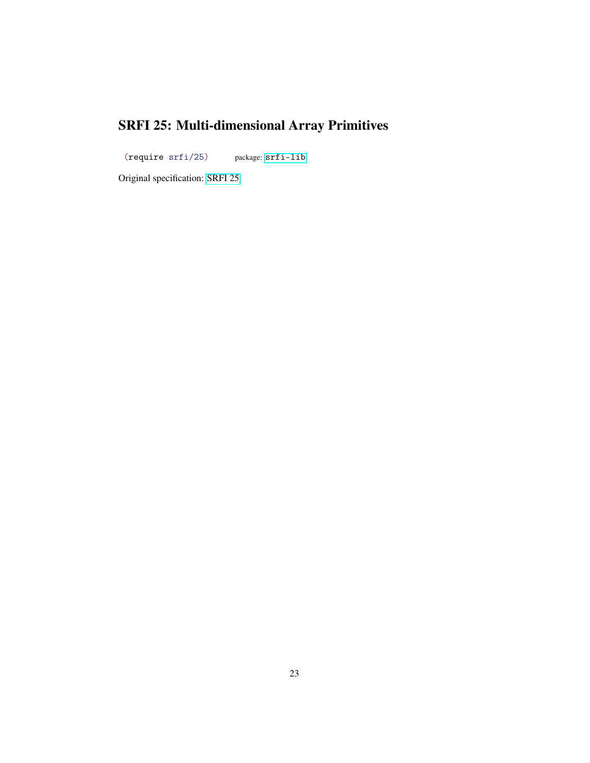# SRFI 25: Multi-dimensional Array Primitives

```
(require srfi/25)
```

package: `srfi-lib`

Original specification: SRFI 25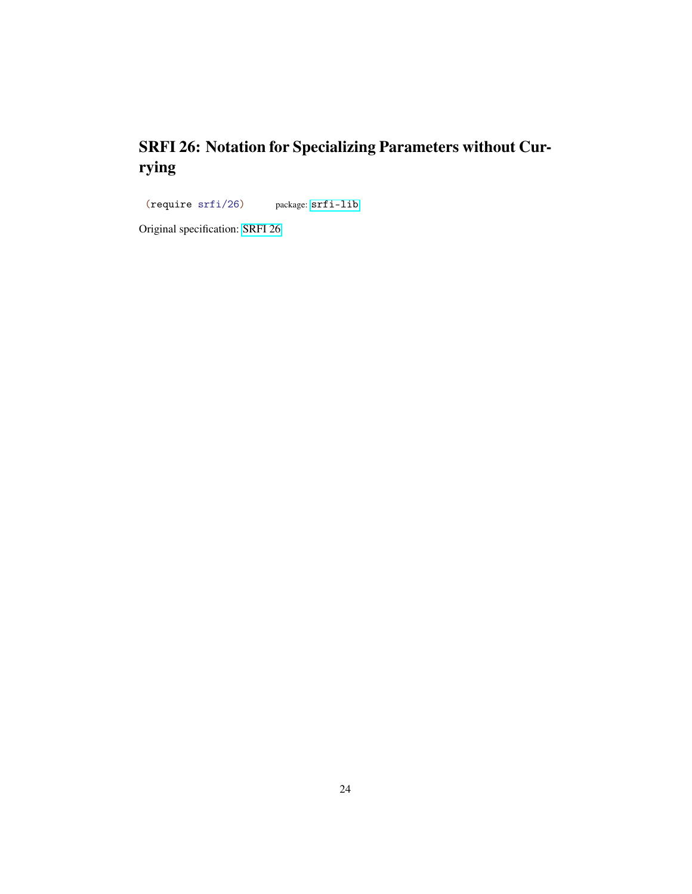# SRFI 26: Notation for Specializing Parameters without Currying

```
(require srfi/26)
```
package: srfi-lib

Original specification: SRFI 26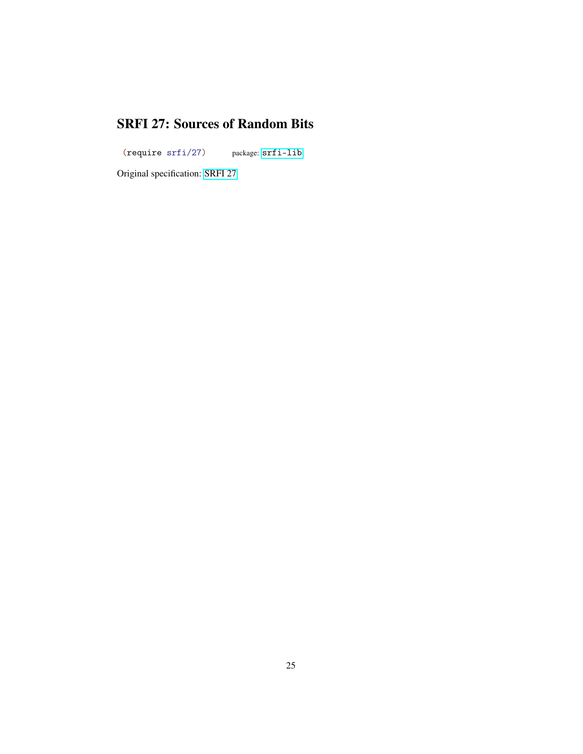# SRFI 27: Sources of Random Bits

```
(require srfi/27)
```
package: `srfi-lib`

Original specification: SRFI 27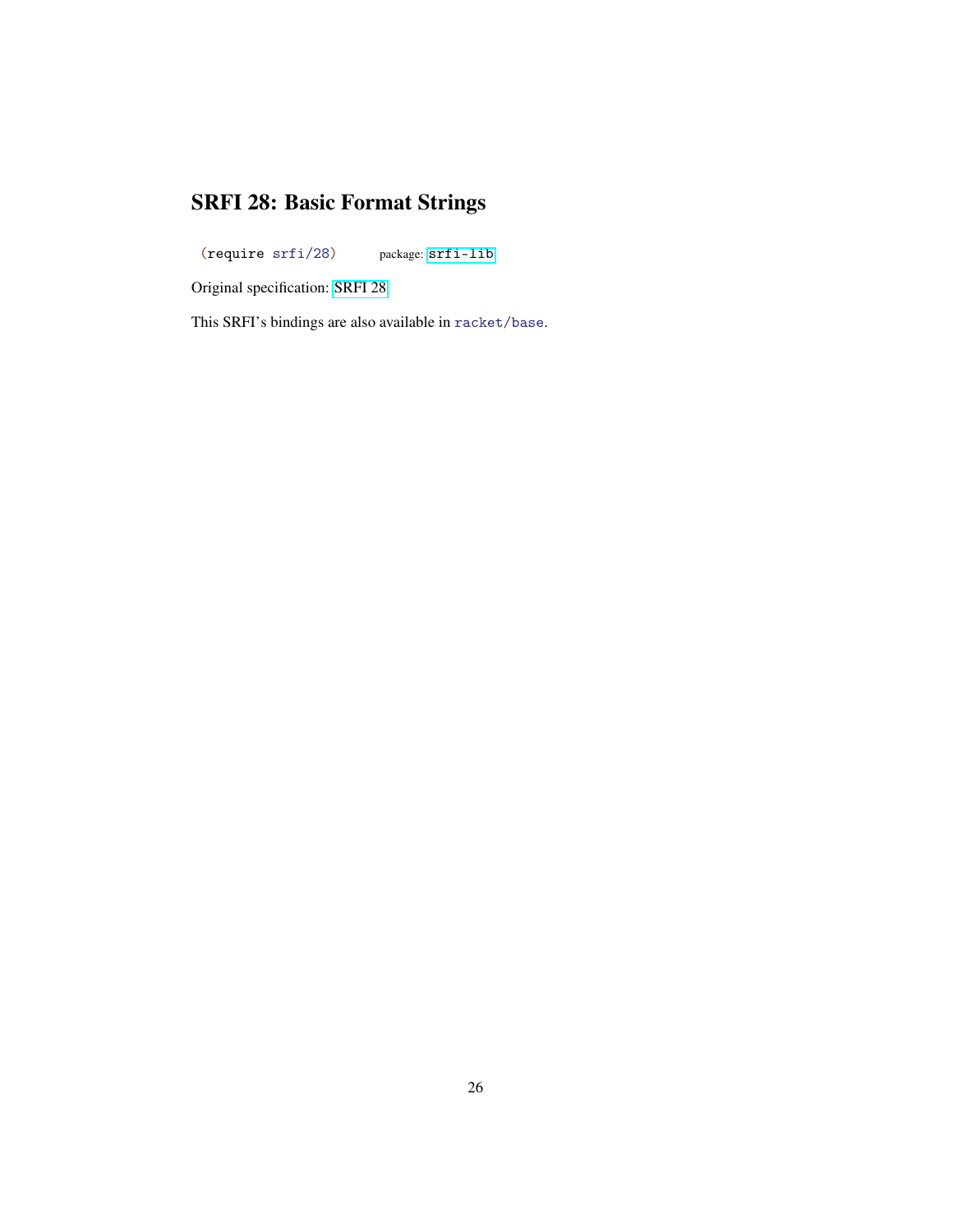# SRFI 28: Basic Format Strings

```
(require srfi/28)
```
package: srfi-lib

Original specification: SRFI 28

This SRFI's bindings are also available in `racket/base`.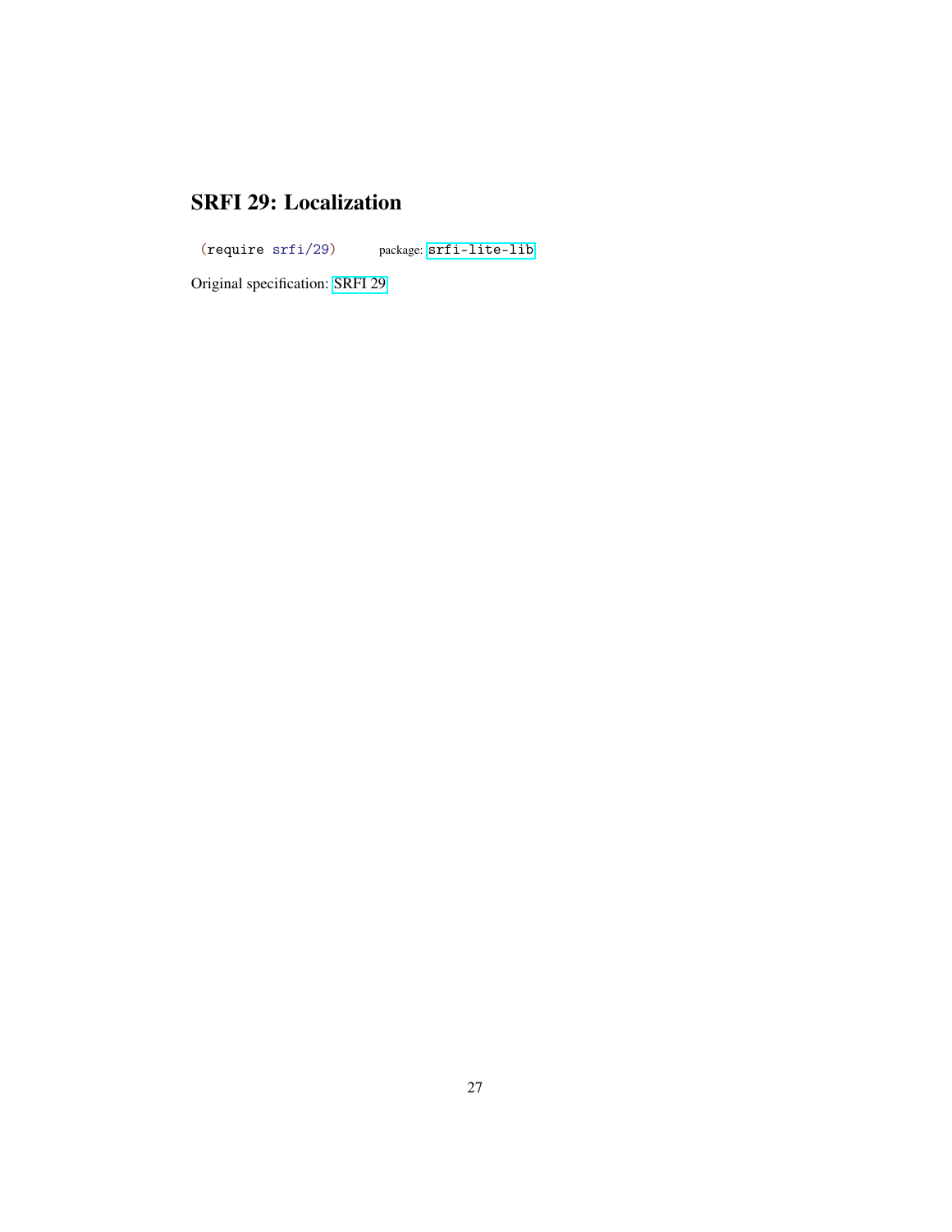# SRFI 29: Localization

```
(require srfi/29)
```

package: srfi-lite-lib

Original specification: SRFI 29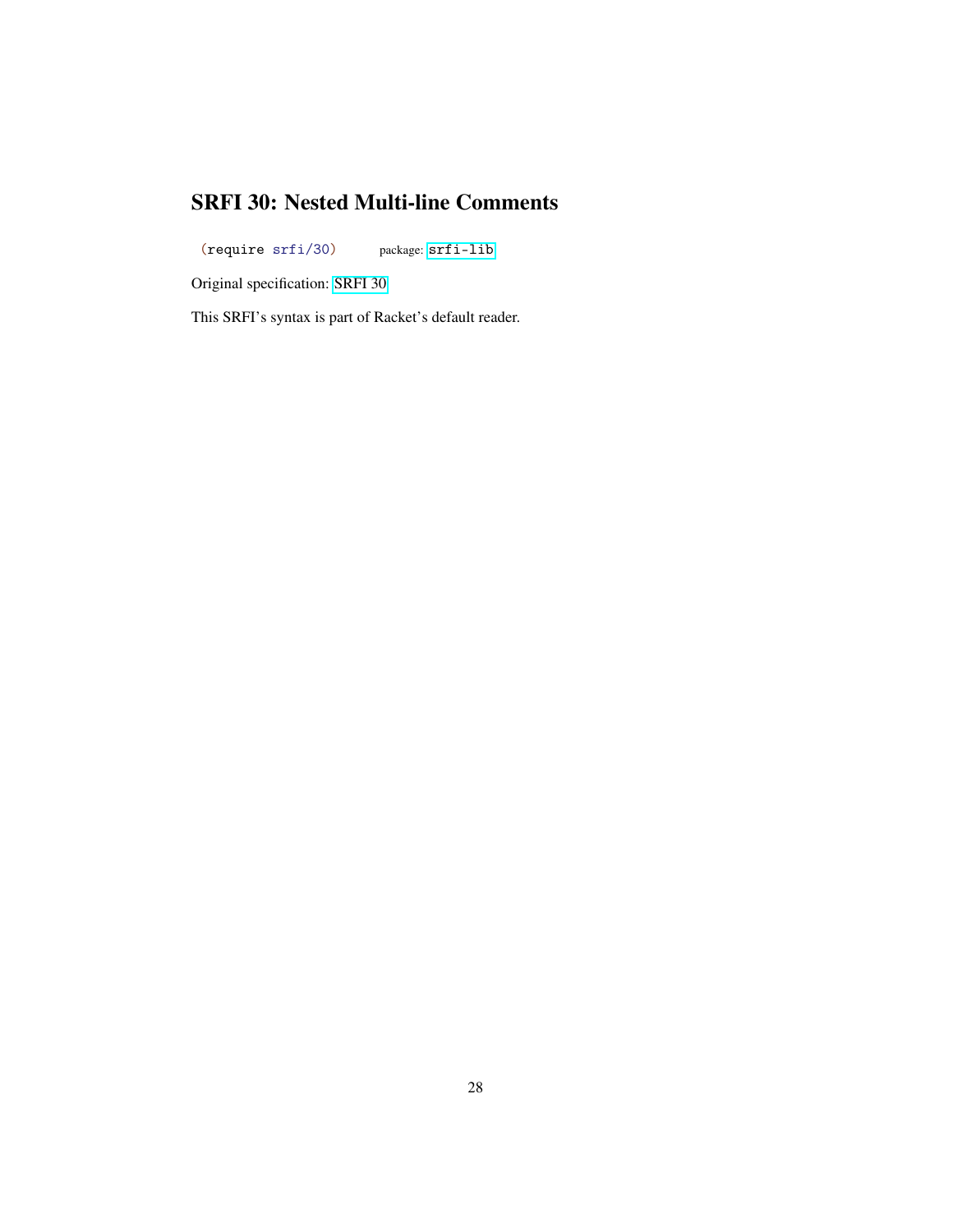# SRFI 30: Nested Multi-line Comments

```
(require srfi/30)
```
package: srfi-lib

Original specification: SRFI 30

This SRFI's syntax is part of Racket's default reader.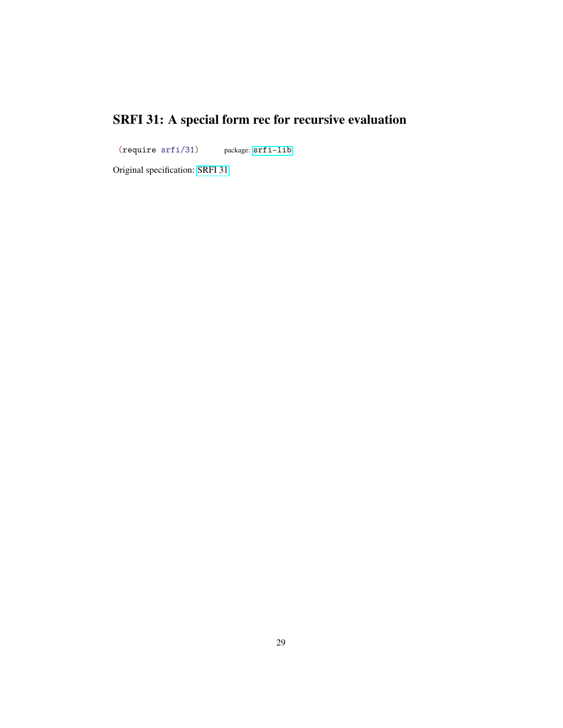# SRFI 31: A special form rec for recursive evaluation

```
(require srfi/31)
```
package: srfi-lib

Original specification: SRFI 31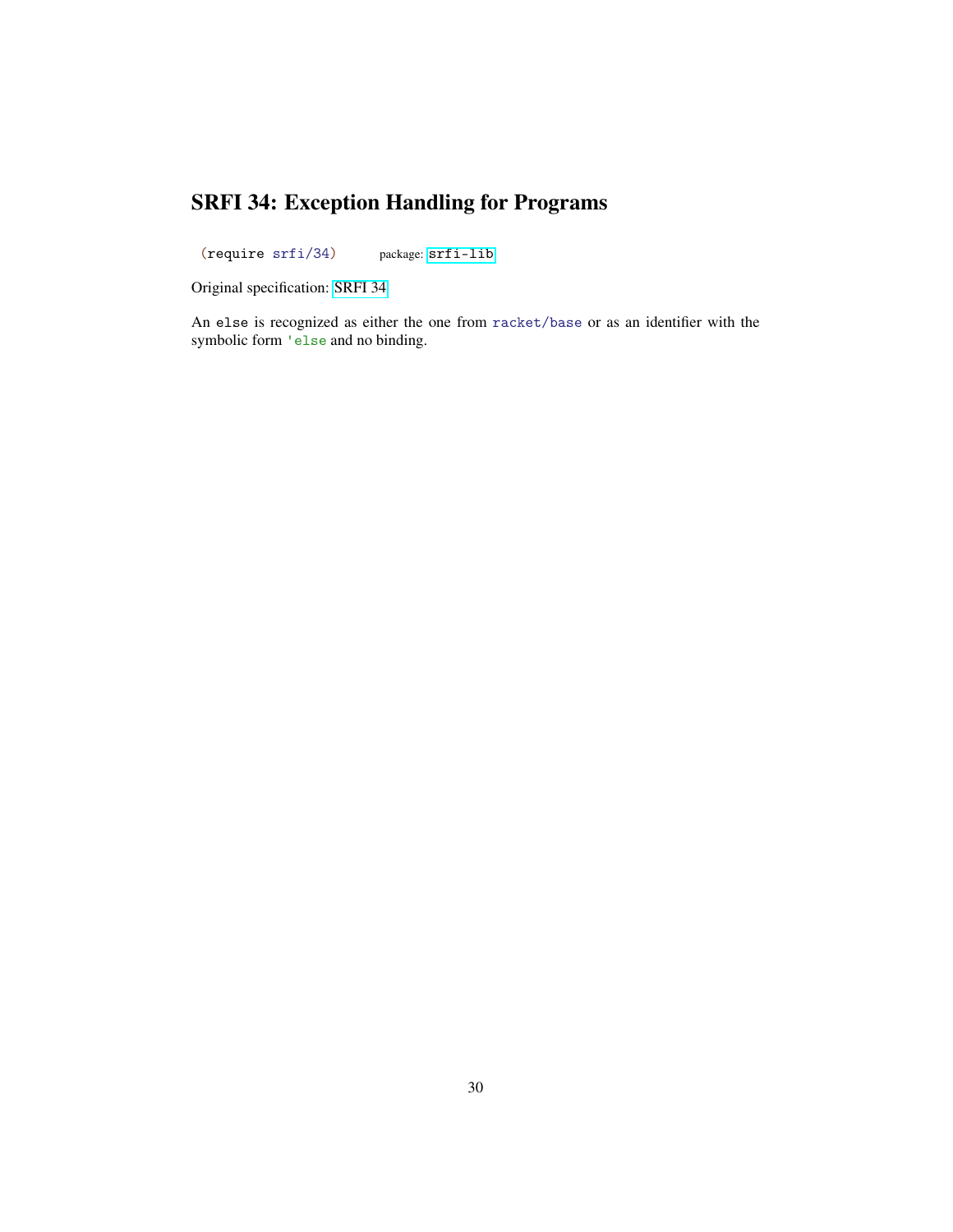# SRFI 34: Exception Handling for Programs

```
(require srfi/34)
```
package: srfi-lib

Original specification: SRFI 34

An `else` is recognized as either the one from `racket/base` or as an identifier with the symbolic form `'else` and no binding.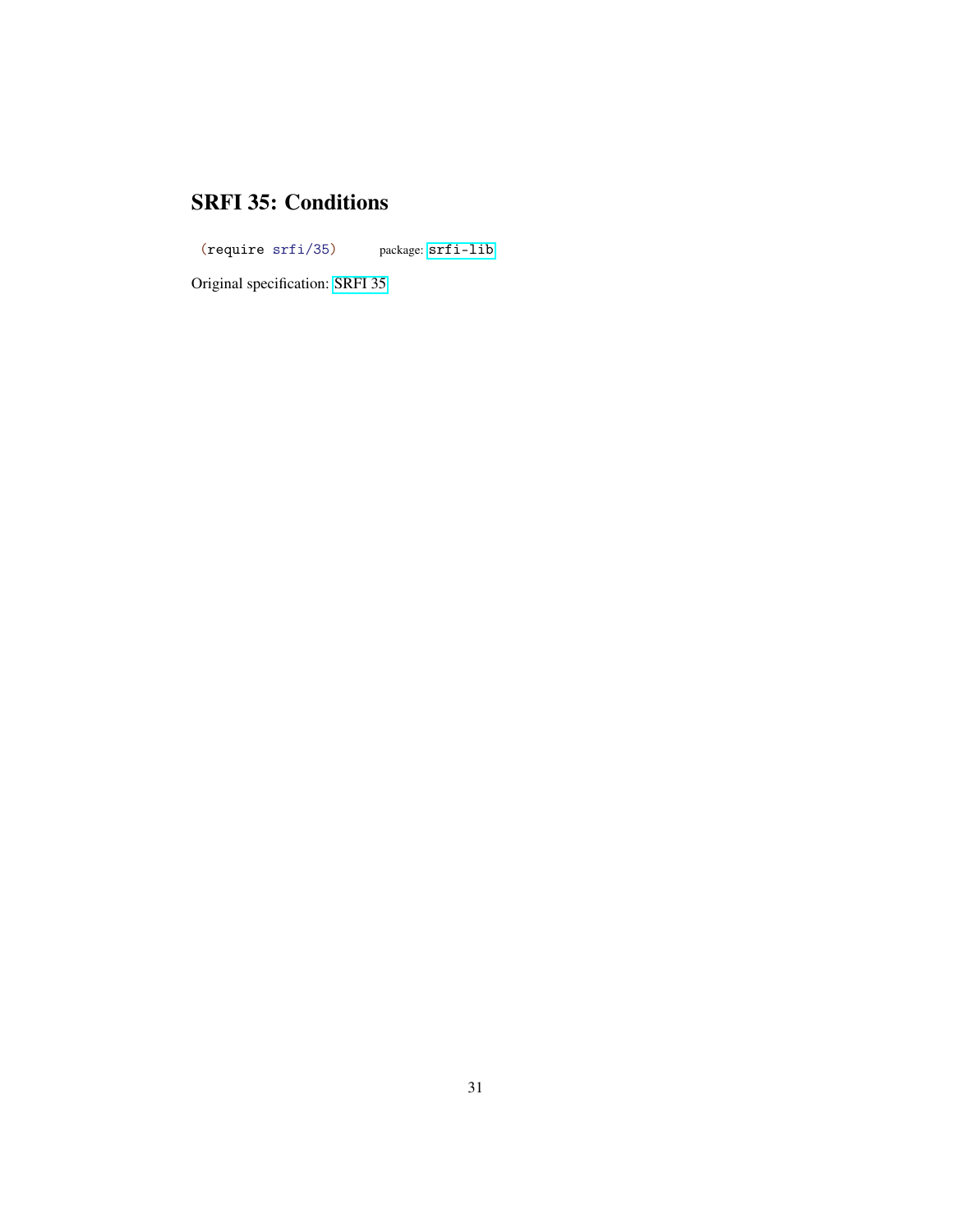# SRFI 35: Conditions

```
(require srfi/35)
```
package: srfi-lib

Original specification: SRFI 35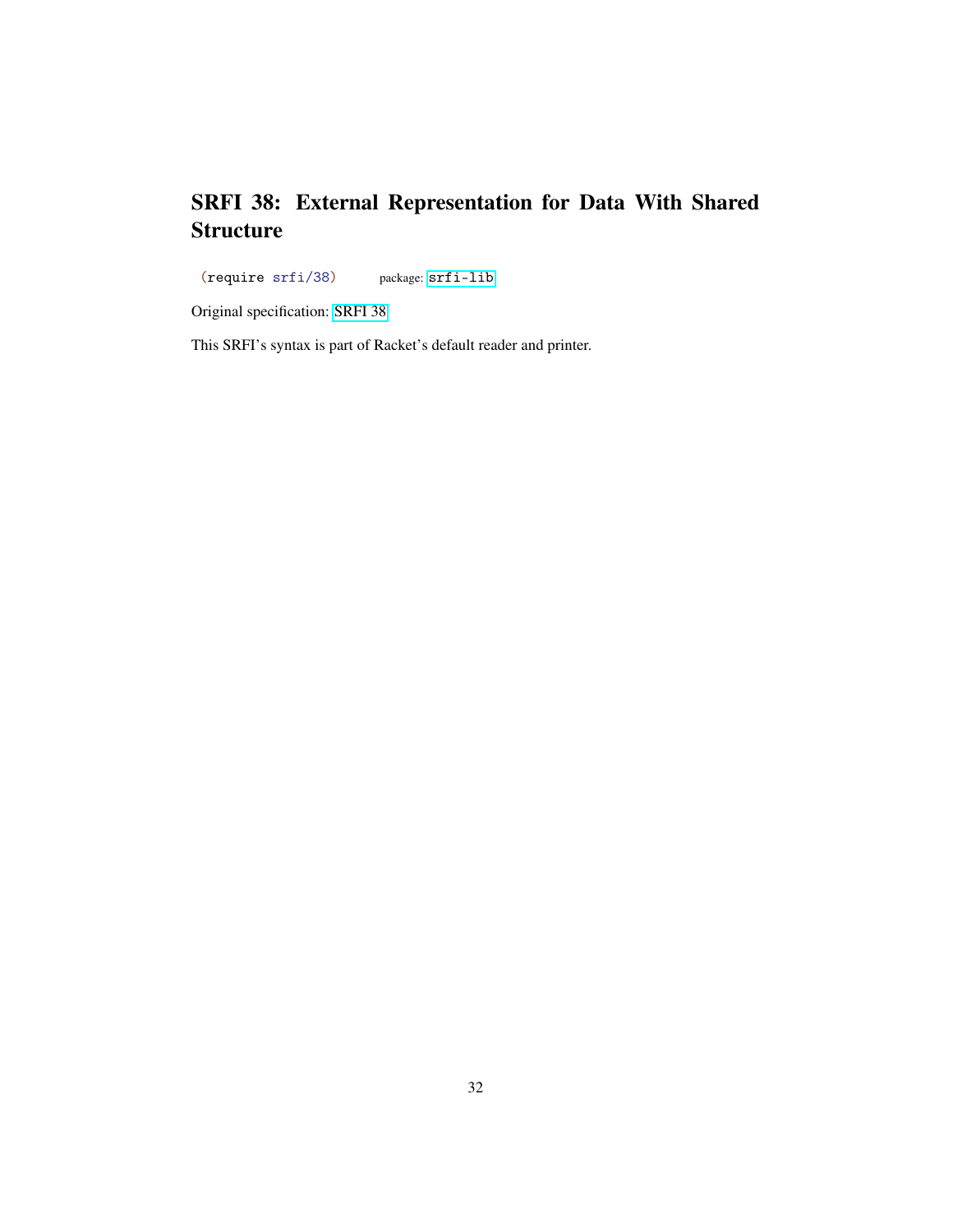# SRFI 38: External Representation for Data With Shared Structure

```
(require srfi/38)
```
package: srfi-lib

Original specification: SRFI 38

This SRFI's syntax is part of Racket's default reader and printer.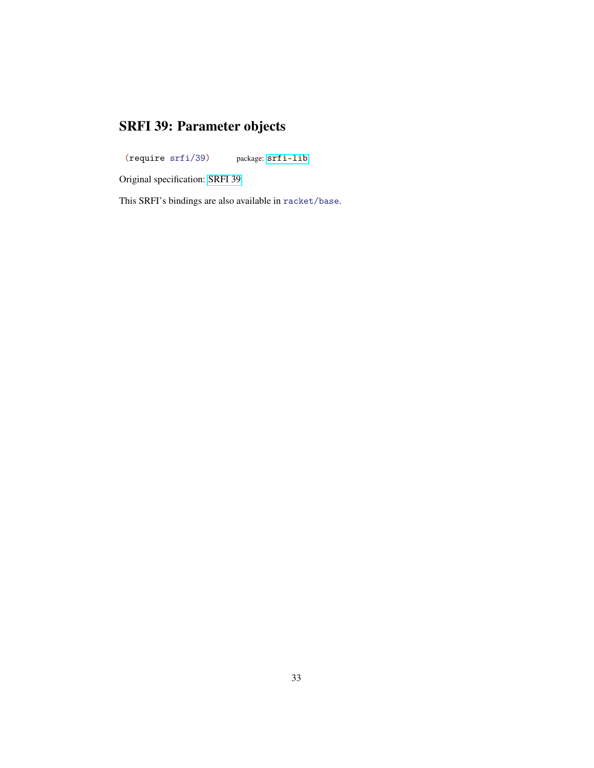# SRFI 39: Parameter objects

```
(require srfi/39)
```
package: srfi-lib

Original specification: SRFI 39

This SRFI's bindings are also available in `racket/base`.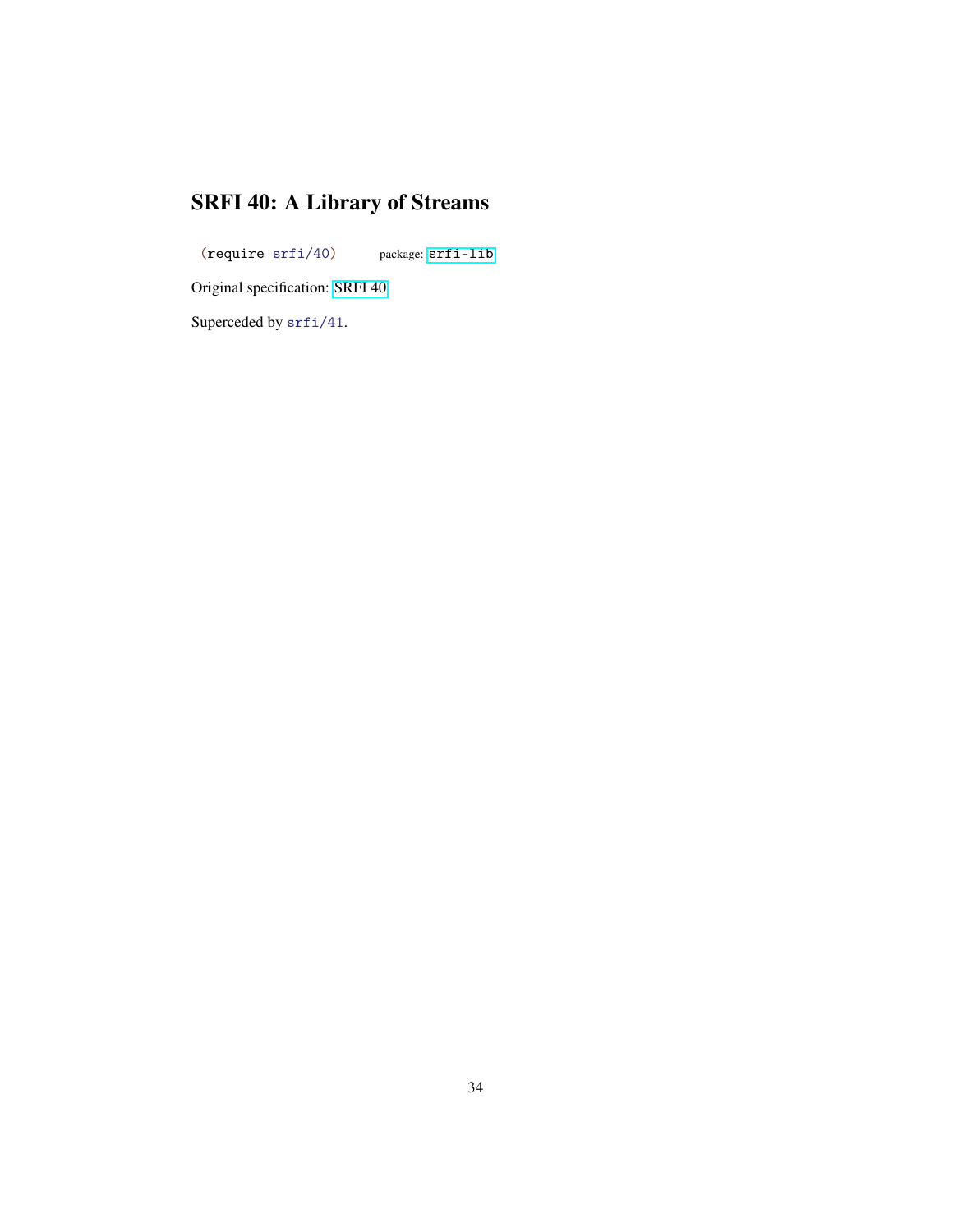# SRFI 40: A Library of Streams

```
(require srfi/40)
```
package: srfi-lib

Original specification: SRFI 40

Superceded by `srfi/41`.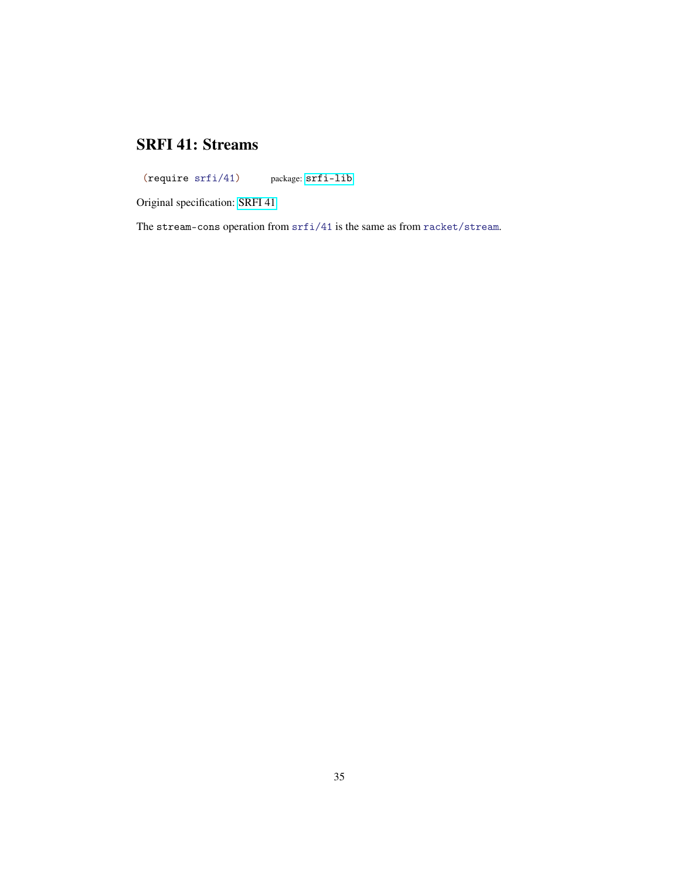# SRFI 41: Streams

```
(require srfi/41)
```
package: srfi-lib

Original specification: SRFI 41

The `stream-cons` operation from `srfi/41` is the same as from `racket/stream`.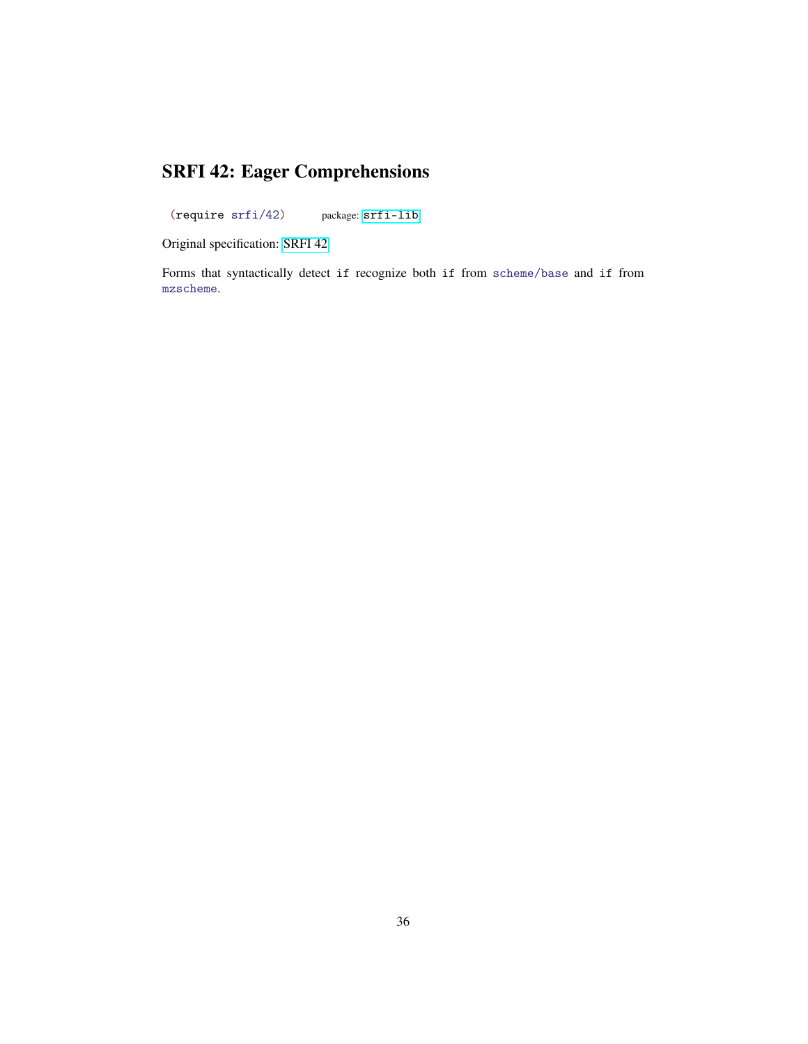# SRFI 42: Eager Comprehensions

```
(require srfi/42)
```
package: srfi-lib

Original specification: SRFI 42

Forms that syntactically detect `if` recognize both `if` from `scheme/base` and `if` from `mzscheme`.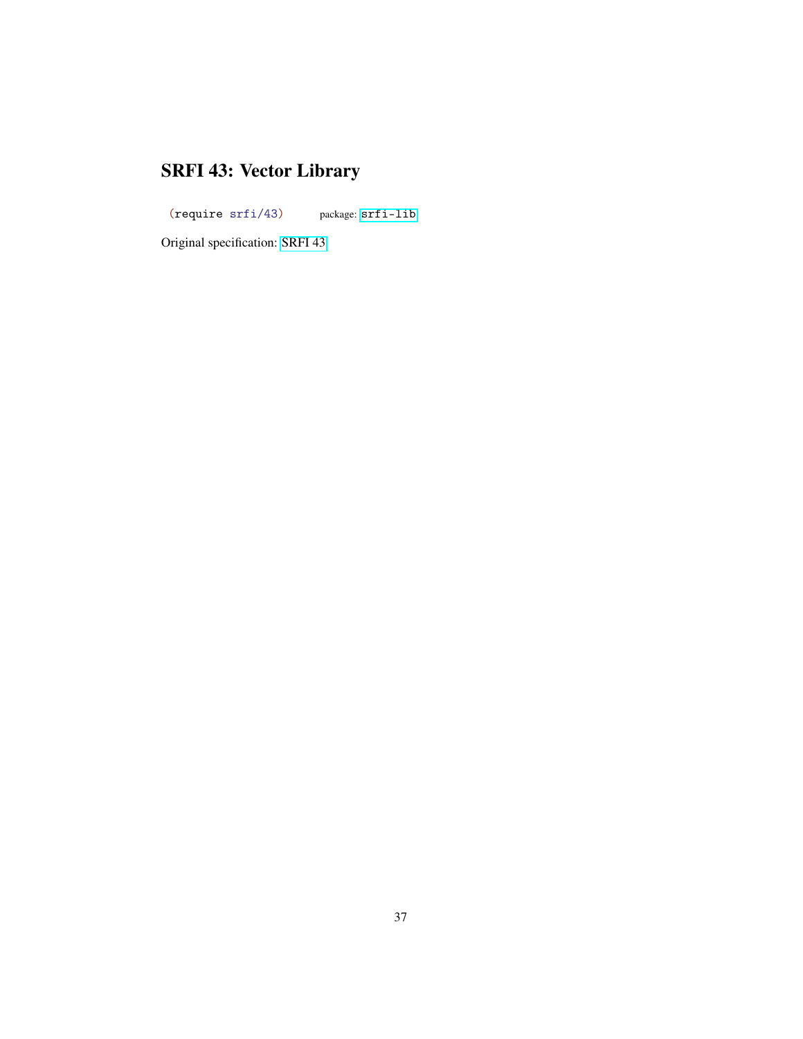# SRFI 43: Vector Library

```
(require srfi/43)
```
package: srfi-lib

Original specification: SRFI 43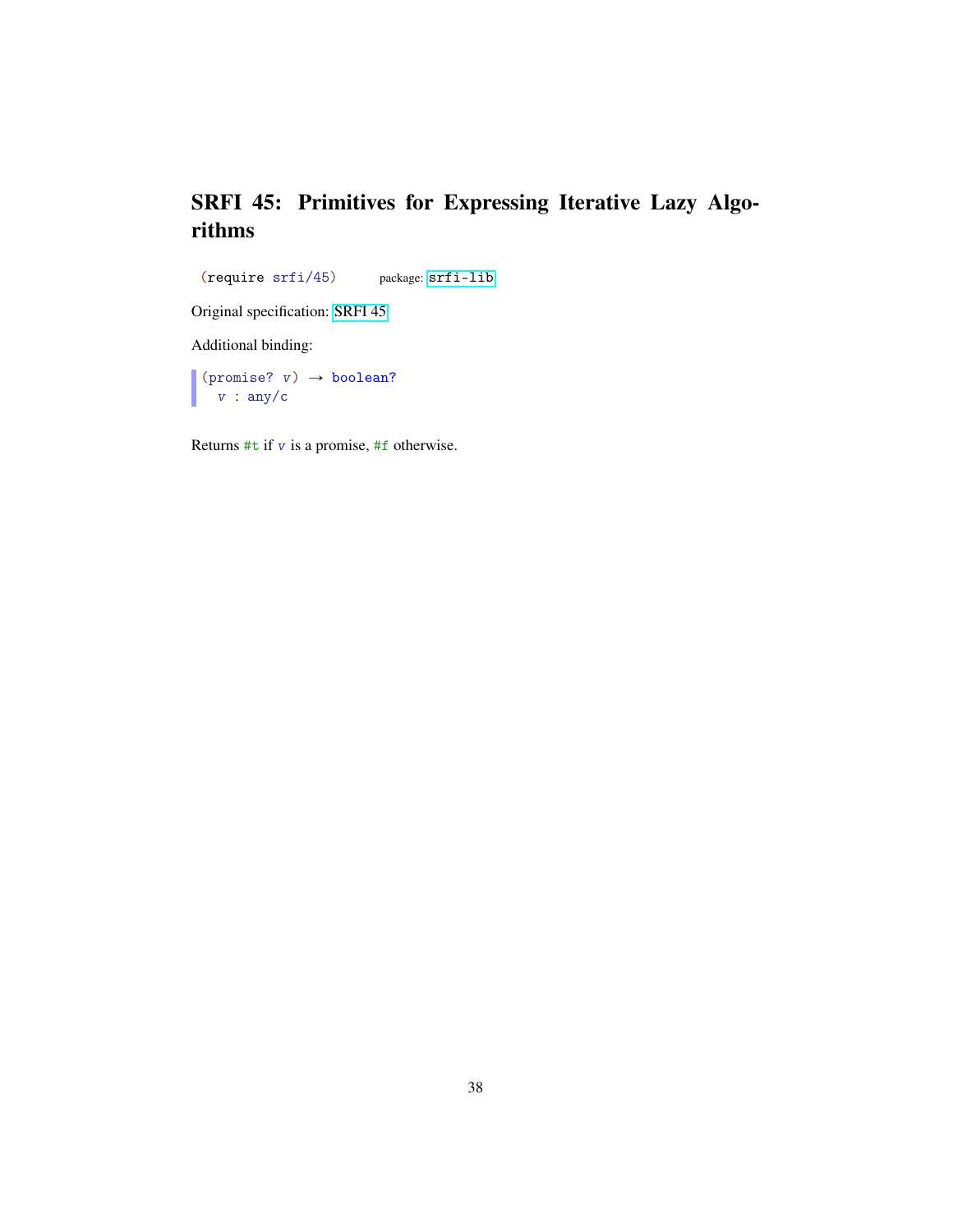# SRFI 45: Primitives for Expressing Iterative Lazy Algorithms

```
(require srfi/45)
```
package: srfi-lib

Original specification: SRFI 45

Additional binding:

```
(promise? v) → boolean?
  v : any/c
```

Returns #t if v is a promise, #f otherwise.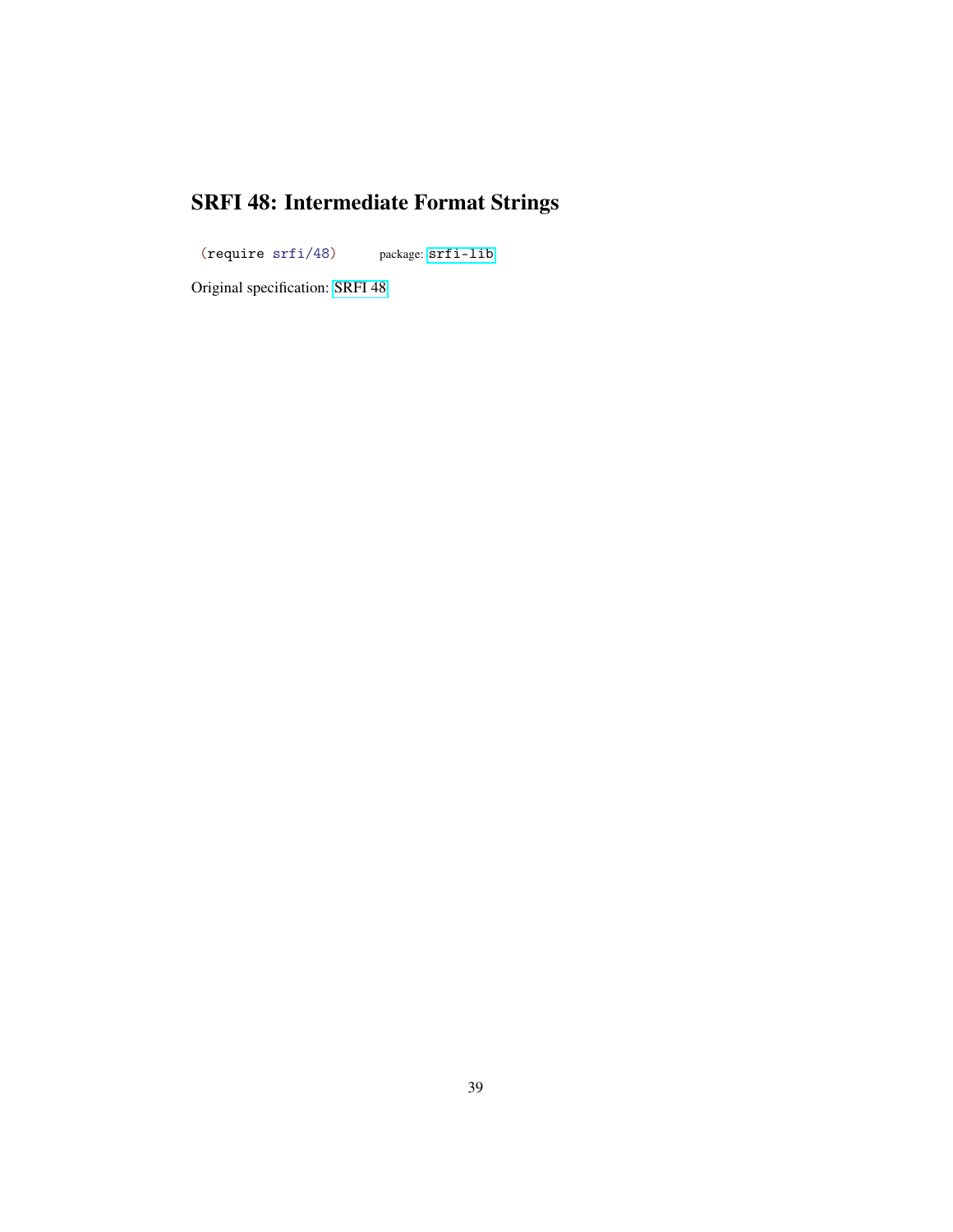# SRFI 48: Intermediate Format Strings

```
(require srfi/48)
```
package: `srfi-lib`

Original specification: SRFI 48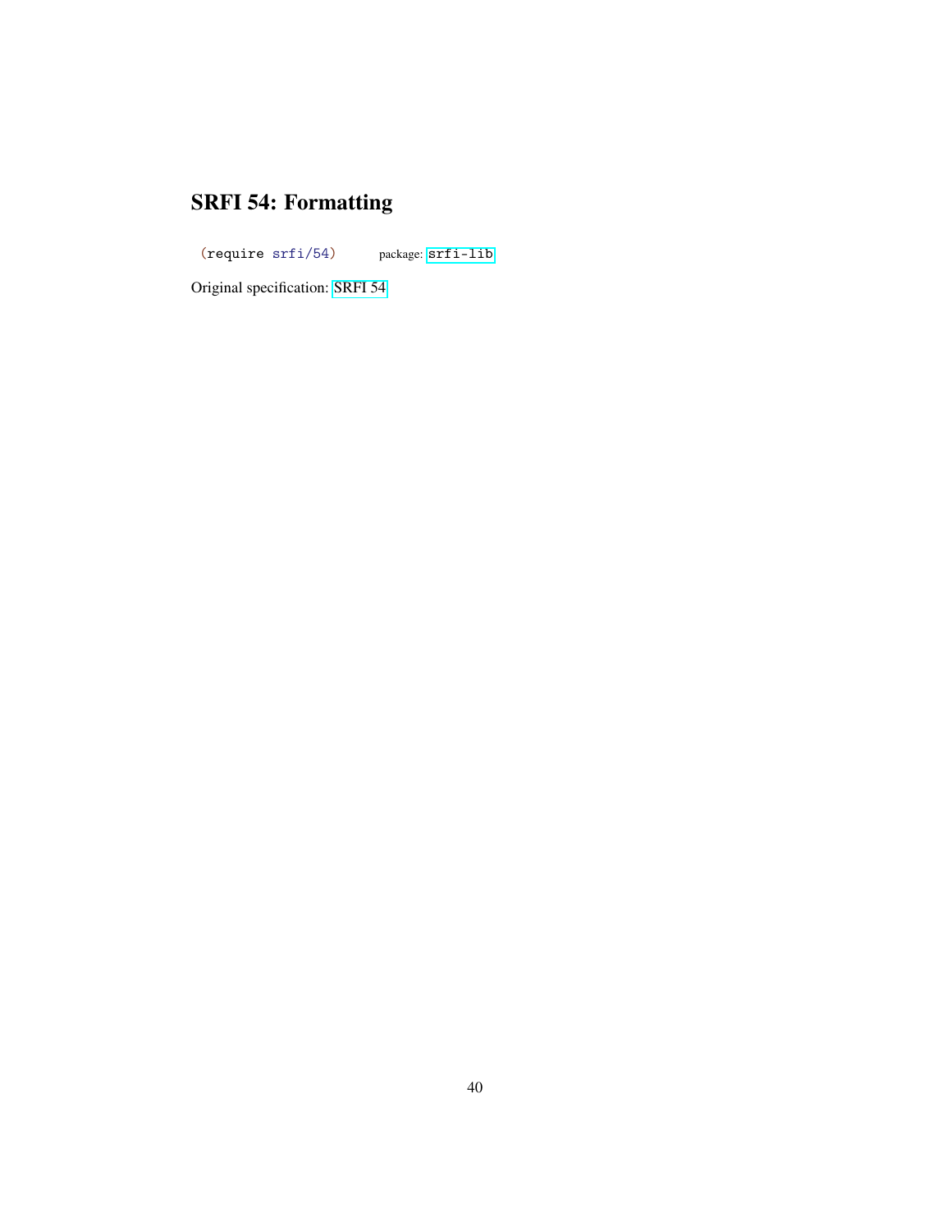# SRFI 54: Formatting

```
(require srfi/54)
```

package: srfi-lib

Original specification: SRFI 54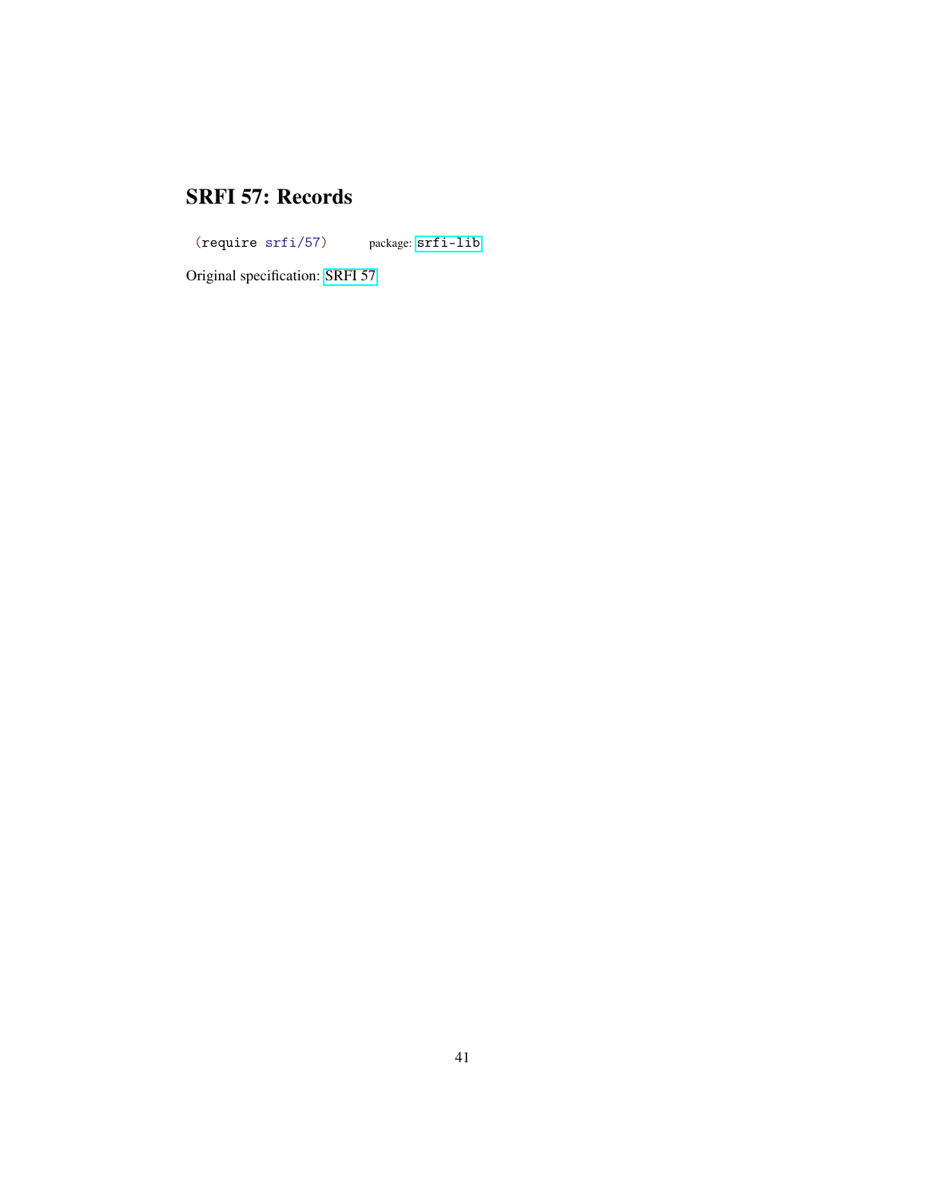# SRFI 57: Records

```
(require srfi/57)
```
package: srfi-lib

Original specification: SRFI 57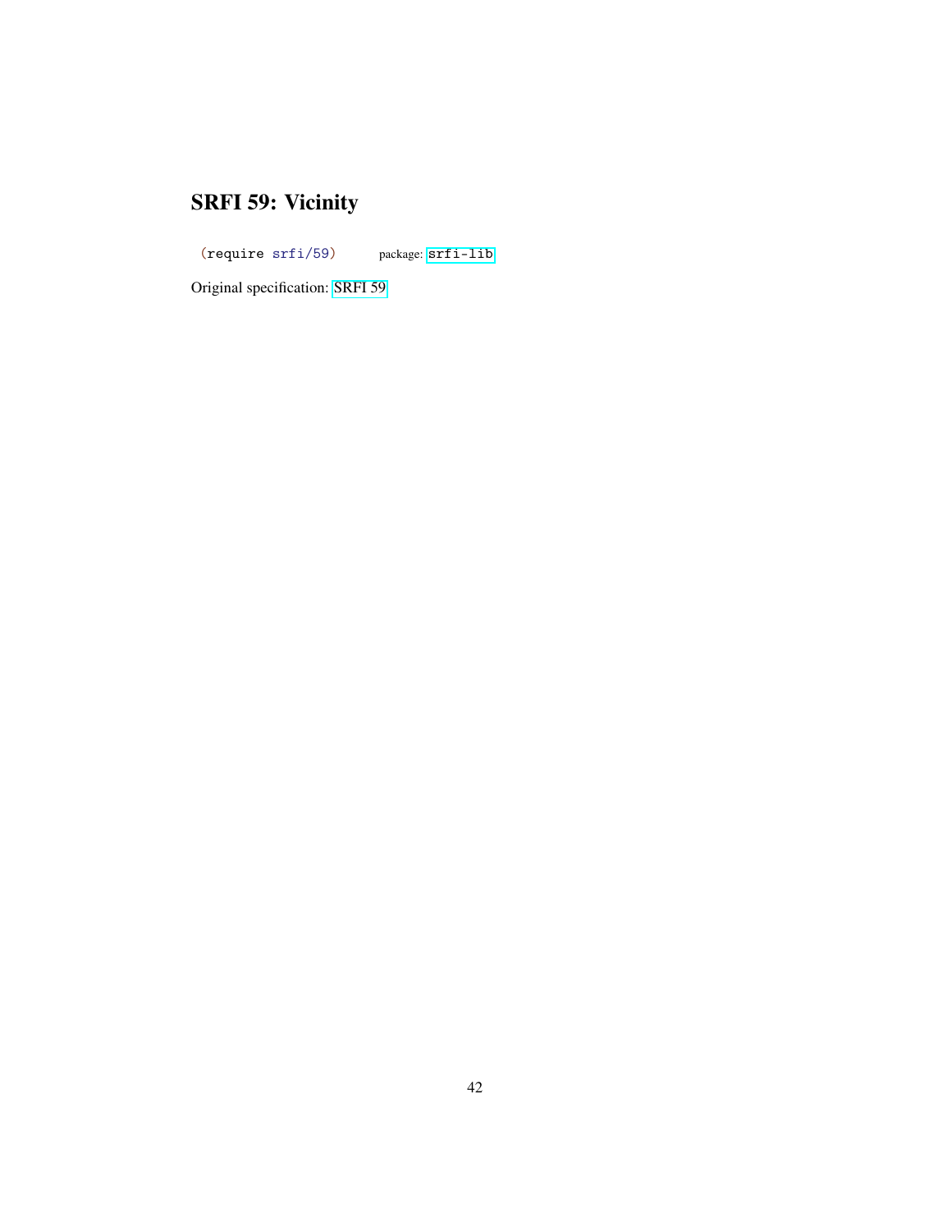# SRFI 59: Vicinity

```
(require srfi/59)
```
package: `srfi-lib`

Original specification: SRFI 59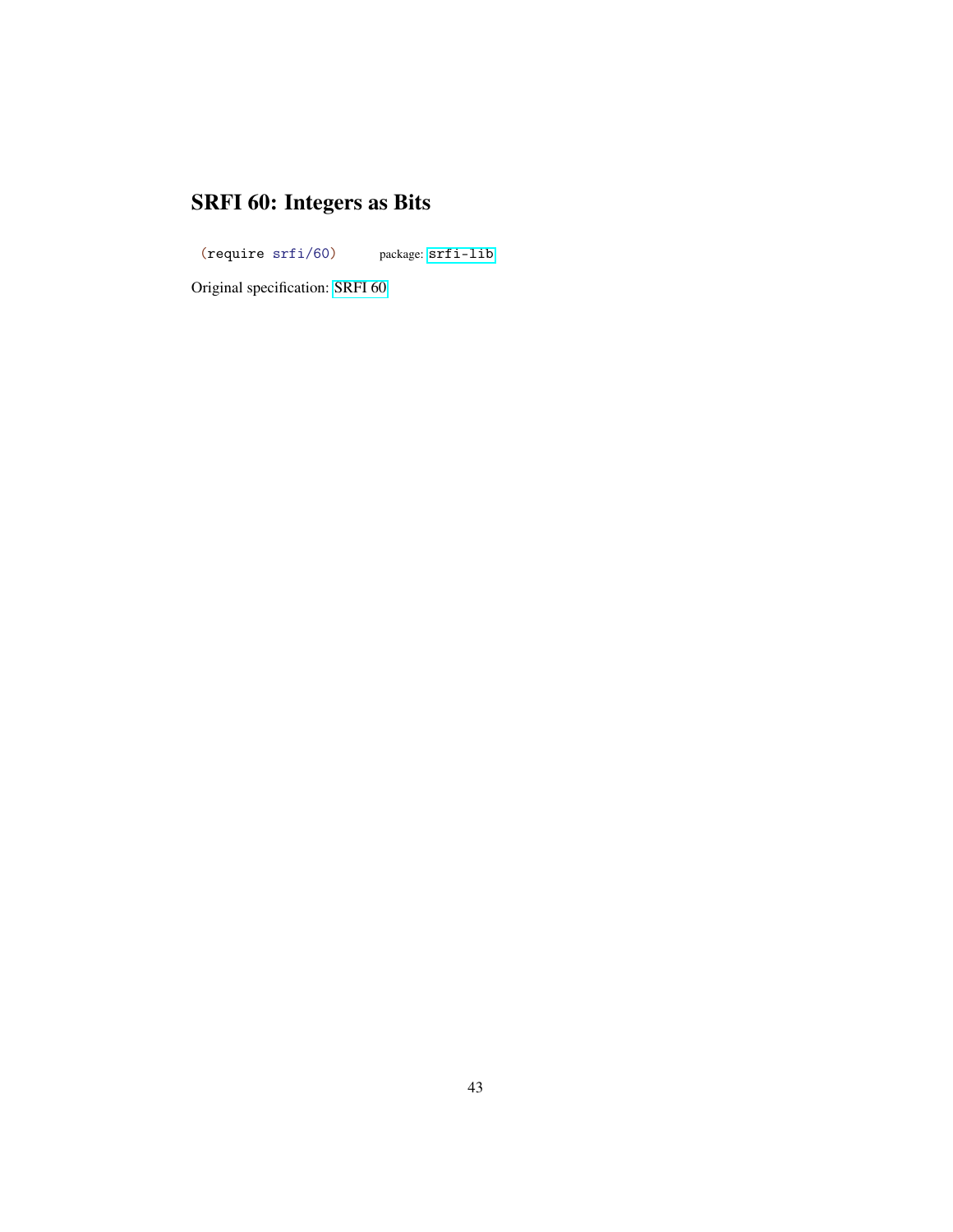# SRFI 60: Integers as Bits

```
(require srfi/60)
```

package: `srfi-lib`

Original specification: SRFI 60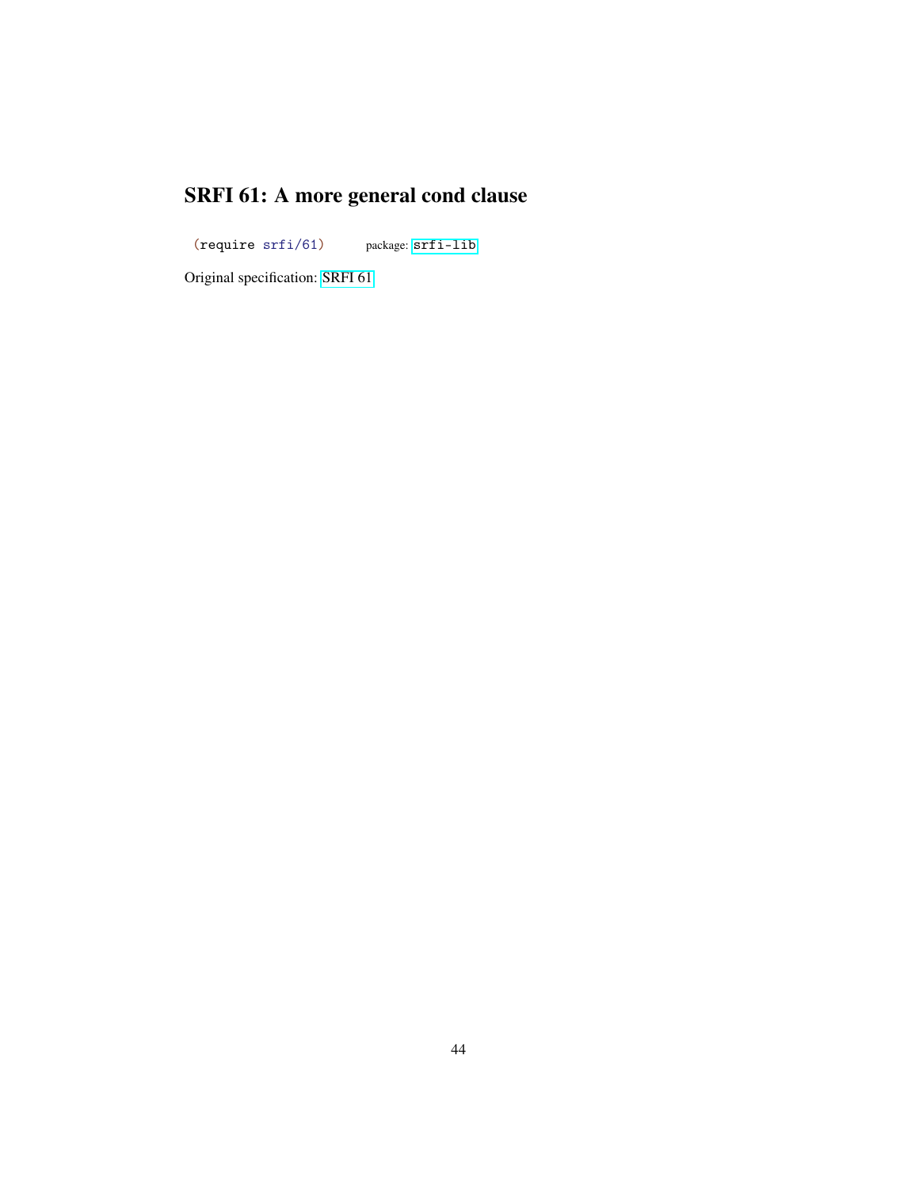# SRFI 61: A more general cond clause

```
(require srfi/61)
```
package: `srfi-lib`

Original specification: SRFI 61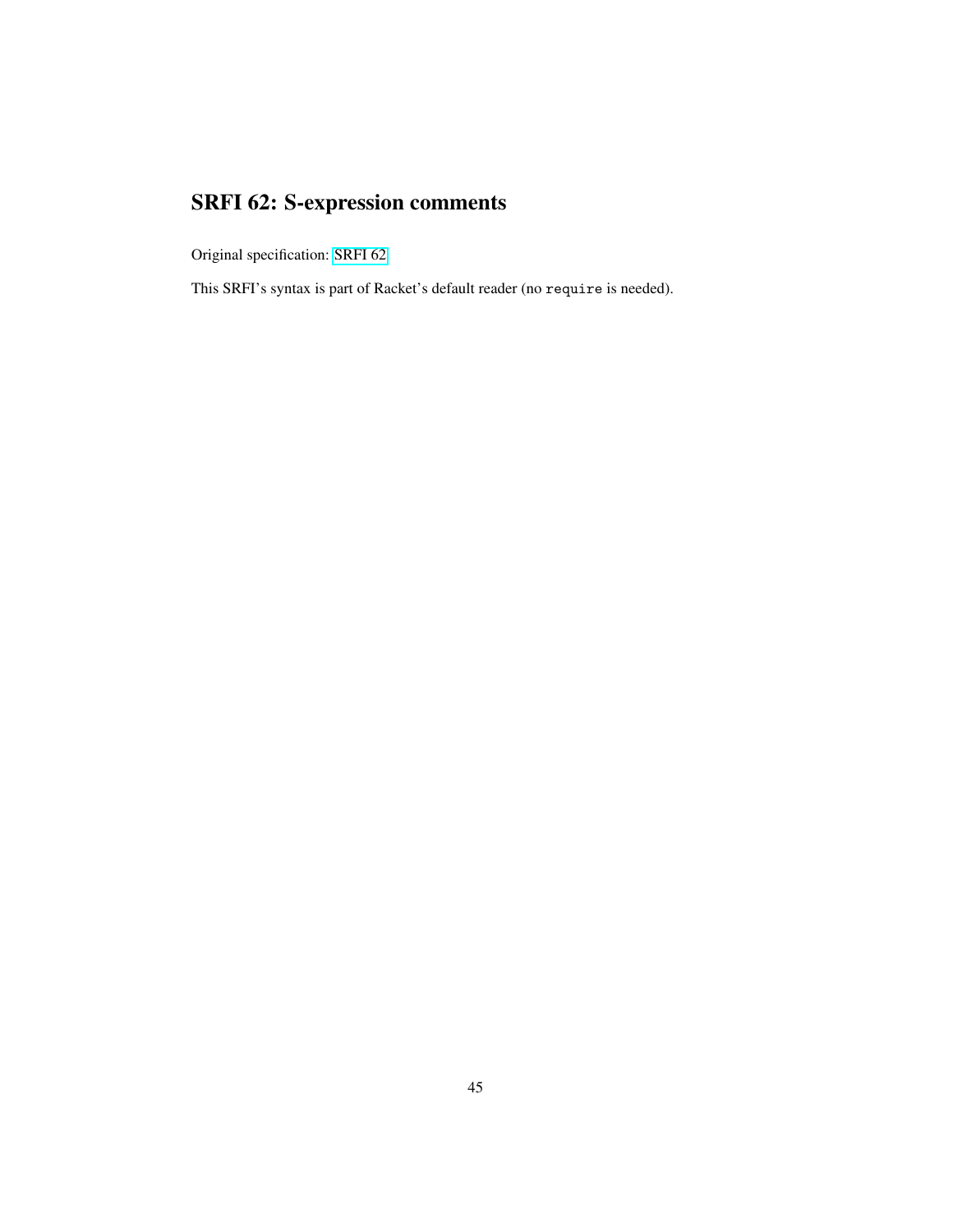# SRFI 62: S-expression comments

Original specification: SRFI 62

This SRFI's syntax is part of Racket's default reader (no `require` is needed).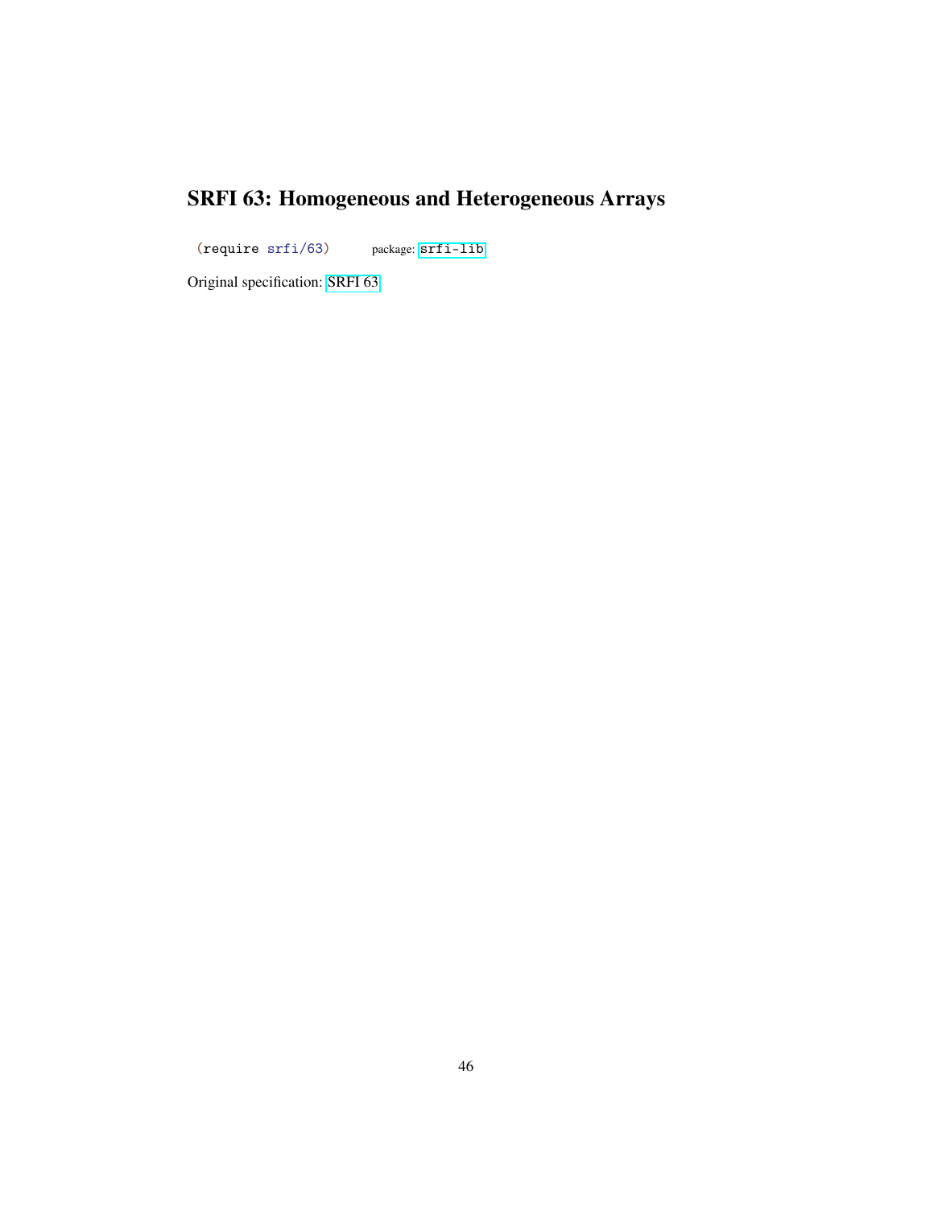# SRFI 63: Homogeneous and Heterogeneous Arrays

```
(require srfi/63)
```
package: `srfi-lib`

Original specification: SRFI 63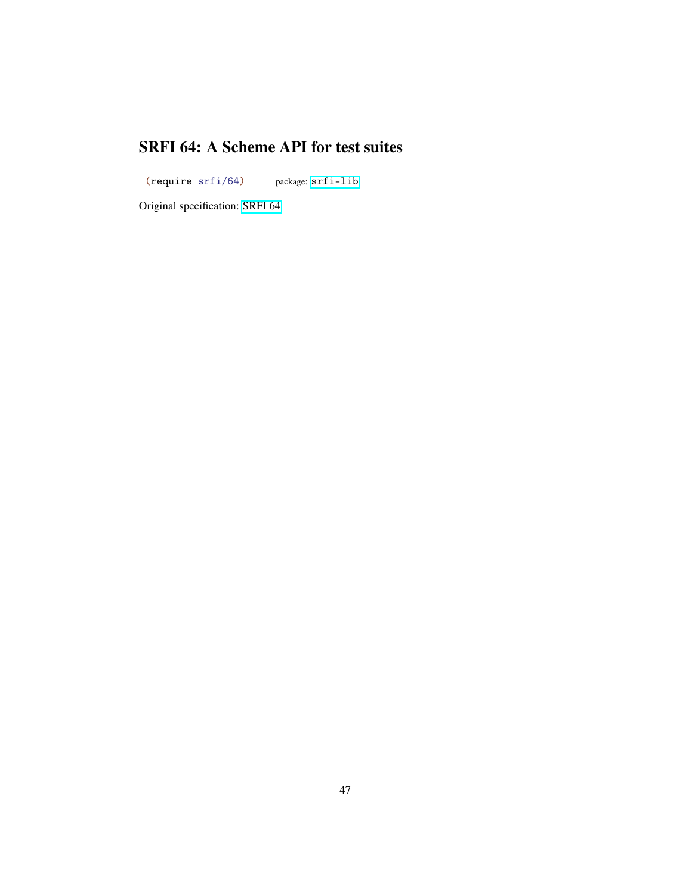# SRFI 64: A Scheme API for test suites

```
(require srfi/64)
```
package: srfi-lib

Original specification: SRFI 64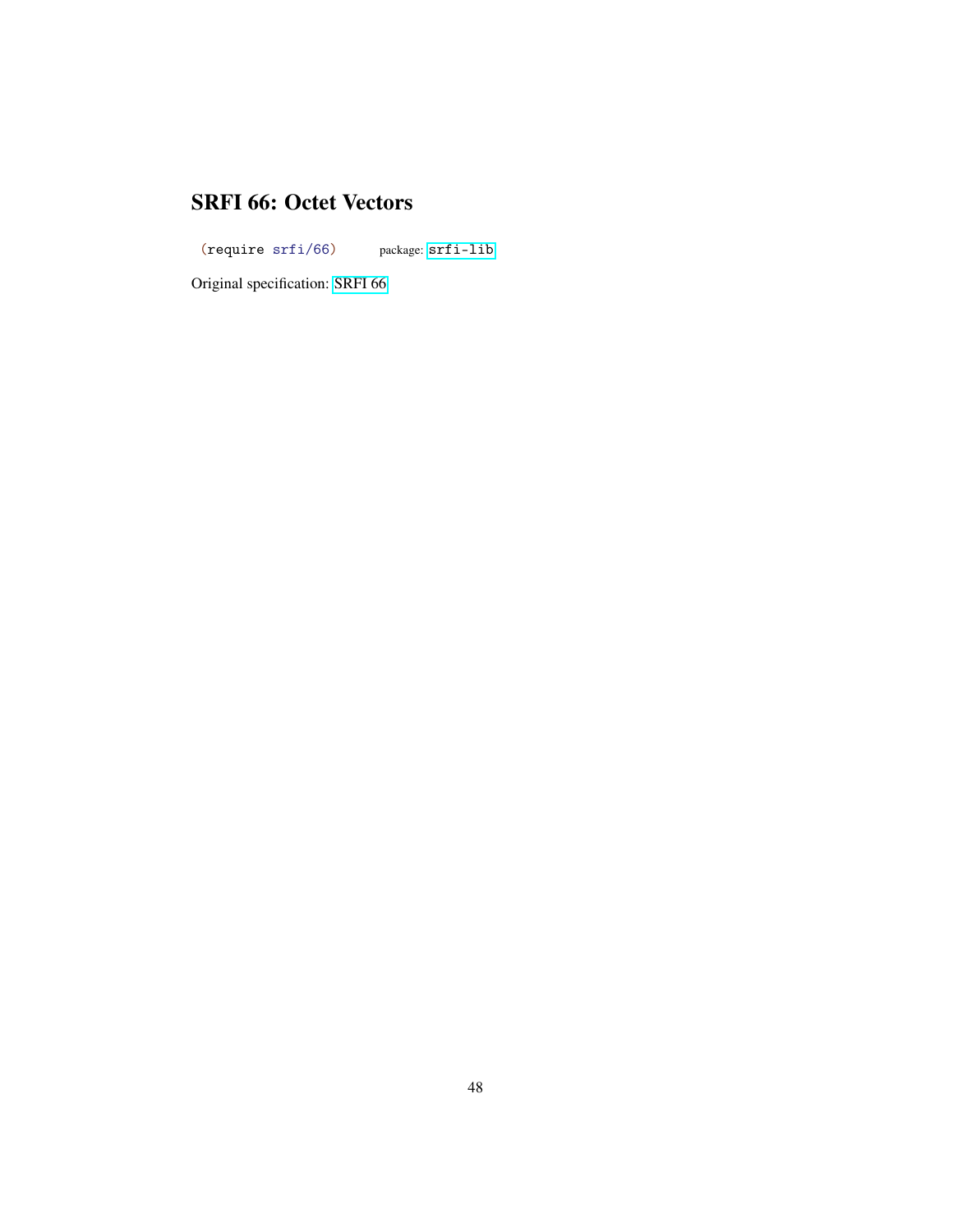# SRFI 66: Octet Vectors

```
(require srfi/66)
```
package: srfi-lib

Original specification: SRFI 66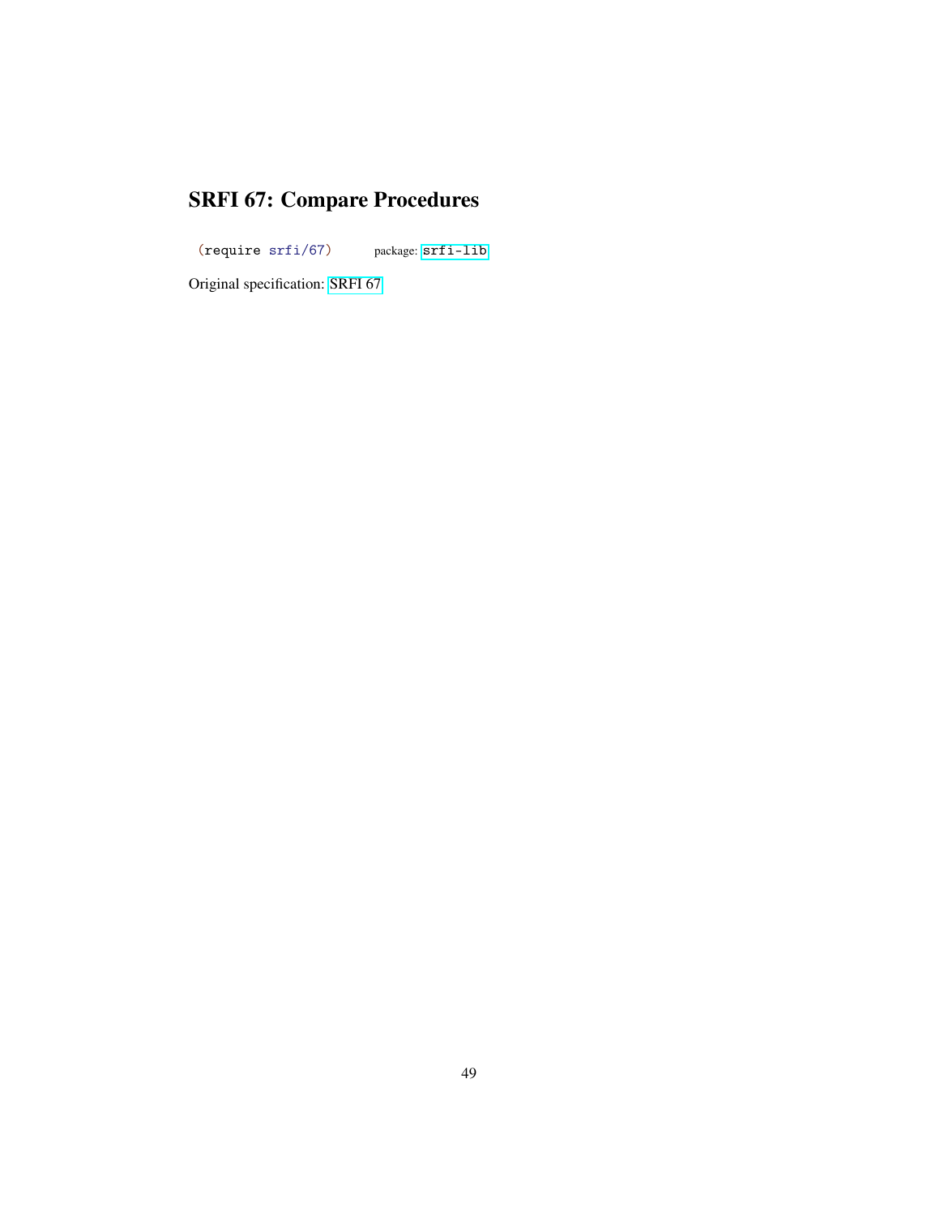# SRFI 67: Compare Procedures

```
(require srfi/67)
```

package: `srfi-lib`

Original specification: SRFI 67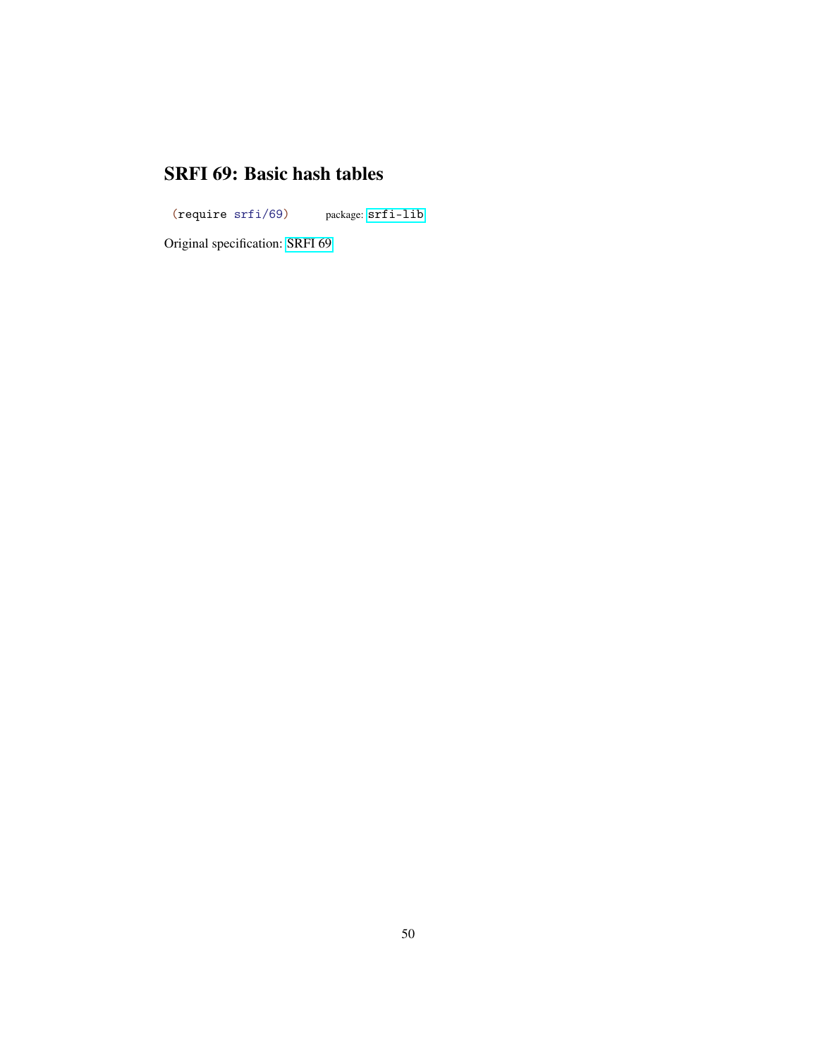# SRFI 69: Basic hash tables

```
(require srfi/69)
```
package: `srfi-lib`

Original specification: SRFI 69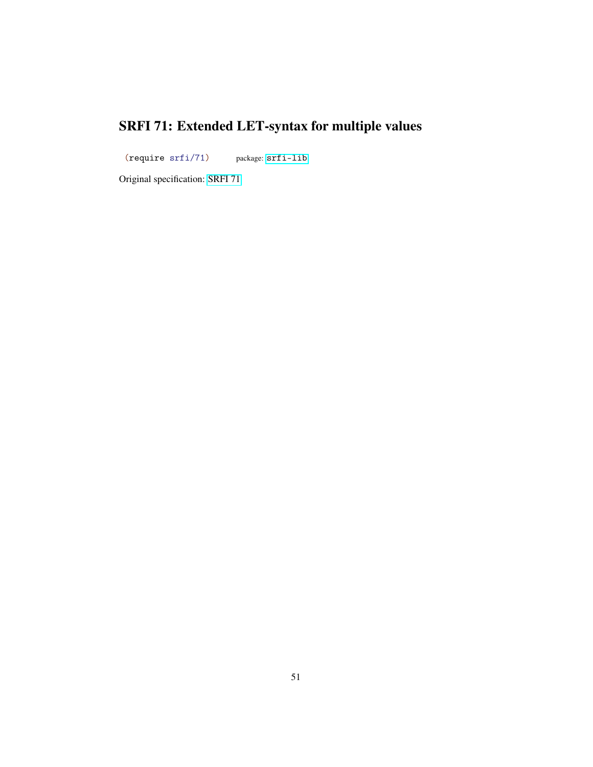# SRFI 71: Extended LET-syntax for multiple values

```
(require srfi/71)
```
package: `srfi-lib`

Original specification: SRFI 71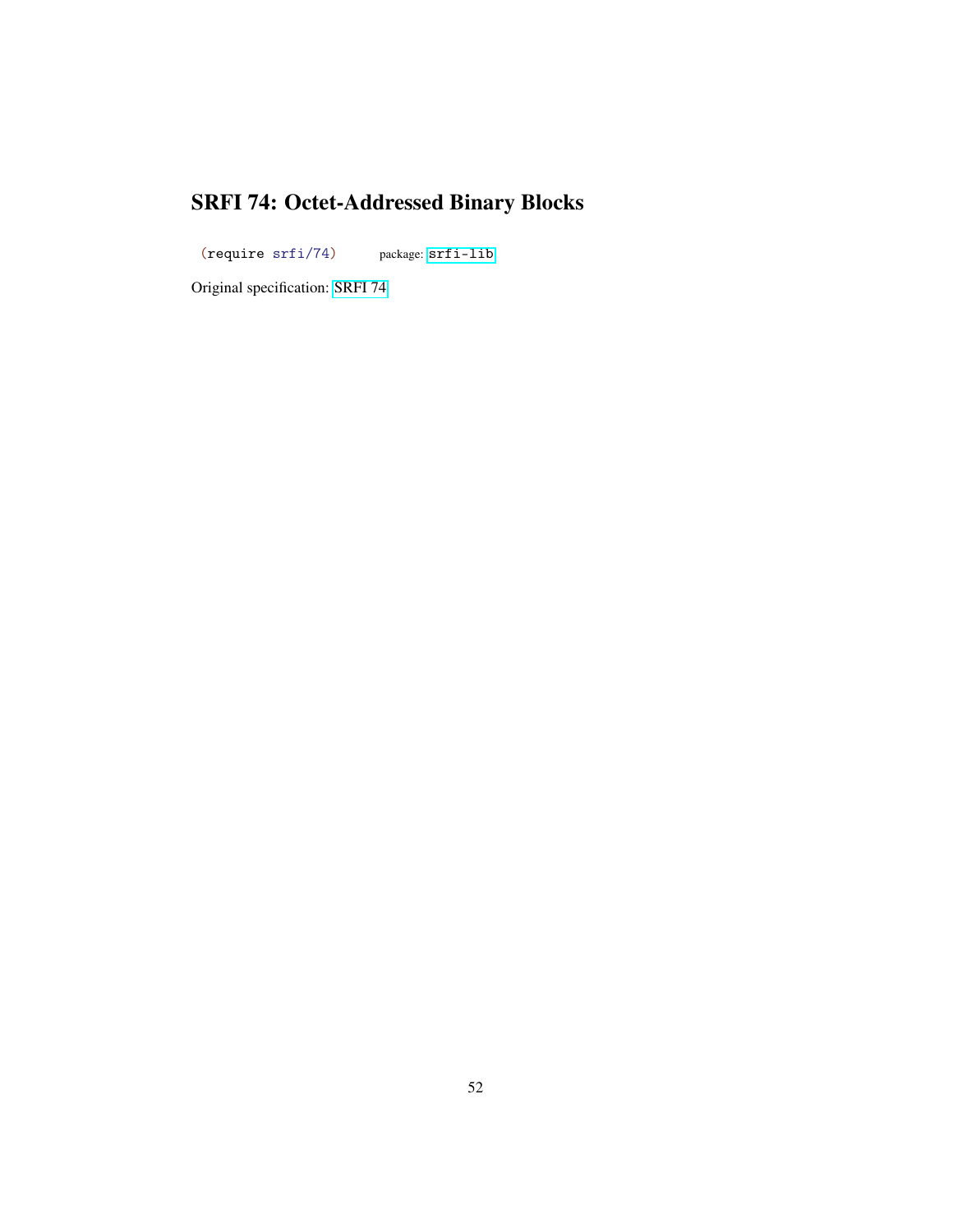# SRFI 74: Octet-Addressed Binary Blocks

```
(require srfi/74)
```
package: srfi-lib

Original specification: SRFI 74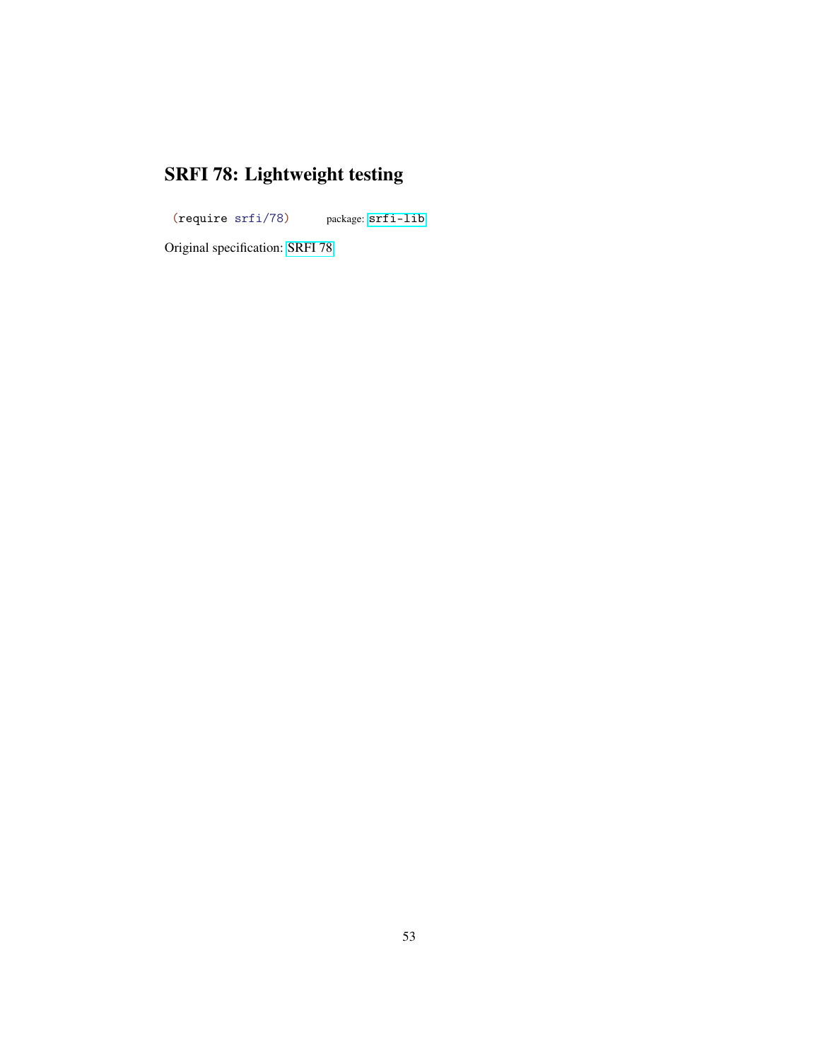# SRFI 78: Lightweight testing

```
(require srfi/78)
```
package: `srfi-lib`

Original specification: SRFI 78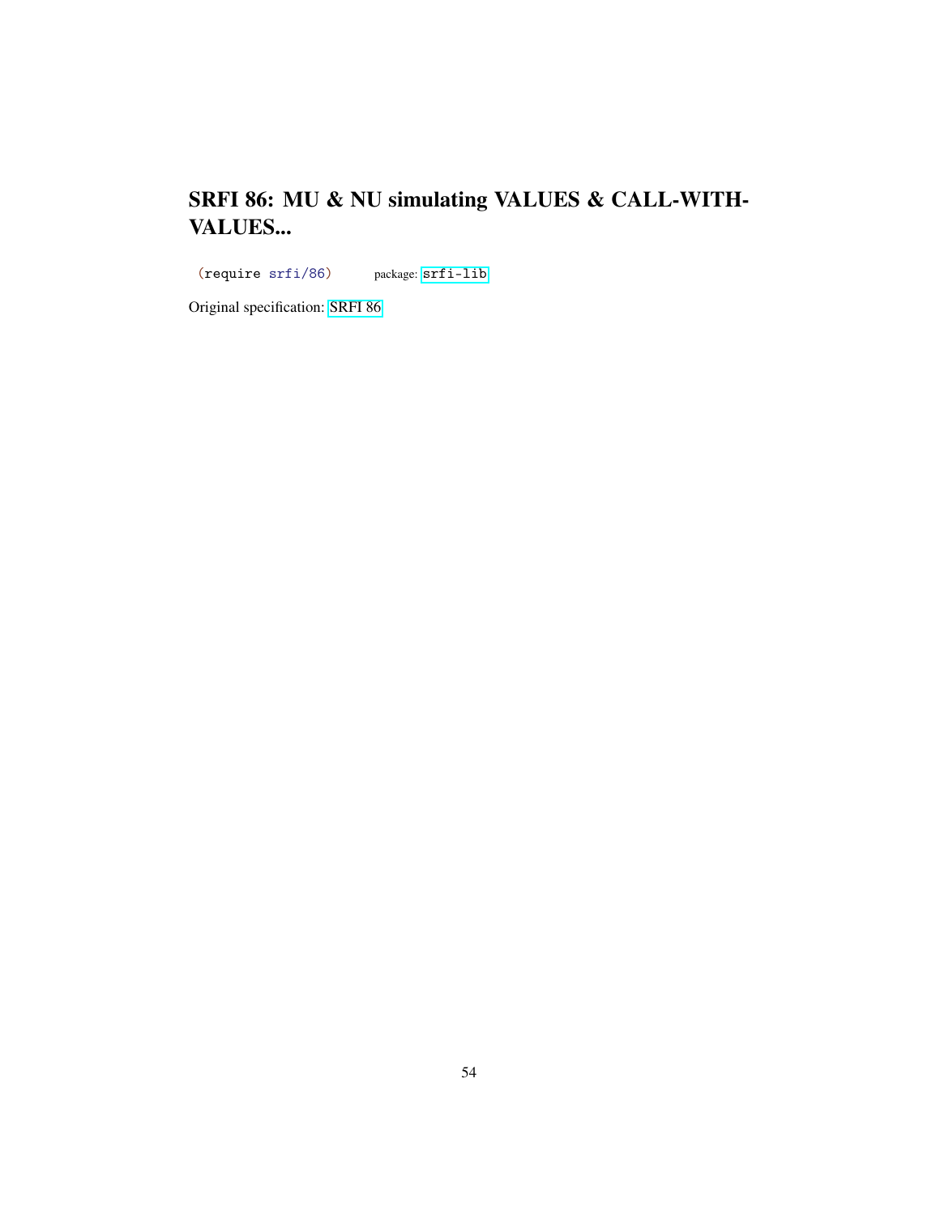# SRFI 86: MU & NU simulating VALUES & CALL-WITH-VALUES...

```
(require srfi/86)
```
package: srfi-lib

Original specification: SRFI 86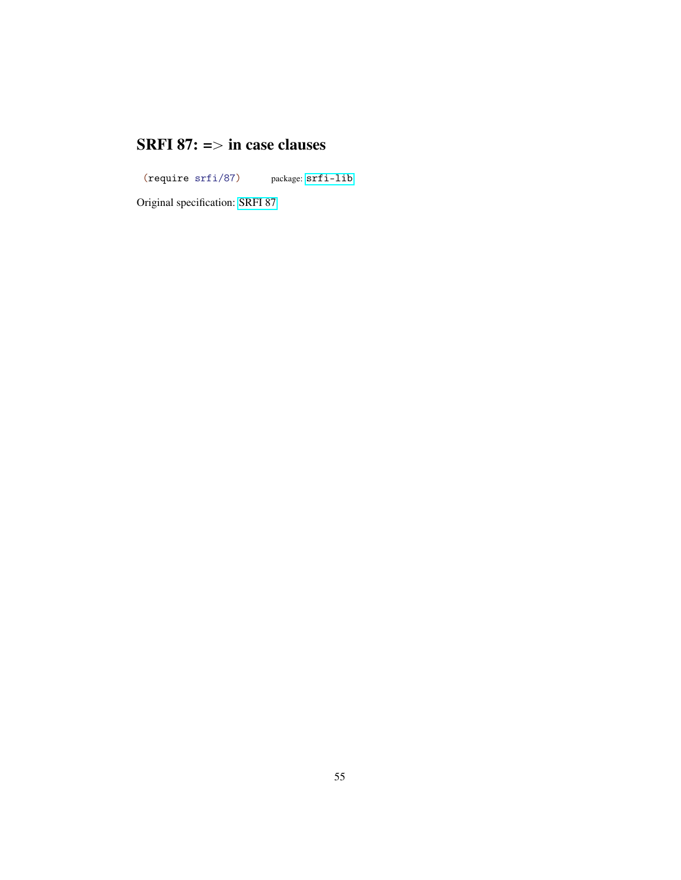# SRFI 87: => in case clauses

```
(require srfi/87)
```

package: `srfi-lib`

Original specification: SRFI 87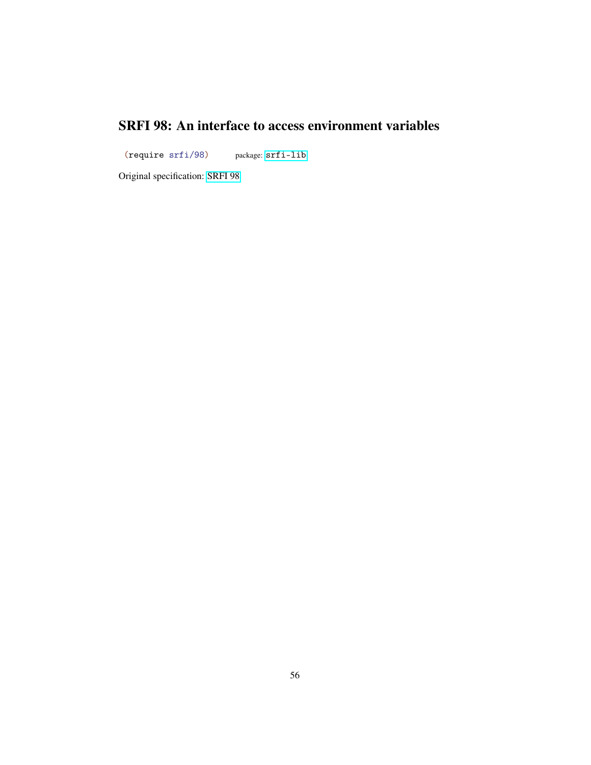# SRFI 98: An interface to access environment variables

```
(require srfi/98)
```
package: srfi-lib

Original specification: SRFI 98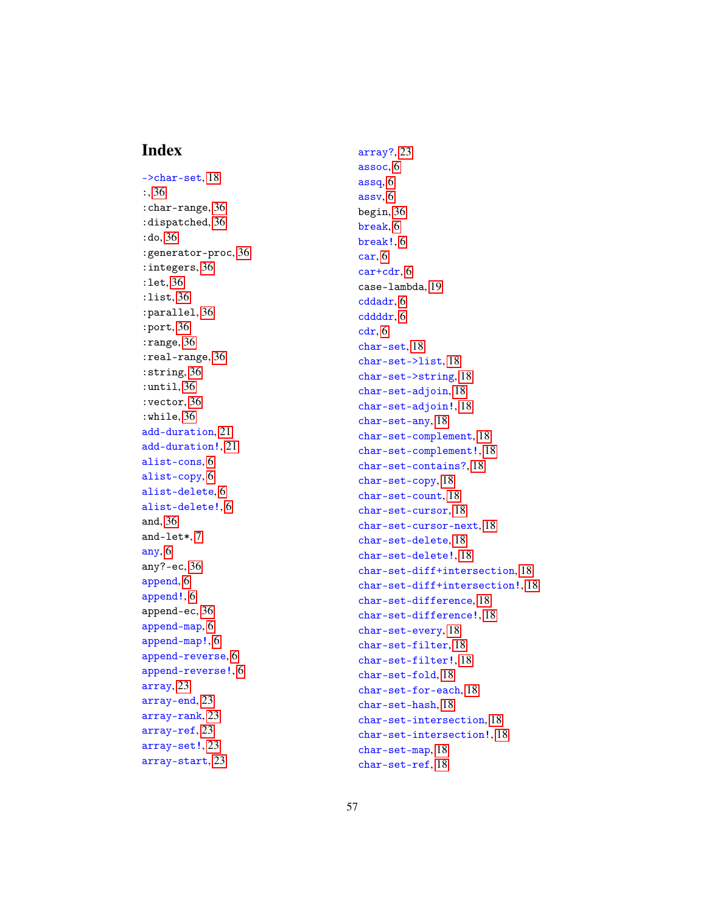# Index

->char-set, 18
:, 36
:char-range, 36
:dispatched, 36
:do, 36
:generator-proc, 36
:integers, 36
:let, 36
:list, 36
:parallel, 36
:port, 36
:range, 36
:real-range, 36
:string, 36
:until, 36
:vector, 36
:while, 36
add-duration, 21
add-duration!, 21
alist-cons, 6
alist-copy, 6
alist-delete, 6
alist-delete!, 6
and, 36
and-let*, 7
any, 6
any?-ec, 36
append, 6
append!, 6
append-ec, 36
append-map, 6
append-map!, 6
append-reverse, 6
append-reverse!, 6
array, 23
array-end, 23
array-rank, 23
array-ref, 23
array-set!, 23
array-start, 23
array?, 23
assoc, 6
assq, 6
assv, 6
begin, 36
break, 6
break!, 6
car, 6
car+cdr, 6
case-lambda, 19
cddadr, 6
cddddr, 6
cdr, 6
char-set, 18
char-set->list, 18
char-set->string, 18
char-set-adjoin, 18
char-set-adjoin!, 18
char-set-any, 18
char-set-complement, 18
char-set-complement!, 18
char-set-contains?, 18
char-set-copy, 18
char-set-count, 18
char-set-cursor, 18
char-set-cursor-next, 18
char-set-delete, 18
char-set-delete!, 18
char-set-diff+intersection, 18
char-set-diff+intersection!, 18
char-set-difference, 18
char-set-difference!, 18
char-set-every, 18
char-set-filter, 18
char-set-filter!, 18
char-set-fold, 18
char-set-for-each, 18
char-set-hash, 18
char-set-intersection, 18
char-set-intersection!, 18
char-set-map, 18
char-set-ref, 18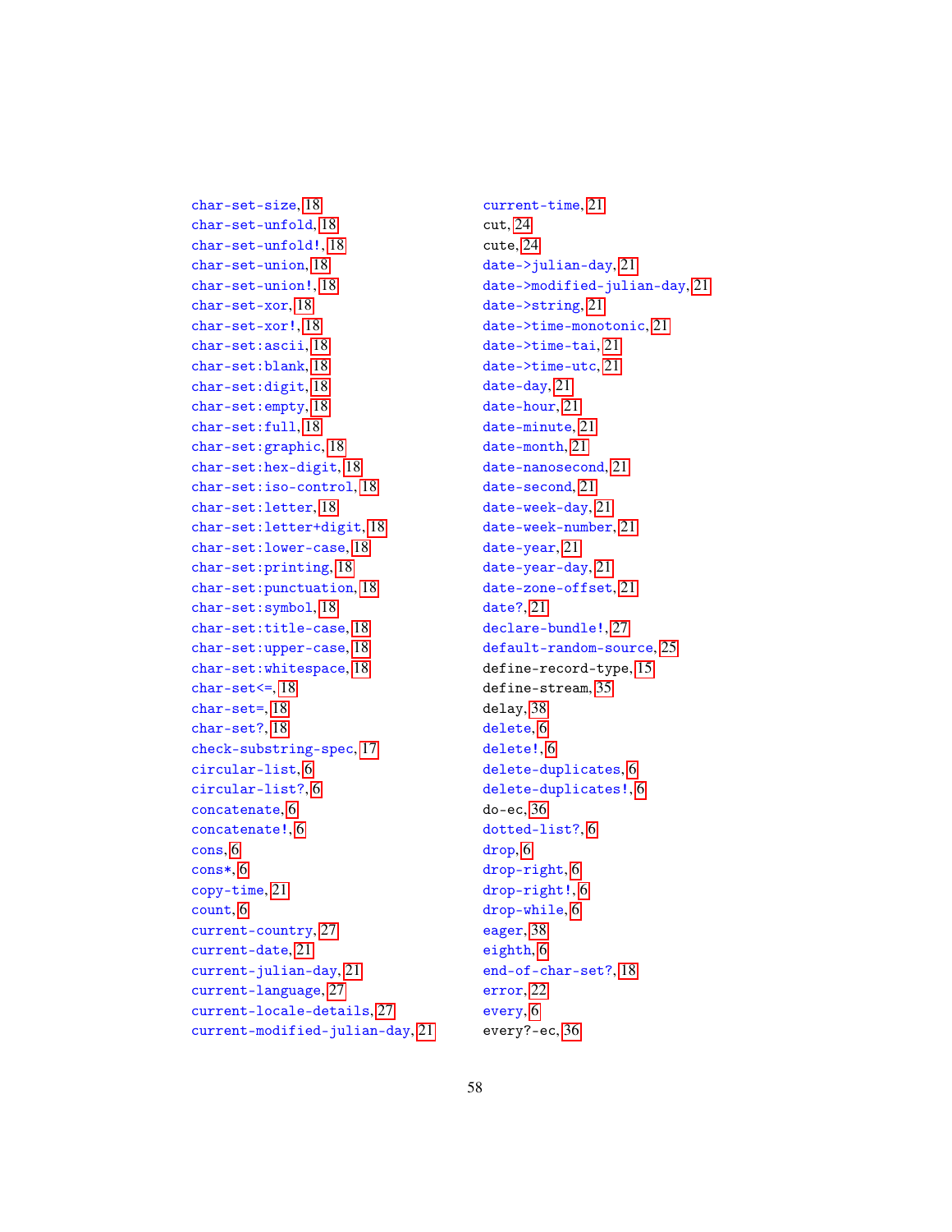char-set-size, 18
char-set-unfold, 18
char-set-unfold!, 18
char-set-union, 18
char-set-union!, 18
char-set-xor, 18
char-set-xor!, 18
char-set:ascii, 18
char-set:blank, 18
char-set:digit, 18
char-set:empty, 18
char-set:full, 18
char-set:graphic, 18
char-set:hex-digit, 18
char-set:iso-control, 18
char-set:letter, 18
char-set:letter+digit, 18
char-set:lower-case, 18
char-set:printing, 18
char-set:punctuation, 18
char-set:symbol, 18
char-set:title-case, 18
char-set:upper-case, 18
char-set:whitespace, 18
char-set<=, 18
char-set=, 18
char-set?, 18
check-substring-spec, 17
circular-list, 6
circular-list?, 6
concatenate, 6
concatenate!, 6
cons, 6
cons*, 6
copy-time, 21
count, 6
current-country, 27
current-date, 21
current-julian-day, 21
current-language, 27
current-locale-details, 27
current-modified-julian-day, 21
current-time, 21
cut, 24
cute, 24
date->julian-day, 21
date->modified-julian-day, 21
date->string, 21
date->time-monotonic, 21
date->time-tai, 21
date->time-utc, 21
date-day, 21
date-hour, 21
date-minute, 21
date-month, 21
date-nanosecond, 21
date-second, 21
date-week-day, 21
date-week-number, 21
date-year, 21
date-year-day, 21
date-zone-offset, 21
date?, 21
declare-bundle!, 27
default-random-source, 25
define-record-type, 15
define-stream, 35
delay, 38
delete, 6
delete!, 6
delete-duplicates, 6
delete-duplicates!, 6
do-ec, 36
dotted-list?, 6
drop, 6
drop-right, 6
drop-right!, 6
drop-while, 6
eager, 38
eighth, 6
end-of-char-set?, 18
error, 22
every, 6
every?-ec, 36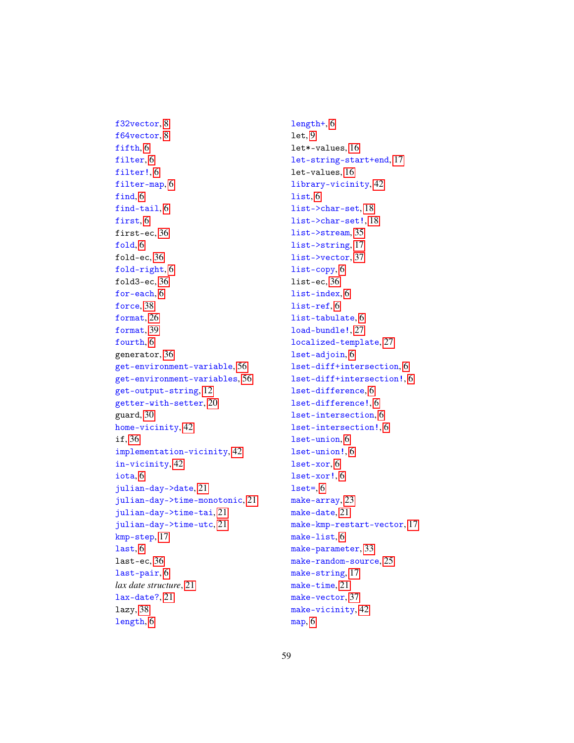f32vector, 8
f64vector, 8
fifth, 6
filter, 6
filter!, 6
filter-map, 6
find, 6
find-tail, 6
first, 6
first-ec, 36
fold, 6
fold-ec, 36
fold-right, 6
fold3-ec, 36
for-each, 6
force, 38
format, 26
format, 39
fourth, 6
generator, 36
get-environment-variable, 56
get-environment-variables, 56
get-output-string, 12
getter-with-setter, 20
guard, 30
home-vicinity, 42
if, 36
implementation-vicinity, 42
in-vicinity, 42
iota, 6
julian-day->date, 21
julian-day->time-monotonic, 21
julian-day->time-tai, 21
julian-day->time-utc, 21
kmp-step, 17
last, 6
last-ec, 36
last-pair, 6
*lax date structure*, 21
lax-date?, 21
lazy, 38
length, 6
length+, 6
let, 9
let*-values, 16
let-string-start+end, 17
let-values, 16
library-vicinity, 42
list, 6
list->char-set, 18
list->char-set!, 18
list->stream, 35
list->string, 17
list->vector, 37
list-copy, 6
list-ec, 36
list-index, 6
list-ref, 6
list-tabulate, 6
load-bundle!, 27
localized-template, 27
lset-adjoin, 6
lset-diff+intersection, 6
lset-diff+intersection!, 6
lset-difference, 6
lset-difference!, 6
lset-intersection, 6
lset-intersection!, 6
lset-union, 6
lset-union!, 6
lset-xor, 6
lset-xor!, 6
lset=, 6
make-array, 23
make-date, 21
make-kmp-restart-vector, 17
make-list, 6
make-parameter, 33
make-random-source, 25
make-string, 17
make-time, 21
make-vector, 37
make-vicinity, 42
map, 6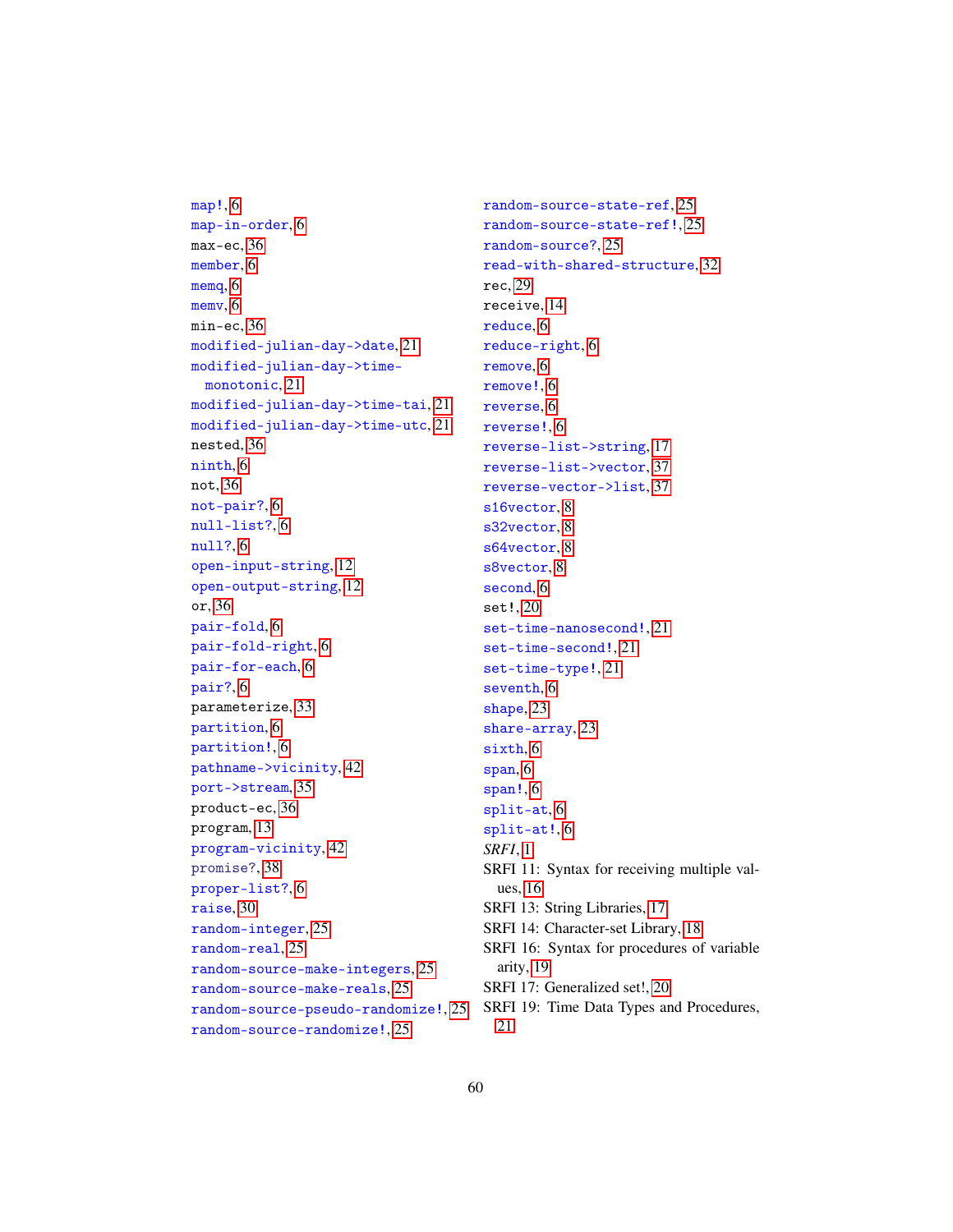map!, 6
map-in-order, 6
max-ec, 36
member, 6
memq, 6
memv, 6
min-ec, 36
modified-julian-day->date, 21
modified-julian-day->time-monotonic, 21
modified-julian-day->time-tai, 21
modified-julian-day->time-utc, 21
nested, 36
ninth, 6
not, 36
not-pair?, 6
null-list?, 6
null?, 6
open-input-string, 12
open-output-string, 12
or, 36
pair-fold, 6
pair-fold-right, 6
pair-for-each, 6
pair?, 6
parameterize, 33
partition, 6
partition!, 6
pathname->vicinity, 42
port->stream, 35
product-ec, 36
program, 13
program-vicinity, 42
promise?, 38
proper-list?, 6
raise, 30
random-integer, 25
random-real, 25
random-source-make-integers, 25
random-source-make-reals, 25
random-source-pseudo-randomize!, 25
random-source-randomize!, 25
random-source-state-ref, 25
random-source-state-ref!, 25
random-source?, 25
read-with-shared-structure, 32
rec, 29
receive, 14
reduce, 6
reduce-right, 6
remove, 6
remove!, 6
reverse, 6
reverse!, 6
reverse-list->string, 17
reverse-list->vector, 37
reverse-vector->list, 37
s16vector, 8
s32vector, 8
s64vector, 8
s8vector, 8
second, 6
set!, 20
set-time-nanosecond!, 21
set-time-second!, 21
set-time-type!, 21
seventh, 6
shape, 23
share-array, 23
sixth, 6
span, 6
span!, 6
split-at, 6
split-at!, 6
*SRFI*, 1
SRFI 11: Syntax for receiving multiple values, 16
SRFI 13: String Libraries, 17
SRFI 14: Character-set Library, 18
SRFI 16: Syntax for procedures of variable arity, 19
SRFI 17: Generalized set!, 20
SRFI 19: Time Data Types and Procedures, 21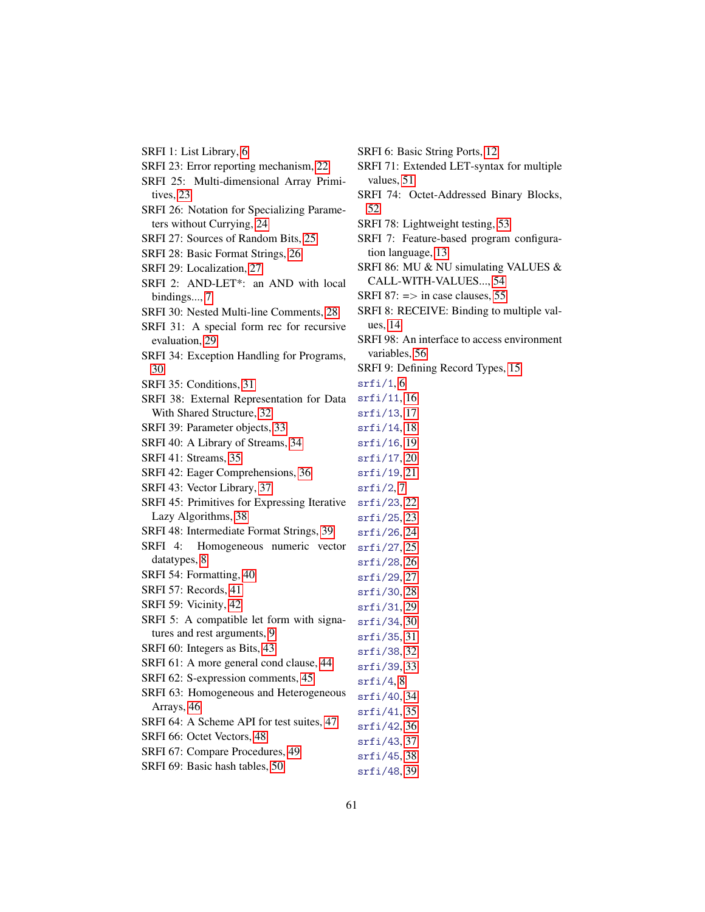SRFI 1: List Library, 6
SRFI 23: Error reporting mechanism, 22
SRFI 25: Multi-dimensional Array Primitives, 23
SRFI 26: Notation for Specializing Parameters without Currying, 24
SRFI 27: Sources of Random Bits, 25
SRFI 28: Basic Format Strings, 26
SRFI 29: Localization, 27
SRFI 2: AND-LET*: an AND with local bindings..., 7
SRFI 30: Nested Multi-line Comments, 28
SRFI 31: A special form rec for recursive evaluation, 29
SRFI 34: Exception Handling for Programs, 30
SRFI 35: Conditions, 31
SRFI 38: External Representation for Data With Shared Structure, 32
SRFI 39: Parameter objects, 33
SRFI 40: A Library of Streams, 34
SRFI 41: Streams, 35
SRFI 42: Eager Comprehensions, 36
SRFI 43: Vector Library, 37
SRFI 45: Primitives for Expressing Iterative Lazy Algorithms, 38
SRFI 48: Intermediate Format Strings, 39
SRFI 4: Homogeneous numeric vector datatypes, 8
SRFI 54: Formatting, 40
SRFI 57: Records, 41
SRFI 59: Vicinity, 42
SRFI 5: A compatible let form with signatures and rest arguments, 9
SRFI 60: Integers as Bits, 43
SRFI 61: A more general cond clause, 44
SRFI 62: S-expression comments, 45
SRFI 63: Homogeneous and Heterogeneous Arrays, 46
SRFI 64: A Scheme API for test suites, 47
SRFI 66: Octet Vectors, 48
SRFI 67: Compare Procedures, 49
SRFI 69: Basic hash tables, 50
SRFI 6: Basic String Ports, 12
SRFI 71: Extended LET-syntax for multiple values, 51
SRFI 74: Octet-Addressed Binary Blocks, 52
SRFI 78: Lightweight testing, 53
SRFI 7: Feature-based program configuration language, 13
SRFI 86: MU & NU simulating VALUES & CALL-WITH-VALUES..., 54
SRFI 87: => in case clauses, 55
SRFI 8: RECEIVE: Binding to multiple values, 14
SRFI 98: An interface to access environment variables, 56
SRFI 9: Defining Record Types, 15
`srfi/1`, 6
`srfi/11`, 16
`srfi/13`, 17
`srfi/14`, 18
`srfi/16`, 19
`srfi/17`, 20
`srfi/19`, 21
`srfi/2`, 7
`srfi/23`, 22
`srfi/25`, 23
`srfi/26`, 24
`srfi/27`, 25
`srfi/28`, 26
`srfi/29`, 27
`srfi/30`, 28
`srfi/31`, 29
`srfi/34`, 30
`srfi/35`, 31
`srfi/38`, 32
`srfi/39`, 33
`srfi/4`, 8
`srfi/40`, 34
`srfi/41`, 35
`srfi/42`, 36
`srfi/43`, 37
`srfi/45`, 38
`srfi/48`, 39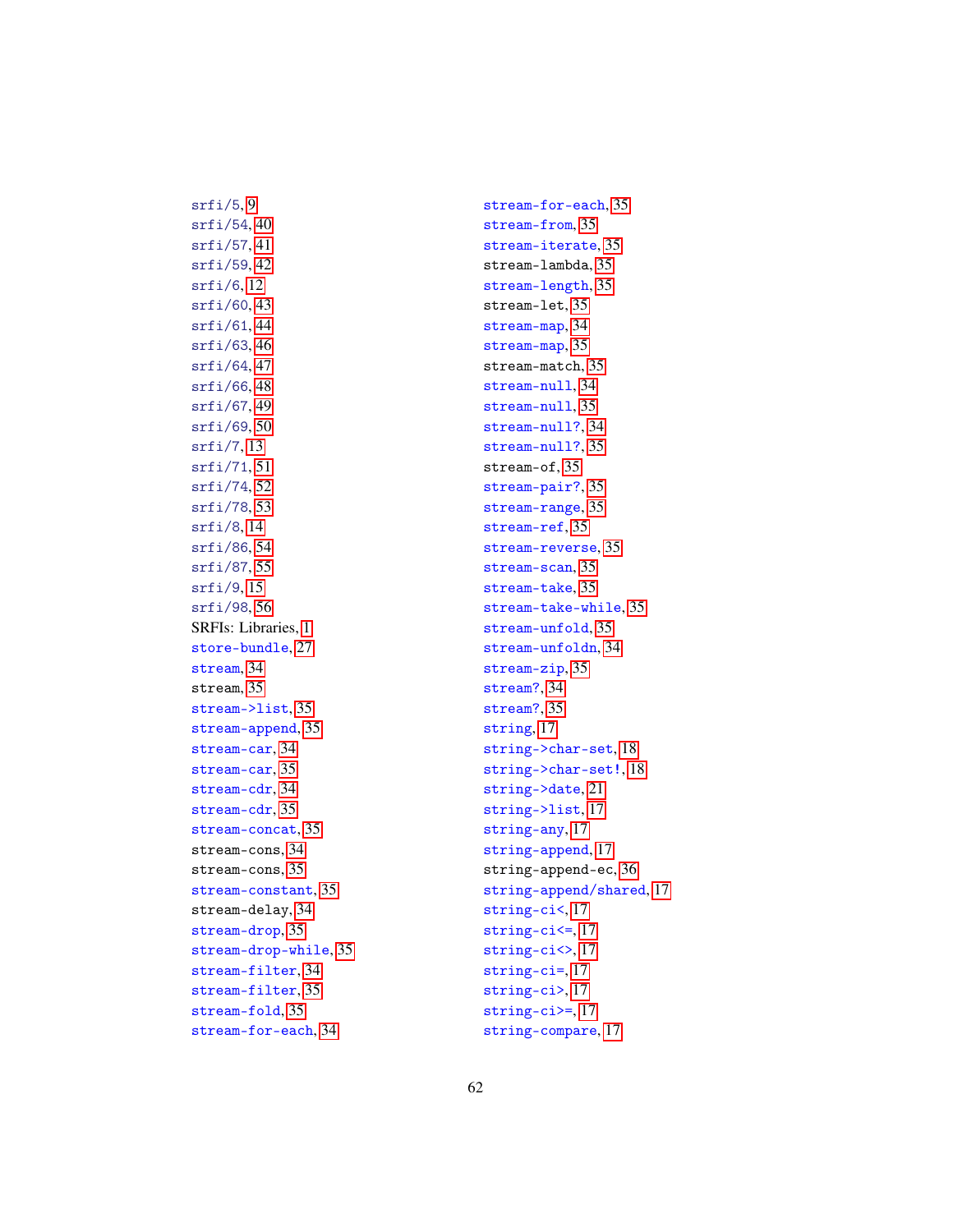srfi/5, 9
srfi/54, 40
srfi/57, 41
srfi/59, 42
srfi/6, 12
srfi/60, 43
srfi/61, 44
srfi/63, 46
srfi/64, 47
srfi/66, 48
srfi/67, 49
srfi/69, 50
srfi/7, 13
srfi/71, 51
srfi/74, 52
srfi/78, 53
srfi/8, 14
srfi/86, 54
srfi/87, 55
srfi/9, 15
srfi/98, 56
SRFIs: Libraries, 1
store-bundle, 27
stream, 34
stream, 35
stream->list, 35
stream-append, 35
stream-car, 34
stream-car, 35
stream-cdr, 34
stream-cdr, 35
stream-concat, 35
stream-cons, 34
stream-cons, 35
stream-constant, 35
stream-delay, 34
stream-drop, 35
stream-drop-while, 35
stream-filter, 34
stream-filter, 35
stream-fold, 35
stream-for-each, 34
stream-for-each, 35
stream-from, 35
stream-iterate, 35
stream-lambda, 35
stream-length, 35
stream-let, 35
stream-map, 34
stream-map, 35
stream-match, 35
stream-null, 34
stream-null, 35
stream-null?, 34
stream-null?, 35
stream-of, 35
stream-pair?, 35
stream-range, 35
stream-ref, 35
stream-reverse, 35
stream-scan, 35
stream-take, 35
stream-take-while, 35
stream-unfold, 35
stream-unfoldn, 34
stream-zip, 35
stream?, 34
stream?, 35
string, 17
string->char-set, 18
string->char-set!, 18
string->date, 21
string->list, 17
string-any, 17
string-append, 17
string-append-ec, 36
string-append/shared, 17
string-ci<, 17
string-ci<=, 17
string-ci<>, 17
string-ci=, 17
string-ci>, 17
string-ci>=, 17
string-compare, 17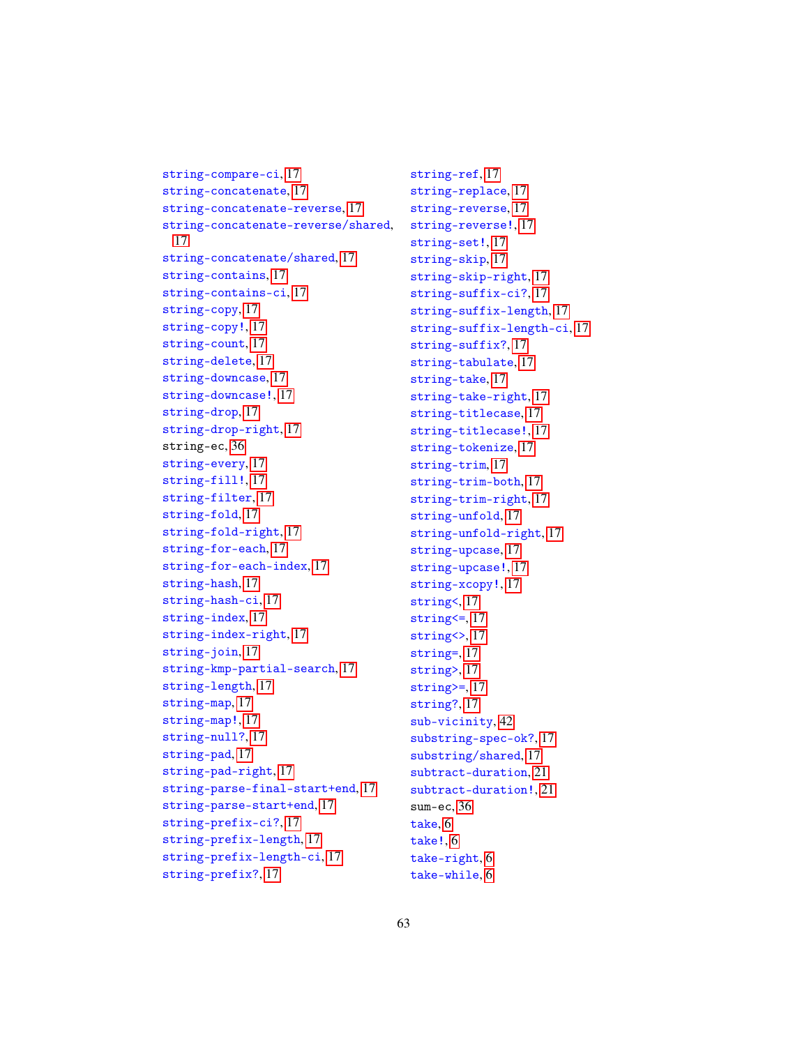string-compare-ci, 17
string-concatenate, 17
string-concatenate-reverse, 17
string-concatenate-reverse/shared, 17
string-concatenate/shared, 17
string-contains, 17
string-contains-ci, 17
string-copy, 17
string-copy!, 17
string-count, 17
string-delete, 17
string-downcase, 17
string-downcase!, 17
string-drop, 17
string-drop-right, 17
string-ec, 36
string-every, 17
string-fill!, 17
string-filter, 17
string-fold, 17
string-fold-right, 17
string-for-each, 17
string-for-each-index, 17
string-hash, 17
string-hash-ci, 17
string-index, 17
string-index-right, 17
string-join, 17
string-kmp-partial-search, 17
string-length, 17
string-map, 17
string-map!, 17
string-null?, 17
string-pad, 17
string-pad-right, 17
string-parse-final-start+end, 17
string-parse-start+end, 17
string-prefix-ci?, 17
string-prefix-length, 17
string-prefix-length-ci, 17
string-prefix?, 17
string-ref, 17
string-replace, 17
string-reverse, 17
string-reverse!, 17
string-set!, 17
string-skip, 17
string-skip-right, 17
string-suffix-ci?, 17
string-suffix-length, 17
string-suffix-length-ci, 17
string-suffix?, 17
string-tabulate, 17
string-take, 17
string-take-right, 17
string-titlecase, 17
string-titlecase!, 17
string-tokenize, 17
string-trim, 17
string-trim-both, 17
string-trim-right, 17
string-unfold, 17
string-unfold-right, 17
string-upcase, 17
string-upcase!, 17
string-xcopy!, 17
string<, 17
string<=, 17
string<>, 17
string=, 17
string>, 17
string>=, 17
string?, 17
sub-vicinity, 42
substring-spec-ok?, 17
substring/shared, 17
subtract-duration, 21
subtract-duration!, 21
sum-ec, 36
take, 6
take!, 6
take-right, 6
take-while, 6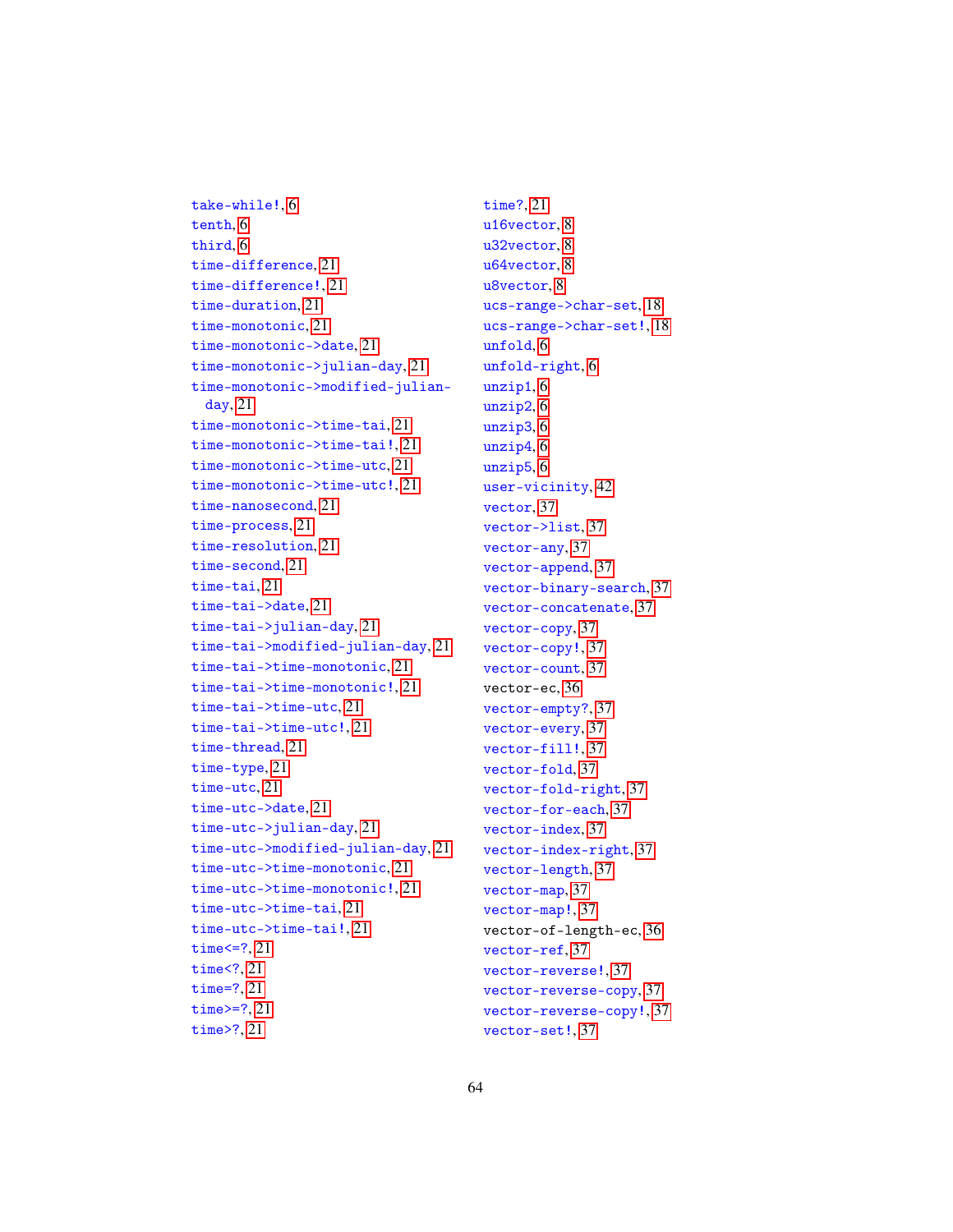take-while!, 6
tenth, 6
third, 6
time-difference, 21
time-difference!, 21
time-duration, 21
time-monotonic, 21
time-monotonic->date, 21
time-monotonic->julian-day, 21
time-monotonic->modified-julian-day, 21
time-monotonic->time-tai, 21
time-monotonic->time-tai!, 21
time-monotonic->time-utc, 21
time-monotonic->time-utc!, 21
time-nanosecond, 21
time-process, 21
time-resolution, 21
time-second, 21
time-tai, 21
time-tai->date, 21
time-tai->julian-day, 21
time-tai->modified-julian-day, 21
time-tai->time-monotonic, 21
time-tai->time-monotonic!, 21
time-tai->time-utc, 21
time-tai->time-utc!, 21
time-thread, 21
time-type, 21
time-utc, 21
time-utc->date, 21
time-utc->julian-day, 21
time-utc->modified-julian-day, 21
time-utc->time-monotonic, 21
time-utc->time-monotonic!, 21
time-utc->time-tai, 21
time-utc->time-tai!, 21
time<=?, 21
time<?, 21
time=?, 21
time>=?, 21
time>?, 21
time?, 21
u16vector, 8
u32vector, 8
u64vector, 8
u8vector, 8
ucs-range->char-set, 18
ucs-range->char-set!, 18
unfold, 6
unfold-right, 6
unzip1, 6
unzip2, 6
unzip3, 6
unzip4, 6
unzip5, 6
user-vicinity, 42
vector, 37
vector->list, 37
vector-any, 37
vector-append, 37
vector-binary-search, 37
vector-concatenate, 37
vector-copy, 37
vector-copy!, 37
vector-count, 37
vector-ec, 36
vector-empty?, 37
vector-every, 37
vector-fill!, 37
vector-fold, 37
vector-fold-right, 37
vector-for-each, 37
vector-index, 37
vector-index-right, 37
vector-length, 37
vector-map, 37
vector-map!, 37
vector-of-length-ec, 36
vector-ref, 37
vector-reverse!, 37
vector-reverse-copy, 37
vector-reverse-copy!, 37
vector-set!, 37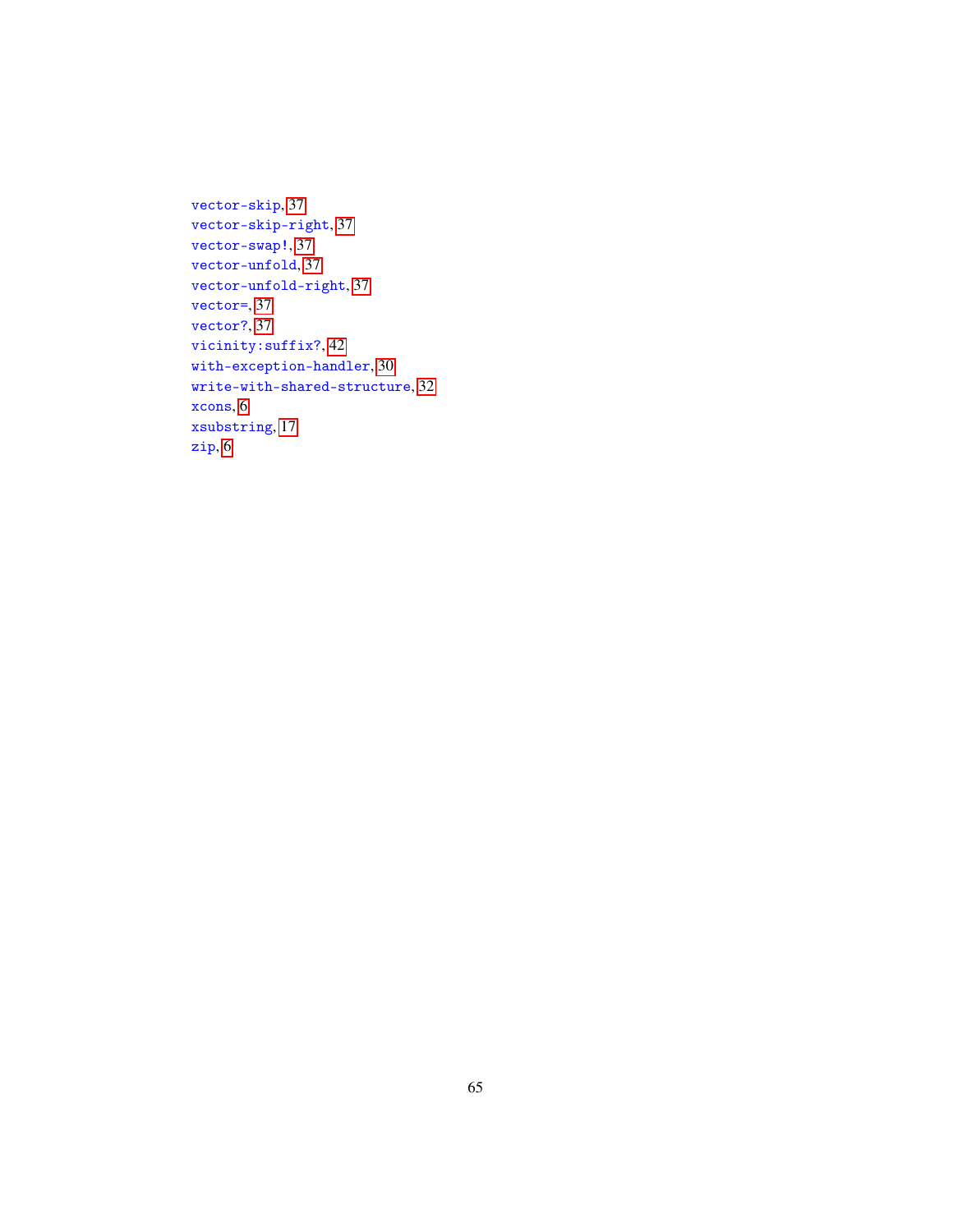`vector-skip`, 37
`vector-skip-right`, 37
`vector-swap!`, 37
`vector-unfold`, 37
`vector-unfold-right`, 37
`vector=`, 37
`vector?`, 37
`vicinity:suffix?`, 42
`with-exception-handler`, 30
`write-with-shared-structure`, 32
`xcons`, 6
`xsubstring`, 17
`zip`, 6